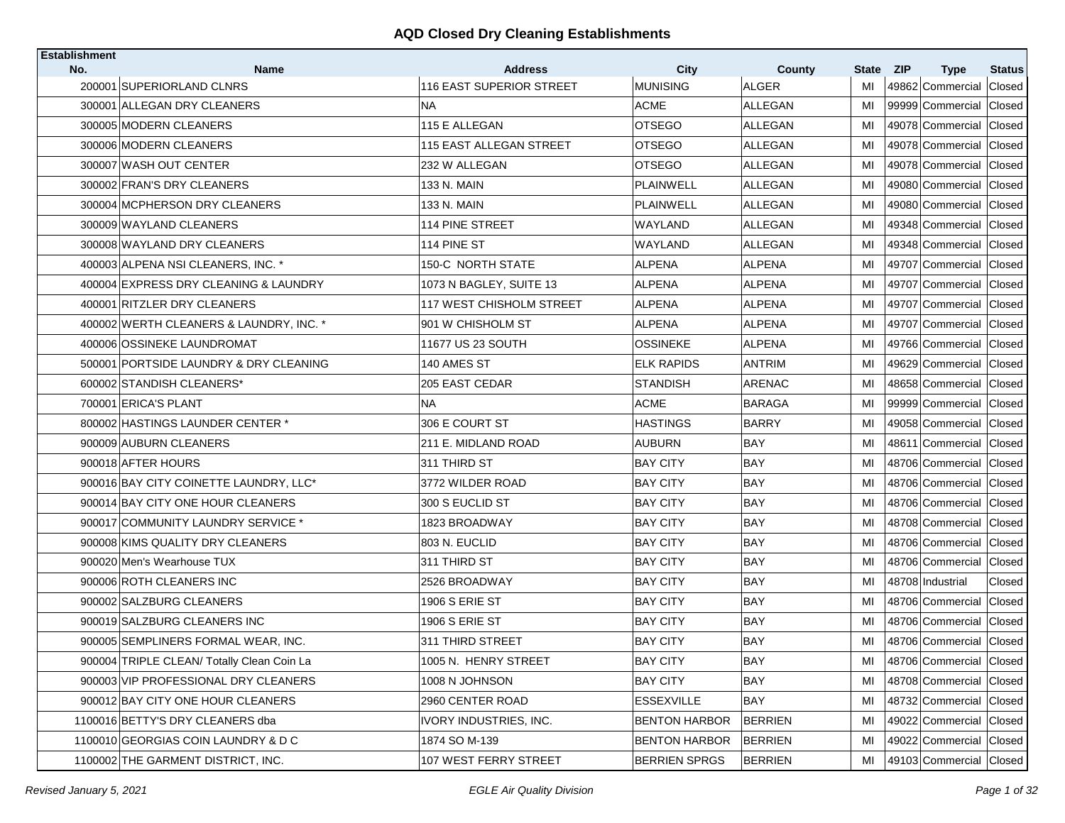# AQD Closed Dry Cleaning Establishments

| Establishment No. | Name | Address | City | County | State | ZIP | Type | Status |
|---|---|---|---|---|---|---|---|---|
| 200001 | SUPERIORLAND CLNRS | 116 EAST SUPERIOR STREET | MUNISING | ALGER | MI | 49862 | Commercial | Closed |
| 300001 | ALLEGAN DRY CLEANERS | NA | ACME | ALLEGAN | MI | 99999 | Commercial | Closed |
| 300005 | MODERN CLEANERS | 115 E ALLEGAN | OTSEGO | ALLEGAN | MI | 49078 | Commercial | Closed |
| 300006 | MODERN CLEANERS | 115 EAST ALLEGAN STREET | OTSEGO | ALLEGAN | MI | 49078 | Commercial | Closed |
| 300007 | WASH OUT CENTER | 232 W ALLEGAN | OTSEGO | ALLEGAN | MI | 49078 | Commercial | Closed |
| 300002 | FRAN'S DRY CLEANERS | 133 N. MAIN | PLAINWELL | ALLEGAN | MI | 49080 | Commercial | Closed |
| 300004 | MCPHERSON DRY CLEANERS | 133 N. MAIN | PLAINWELL | ALLEGAN | MI | 49080 | Commercial | Closed |
| 300009 | WAYLAND CLEANERS | 114 PINE STREET | WAYLAND | ALLEGAN | MI | 49348 | Commercial | Closed |
| 300008 | WAYLAND DRY CLEANERS | 114 PINE ST | WAYLAND | ALLEGAN | MI | 49348 | Commercial | Closed |
| 400003 | ALPENA NSI CLEANERS, INC. * | 150-C NORTH STATE | ALPENA | ALPENA | MI | 49707 | Commercial | Closed |
| 400004 | EXPRESS DRY CLEANING & LAUNDRY | 1073 N BAGLEY, SUITE 13 | ALPENA | ALPENA | MI | 49707 | Commercial | Closed |
| 400001 | RITZLER DRY CLEANERS | 117 WEST CHISHOLM STREET | ALPENA | ALPENA | MI | 49707 | Commercial | Closed |
| 400002 | WERTH CLEANERS & LAUNDRY, INC. * | 901 W CHISHOLM ST | ALPENA | ALPENA | MI | 49707 | Commercial | Closed |
| 400006 | OSSINEKE LAUNDROMAT | 11677 US 23 SOUTH | OSSINEKE | ALPENA | MI | 49766 | Commercial | Closed |
| 500001 | PORTSIDE LAUNDRY & DRY CLEANING | 140 AMES ST | ELK RAPIDS | ANTRIM | MI | 49629 | Commercial | Closed |
| 600002 | STANDISH CLEANERS* | 205 EAST CEDAR | STANDISH | ARENAC | MI | 48658 | Commercial | Closed |
| 700001 | ERICA'S PLANT | NA | ACME | BARAGA | MI | 99999 | Commercial | Closed |
| 800002 | HASTINGS LAUNDER CENTER * | 306 E COURT ST | HASTINGS | BARRY | MI | 49058 | Commercial | Closed |
| 900009 | AUBURN CLEANERS | 211 E. MIDLAND ROAD | AUBURN | BAY | MI | 48611 | Commercial | Closed |
| 900018 | AFTER HOURS | 311 THIRD ST | BAY CITY | BAY | MI | 48706 | Commercial | Closed |
| 900016 | BAY CITY COINETTE LAUNDRY, LLC* | 3772 WILDER ROAD | BAY CITY | BAY | MI | 48706 | Commercial | Closed |
| 900014 | BAY CITY ONE HOUR CLEANERS | 300 S EUCLID ST | BAY CITY | BAY | MI | 48706 | Commercial | Closed |
| 900017 | COMMUNITY LAUNDRY SERVICE * | 1823 BROADWAY | BAY CITY | BAY | MI | 48708 | Commercial | Closed |
| 900008 | KIMS QUALITY DRY CLEANERS | 803 N. EUCLID | BAY CITY | BAY | MI | 48706 | Commercial | Closed |
| 900020 | Men's Wearhouse TUX | 311 THIRD ST | BAY CITY | BAY | MI | 48706 | Commercial | Closed |
| 900006 | ROTH CLEANERS INC | 2526 BROADWAY | BAY CITY | BAY | MI | 48708 | Industrial | Closed |
| 900002 | SALZBURG CLEANERS | 1906 S ERIE ST | BAY CITY | BAY | MI | 48706 | Commercial | Closed |
| 900019 | SALZBURG CLEANERS INC | 1906 S ERIE ST | BAY CITY | BAY | MI | 48706 | Commercial | Closed |
| 900005 | SEMPLINERS FORMAL WEAR, INC. | 311 THIRD STREET | BAY CITY | BAY | MI | 48706 | Commercial | Closed |
| 900004 | TRIPLE CLEAN/ Totally Clean Coin La | 1005 N. HENRY STREET | BAY CITY | BAY | MI | 48706 | Commercial | Closed |
| 900003 | VIP PROFESSIONAL DRY CLEANERS | 1008 N JOHNSON | BAY CITY | BAY | MI | 48708 | Commercial | Closed |
| 900012 | BAY CITY ONE HOUR CLEANERS | 2960 CENTER ROAD | ESSEXVILLE | BAY | MI | 48732 | Commercial | Closed |
| 1100016 | BETTY'S DRY CLEANERS dba | IVORY INDUSTRIES, INC. | BENTON HARBOR | BERRIEN | MI | 49022 | Commercial | Closed |
| 1100010 | GEORGIAS COIN LAUNDRY & D C | 1874 SO M-139 | BENTON HARBOR | BERRIEN | MI | 49022 | Commercial | Closed |
| 1100002 | THE GARMENT DISTRICT, INC. | 107 WEST FERRY STREET | BERRIEN SPRGS | BERRIEN | MI | 49103 | Commercial | Closed |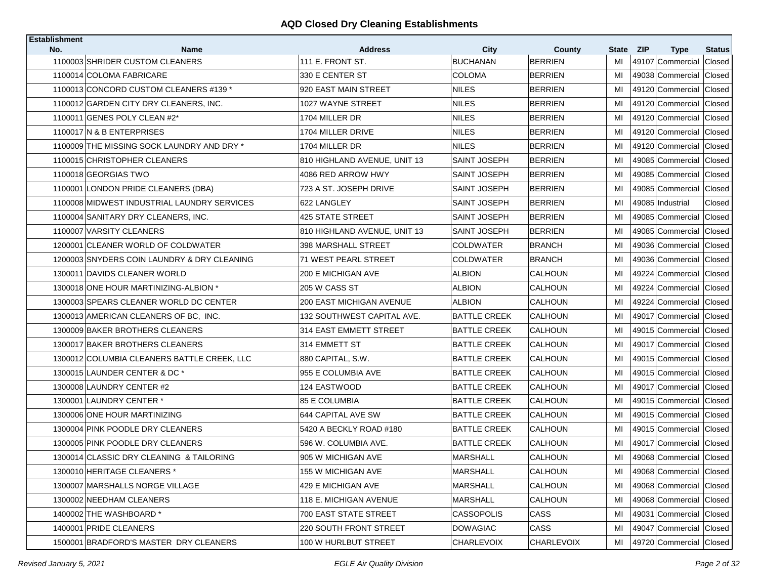# AQD Closed Dry Cleaning Establishments

| Establishment No. | Name | Address | City | County | State | ZIP | Type | Status |
|---|---|---|---|---|---|---|---|---|
| 1100003 | SHRIDER CUSTOM CLEANERS | 111 E. FRONT ST. | BUCHANAN | BERRIEN | MI | 49107 | Commercial | Closed |
| 1100014 | COLOMA FABRICARE | 330 E CENTER ST | COLOMA | BERRIEN | MI | 49038 | Commercial | Closed |
| 1100013 | CONCORD CUSTOM CLEANERS #139 * | 920 EAST MAIN STREET | NILES | BERRIEN | MI | 49120 | Commercial | Closed |
| 1100012 | GARDEN CITY DRY CLEANERS, INC. | 1027 WAYNE STREET | NILES | BERRIEN | MI | 49120 | Commercial | Closed |
| 1100011 | GENES POLY CLEAN #2* | 1704 MILLER DR | NILES | BERRIEN | MI | 49120 | Commercial | Closed |
| 1100017 | N & B ENTERPRISES | 1704 MILLER DRIVE | NILES | BERRIEN | MI | 49120 | Commercial | Closed |
| 1100009 | THE MISSING SOCK LAUNDRY AND DRY * | 1704 MILLER DR | NILES | BERRIEN | MI | 49120 | Commercial | Closed |
| 1100015 | CHRISTOPHER CLEANERS | 810 HIGHLAND AVENUE, UNIT 13 | SAINT JOSEPH | BERRIEN | MI | 49085 | Commercial | Closed |
| 1100018 | GEORGIAS TWO | 4086 RED ARROW HWY | SAINT JOSEPH | BERRIEN | MI | 49085 | Commercial | Closed |
| 1100001 | LONDON PRIDE CLEANERS (DBA) | 723 A ST. JOSEPH DRIVE | SAINT JOSEPH | BERRIEN | MI | 49085 | Commercial | Closed |
| 1100008 | MIDWEST INDUSTRIAL LAUNDRY SERVICES | 622 LANGLEY | SAINT JOSEPH | BERRIEN | MI | 49085 | Industrial | Closed |
| 1100004 | SANITARY DRY CLEANERS, INC. | 425 STATE STREET | SAINT JOSEPH | BERRIEN | MI | 49085 | Commercial | Closed |
| 1100007 | VARSITY CLEANERS | 810 HIGHLAND AVENUE, UNIT 13 | SAINT JOSEPH | BERRIEN | MI | 49085 | Commercial | Closed |
| 1200001 | CLEANER WORLD OF COLDWATER | 398 MARSHALL STREET | COLDWATER | BRANCH | MI | 49036 | Commercial | Closed |
| 1200003 | SNYDERS COIN LAUNDRY & DRY CLEANING | 71 WEST PEARL STREET | COLDWATER | BRANCH | MI | 49036 | Commercial | Closed |
| 1300011 | DAVIDS CLEANER WORLD | 200 E MICHIGAN AVE | ALBION | CALHOUN | MI | 49224 | Commercial | Closed |
| 1300018 | ONE HOUR MARTINIZING-ALBION * | 205 W CASS ST | ALBION | CALHOUN | MI | 49224 | Commercial | Closed |
| 1300003 | SPEARS CLEANER WORLD DC CENTER | 200 EAST MICHIGAN AVENUE | ALBION | CALHOUN | MI | 49224 | Commercial | Closed |
| 1300013 | AMERICAN CLEANERS OF BC, INC. | 132 SOUTHWEST CAPITAL AVE. | BATTLE CREEK | CALHOUN | MI | 49017 | Commercial | Closed |
| 1300009 | BAKER BROTHERS CLEANERS | 314 EAST EMMETT STREET | BATTLE CREEK | CALHOUN | MI | 49015 | Commercial | Closed |
| 1300017 | BAKER BROTHERS CLEANERS | 314 EMMETT ST | BATTLE CREEK | CALHOUN | MI | 49017 | Commercial | Closed |
| 1300012 | COLUMBIA CLEANERS BATTLE CREEK, LLC | 880 CAPITAL, S.W. | BATTLE CREEK | CALHOUN | MI | 49015 | Commercial | Closed |
| 1300015 | LAUNDER CENTER & DC * | 955 E COLUMBIA AVE | BATTLE CREEK | CALHOUN | MI | 49015 | Commercial | Closed |
| 1300008 | LAUNDRY CENTER #2 | 124 EASTWOOD | BATTLE CREEK | CALHOUN | MI | 49017 | Commercial | Closed |
| 1300001 | LAUNDRY CENTER * | 85 E COLUMBIA | BATTLE CREEK | CALHOUN | MI | 49015 | Commercial | Closed |
| 1300006 | ONE HOUR MARTINIZING | 644 CAPITAL AVE SW | BATTLE CREEK | CALHOUN | MI | 49015 | Commercial | Closed |
| 1300004 | PINK POODLE DRY CLEANERS | 5420 A BECKLY ROAD #180 | BATTLE CREEK | CALHOUN | MI | 49015 | Commercial | Closed |
| 1300005 | PINK POODLE DRY CLEANERS | 596 W. COLUMBIA AVE. | BATTLE CREEK | CALHOUN | MI | 49017 | Commercial | Closed |
| 1300014 | CLASSIC DRY CLEANING & TAILORING | 905 W MICHIGAN AVE | MARSHALL | CALHOUN | MI | 49068 | Commercial | Closed |
| 1300010 | HERITAGE CLEANERS * | 155 W MICHIGAN AVE | MARSHALL | CALHOUN | MI | 49068 | Commercial | Closed |
| 1300007 | MARSHALLS NORGE VILLAGE | 429 E MICHIGAN AVE | MARSHALL | CALHOUN | MI | 49068 | Commercial | Closed |
| 1300002 | NEEDHAM CLEANERS | 118 E. MICHIGAN AVENUE | MARSHALL | CALHOUN | MI | 49068 | Commercial | Closed |
| 1400002 | THE WASHBOARD * | 700 EAST STATE STREET | CASSOPOLIS | CASS | MI | 49031 | Commercial | Closed |
| 1400001 | PRIDE CLEANERS | 220 SOUTH FRONT STREET | DOWAGIAC | CASS | MI | 49047 | Commercial | Closed |
| 1500001 | BRADFORD'S MASTER DRY CLEANERS | 100 W HURLBUT STREET | CHARLEVOIX | CHARLEVOIX | MI | 49720 | Commercial | Closed |

*Revised January 5, 2021* — *EGLE Air Quality Division*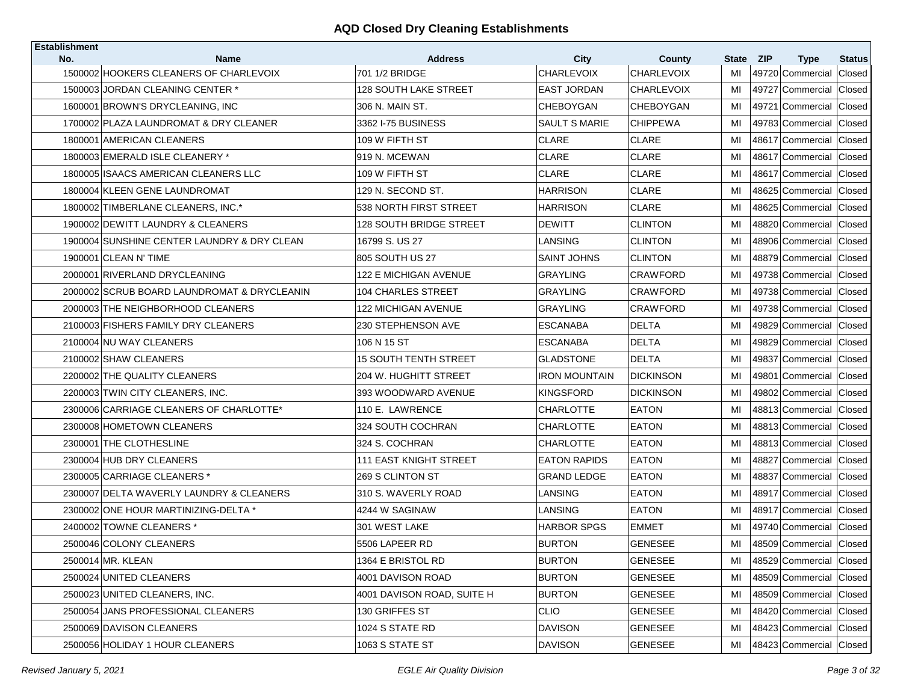## AQD Closed Dry Cleaning Establishments

| Establishment No. | Name | Address | City | County | State | ZIP | Type | Status |
|---|---|---|---|---|---|---|---|---|
| 1500002 | HOOKERS CLEANERS OF CHARLEVOIX | 701 1/2 BRIDGE | CHARLEVOIX | CHARLEVOIX | MI | 49720 | Commercial | Closed |
| 1500003 | JORDAN CLEANING CENTER * | 128 SOUTH LAKE STREET | EAST JORDAN | CHARLEVOIX | MI | 49727 | Commercial | Closed |
| 1600001 | BROWN'S DRYCLEANING, INC | 306 N. MAIN ST. | CHEBOYGAN | CHEBOYGAN | MI | 49721 | Commercial | Closed |
| 1700002 | PLAZA LAUNDROMAT & DRY CLEANER | 3362 I-75 BUSINESS | SAULT S MARIE | CHIPPEWA | MI | 49783 | Commercial | Closed |
| 1800001 | AMERICAN CLEANERS | 109 W FIFTH ST | CLARE | CLARE | MI | 48617 | Commercial | Closed |
| 1800003 | EMERALD ISLE CLEANERY * | 919 N. MCEWAN | CLARE | CLARE | MI | 48617 | Commercial | Closed |
| 1800005 | ISAACS AMERICAN CLEANERS LLC | 109 W FIFTH ST | CLARE | CLARE | MI | 48617 | Commercial | Closed |
| 1800004 | KLEEN GENE LAUNDROMAT | 129 N. SECOND ST. | HARRISON | CLARE | MI | 48625 | Commercial | Closed |
| 1800002 | TIMBERLANE CLEANERS, INC.* | 538 NORTH FIRST STREET | HARRISON | CLARE | MI | 48625 | Commercial | Closed |
| 1900002 | DEWITT LAUNDRY & CLEANERS | 128 SOUTH BRIDGE STREET | DEWITT | CLINTON | MI | 48820 | Commercial | Closed |
| 1900004 | SUNSHINE CENTER LAUNDRY & DRY CLEAN | 16799 S. US 27 | LANSING | CLINTON | MI | 48906 | Commercial | Closed |
| 1900001 | CLEAN N' TIME | 805 SOUTH US 27 | SAINT JOHNS | CLINTON | MI | 48879 | Commercial | Closed |
| 2000001 | RIVERLAND DRYCLEANING | 122 E MICHIGAN AVENUE | GRAYLING | CRAWFORD | MI | 49738 | Commercial | Closed |
| 2000002 | SCRUB BOARD LAUNDROMAT & DRYCLEANIN | 104 CHARLES STREET | GRAYLING | CRAWFORD | MI | 49738 | Commercial | Closed |
| 2000003 | THE NEIGHBORHOOD CLEANERS | 122 MICHIGAN AVENUE | GRAYLING | CRAWFORD | MI | 49738 | Commercial | Closed |
| 2100003 | FISHERS FAMILY DRY CLEANERS | 230 STEPHENSON AVE | ESCANABA | DELTA | MI | 49829 | Commercial | Closed |
| 2100004 | NU WAY CLEANERS | 106 N 15 ST | ESCANABA | DELTA | MI | 49829 | Commercial | Closed |
| 2100002 | SHAW CLEANERS | 15 SOUTH TENTH STREET | GLADSTONE | DELTA | MI | 49837 | Commercial | Closed |
| 2200002 | THE QUALITY CLEANERS | 204 W. HUGHITT STREET | IRON MOUNTAIN | DICKINSON | MI | 49801 | Commercial | Closed |
| 2200003 | TWIN CITY CLEANERS, INC. | 393 WOODWARD AVENUE | KINGSFORD | DICKINSON | MI | 49802 | Commercial | Closed |
| 2300006 | CARRIAGE CLEANERS OF CHARLOTTE* | 110 E. LAWRENCE | CHARLOTTE | EATON | MI | 48813 | Commercial | Closed |
| 2300008 | HOMETOWN CLEANERS | 324 SOUTH COCHRAN | CHARLOTTE | EATON | MI | 48813 | Commercial | Closed |
| 2300001 | THE CLOTHESLINE | 324 S. COCHRAN | CHARLOTTE | EATON | MI | 48813 | Commercial | Closed |
| 2300004 | HUB DRY CLEANERS | 111 EAST KNIGHT STREET | EATON RAPIDS | EATON | MI | 48827 | Commercial | Closed |
| 2300005 | CARRIAGE CLEANERS * | 269 S CLINTON ST | GRAND LEDGE | EATON | MI | 48837 | Commercial | Closed |
| 2300007 | DELTA WAVERLY LAUNDRY & CLEANERS | 310 S. WAVERLY ROAD | LANSING | EATON | MI | 48917 | Commercial | Closed |
| 2300002 | ONE HOUR MARTINIZING-DELTA * | 4244 W SAGINAW | LANSING | EATON | MI | 48917 | Commercial | Closed |
| 2400002 | TOWNE CLEANERS * | 301 WEST LAKE | HARBOR SPGS | EMMET | MI | 49740 | Commercial | Closed |
| 2500046 | COLONY CLEANERS | 5506 LAPEER RD | BURTON | GENESEE | MI | 48509 | Commercial | Closed |
| 2500014 | MR. KLEAN | 1364 E BRISTOL RD | BURTON | GENESEE | MI | 48529 | Commercial | Closed |
| 2500024 | UNITED CLEANERS | 4001 DAVISON ROAD | BURTON | GENESEE | MI | 48509 | Commercial | Closed |
| 2500023 | UNITED CLEANERS, INC. | 4001 DAVISON ROAD, SUITE H | BURTON | GENESEE | MI | 48509 | Commercial | Closed |
| 2500054 | JANS PROFESSIONAL CLEANERS | 130 GRIFFES ST | CLIO | GENESEE | MI | 48420 | Commercial | Closed |
| 2500069 | DAVISON CLEANERS | 1024 S STATE RD | DAVISON | GENESEE | MI | 48423 | Commercial | Closed |
| 2500056 | HOLIDAY 1 HOUR CLEANERS | 1063 S STATE ST | DAVISON | GENESEE | MI | 48423 | Commercial | Closed |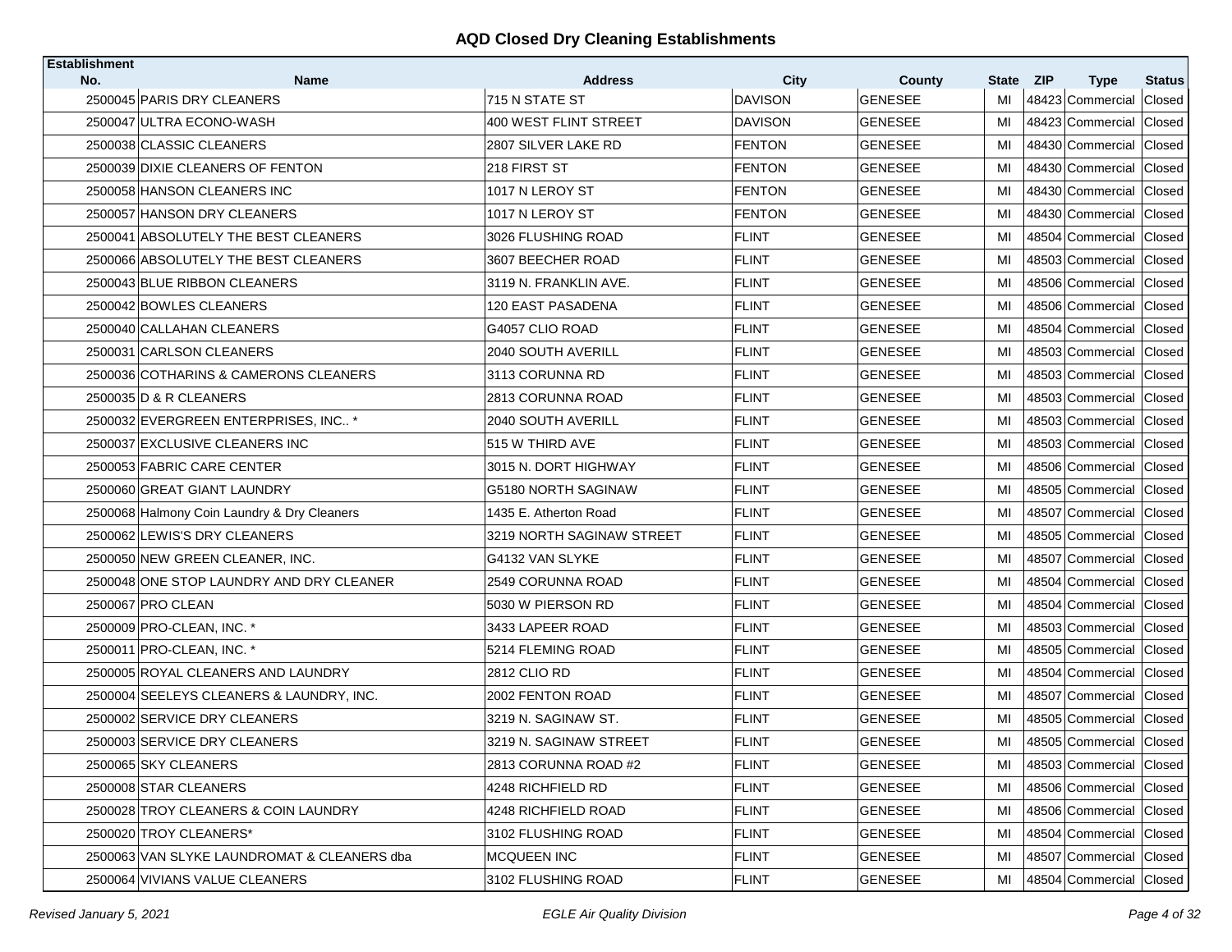# AQD Closed Dry Cleaning Establishments

| Establishment No. | Name | Address | City | County | State | ZIP | Type | Status |
|---|---|---|---|---|---|---|---|---|
| 2500045 | PARIS DRY CLEANERS | 715 N STATE ST | DAVISON | GENESEE | MI | 48423 | Commercial | Closed |
| 2500047 | ULTRA ECONO-WASH | 400 WEST FLINT STREET | DAVISON | GENESEE | MI | 48423 | Commercial | Closed |
| 2500038 | CLASSIC CLEANERS | 2807 SILVER LAKE RD | FENTON | GENESEE | MI | 48430 | Commercial | Closed |
| 2500039 | DIXIE CLEANERS OF FENTON | 218 FIRST ST | FENTON | GENESEE | MI | 48430 | Commercial | Closed |
| 2500058 | HANSON CLEANERS INC | 1017 N LEROY ST | FENTON | GENESEE | MI | 48430 | Commercial | Closed |
| 2500057 | HANSON DRY CLEANERS | 1017 N LEROY ST | FENTON | GENESEE | MI | 48430 | Commercial | Closed |
| 2500041 | ABSOLUTELY THE BEST CLEANERS | 3026 FLUSHING ROAD | FLINT | GENESEE | MI | 48504 | Commercial | Closed |
| 2500066 | ABSOLUTELY THE BEST CLEANERS | 3607 BEECHER ROAD | FLINT | GENESEE | MI | 48503 | Commercial | Closed |
| 2500043 | BLUE RIBBON CLEANERS | 3119 N. FRANKLIN AVE. | FLINT | GENESEE | MI | 48506 | Commercial | Closed |
| 2500042 | BOWLES CLEANERS | 120 EAST PASADENA | FLINT | GENESEE | MI | 48506 | Commercial | Closed |
| 2500040 | CALLAHAN CLEANERS | G4057 CLIO ROAD | FLINT | GENESEE | MI | 48504 | Commercial | Closed |
| 2500031 | CARLSON CLEANERS | 2040 SOUTH AVERILL | FLINT | GENESEE | MI | 48503 | Commercial | Closed |
| 2500036 | COTHARINS & CAMERONS CLEANERS | 3113 CORUNNA RD | FLINT | GENESEE | MI | 48503 | Commercial | Closed |
| 2500035 | D & R CLEANERS | 2813 CORUNNA ROAD | FLINT | GENESEE | MI | 48503 | Commercial | Closed |
| 2500032 | EVERGREEN ENTERPRISES, INC.. * | 2040 SOUTH AVERILL | FLINT | GENESEE | MI | 48503 | Commercial | Closed |
| 2500037 | EXCLUSIVE CLEANERS INC | 515 W THIRD AVE | FLINT | GENESEE | MI | 48503 | Commercial | Closed |
| 2500053 | FABRIC CARE CENTER | 3015 N. DORT HIGHWAY | FLINT | GENESEE | MI | 48506 | Commercial | Closed |
| 2500060 | GREAT GIANT LAUNDRY | G5180 NORTH SAGINAW | FLINT | GENESEE | MI | 48505 | Commercial | Closed |
| 2500068 | Halmony Coin Laundry & Dry Cleaners | 1435 E. Atherton Road | FLINT | GENESEE | MI | 48507 | Commercial | Closed |
| 2500062 | LEWIS'S DRY CLEANERS | 3219 NORTH SAGINAW STREET | FLINT | GENESEE | MI | 48505 | Commercial | Closed |
| 2500050 | NEW GREEN CLEANER, INC. | G4132 VAN SLYKE | FLINT | GENESEE | MI | 48507 | Commercial | Closed |
| 2500048 | ONE STOP LAUNDRY AND DRY CLEANER | 2549 CORUNNA ROAD | FLINT | GENESEE | MI | 48504 | Commercial | Closed |
| 2500067 | PRO CLEAN | 5030 W PIERSON RD | FLINT | GENESEE | MI | 48504 | Commercial | Closed |
| 2500009 | PRO-CLEAN, INC. * | 3433 LAPEER ROAD | FLINT | GENESEE | MI | 48503 | Commercial | Closed |
| 2500011 | PRO-CLEAN, INC. * | 5214 FLEMING ROAD | FLINT | GENESEE | MI | 48505 | Commercial | Closed |
| 2500005 | ROYAL CLEANERS AND LAUNDRY | 2812 CLIO RD | FLINT | GENESEE | MI | 48504 | Commercial | Closed |
| 2500004 | SEELEYS CLEANERS & LAUNDRY, INC. | 2002 FENTON ROAD | FLINT | GENESEE | MI | 48507 | Commercial | Closed |
| 2500002 | SERVICE DRY CLEANERS | 3219 N. SAGINAW ST. | FLINT | GENESEE | MI | 48505 | Commercial | Closed |
| 2500003 | SERVICE DRY CLEANERS | 3219 N. SAGINAW STREET | FLINT | GENESEE | MI | 48505 | Commercial | Closed |
| 2500065 | SKY CLEANERS | 2813 CORUNNA ROAD #2 | FLINT | GENESEE | MI | 48503 | Commercial | Closed |
| 2500008 | STAR CLEANERS | 4248 RICHFIELD RD | FLINT | GENESEE | MI | 48506 | Commercial | Closed |
| 2500028 | TROY CLEANERS & COIN LAUNDRY | 4248 RICHFIELD ROAD | FLINT | GENESEE | MI | 48506 | Commercial | Closed |
| 2500020 | TROY CLEANERS* | 3102 FLUSHING ROAD | FLINT | GENESEE | MI | 48504 | Commercial | Closed |
| 2500063 | VAN SLYKE LAUNDROMAT & CLEANERS dba | MCQUEEN INC | FLINT | GENESEE | MI | 48507 | Commercial | Closed |
| 2500064 | VIVIANS VALUE CLEANERS | 3102 FLUSHING ROAD | FLINT | GENESEE | MI | 48504 | Commercial | Closed |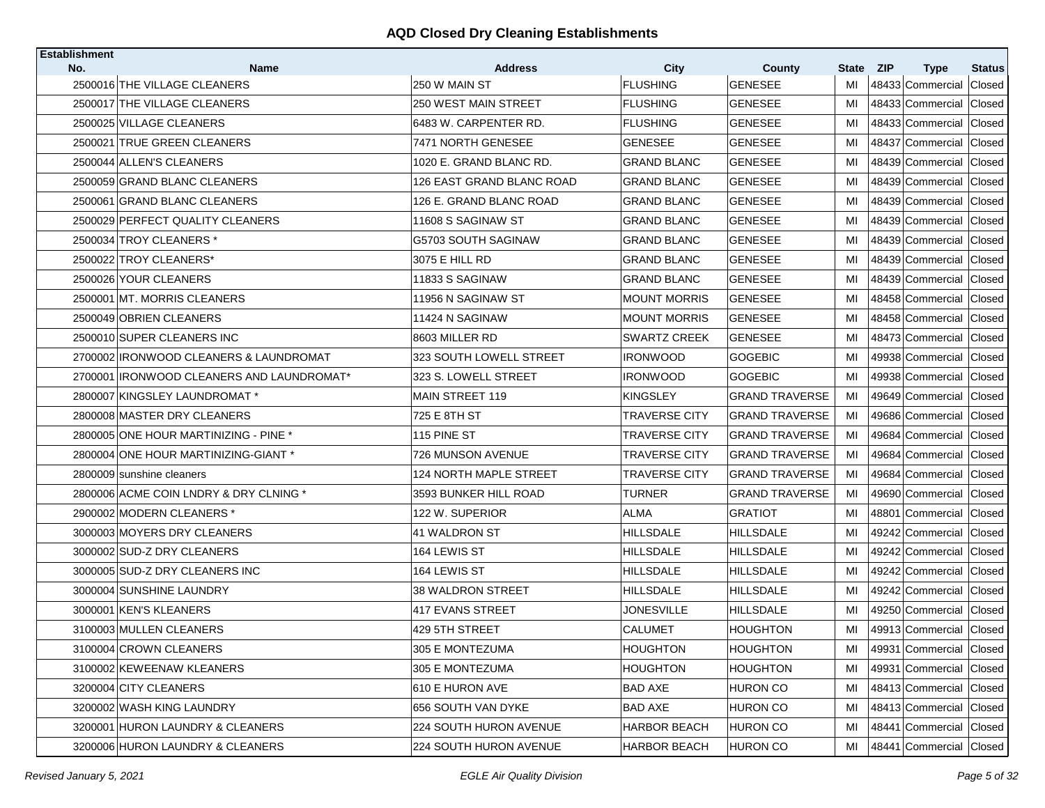## AQD Closed Dry Cleaning Establishments

| Establishment No. | Name | Address | City | County | State | ZIP | Type | Status |
|---|---|---|---|---|---|---|---|---|
| 2500016 | THE VILLAGE CLEANERS | 250 W MAIN ST | FLUSHING | GENESEE | MI | 48433 | Commercial | Closed |
| 2500017 | THE VILLAGE CLEANERS | 250 WEST MAIN STREET | FLUSHING | GENESEE | MI | 48433 | Commercial | Closed |
| 2500025 | VILLAGE CLEANERS | 6483 W. CARPENTER RD. | FLUSHING | GENESEE | MI | 48433 | Commercial | Closed |
| 2500021 | TRUE GREEN CLEANERS | 7471 NORTH GENESEE | GENESEE | GENESEE | MI | 48437 | Commercial | Closed |
| 2500044 | ALLEN'S CLEANERS | 1020 E. GRAND BLANC RD. | GRAND BLANC | GENESEE | MI | 48439 | Commercial | Closed |
| 2500059 | GRAND BLANC CLEANERS | 126 EAST GRAND BLANC ROAD | GRAND BLANC | GENESEE | MI | 48439 | Commercial | Closed |
| 2500061 | GRAND BLANC CLEANERS | 126 E. GRAND BLANC ROAD | GRAND BLANC | GENESEE | MI | 48439 | Commercial | Closed |
| 2500029 | PERFECT QUALITY CLEANERS | 11608 S SAGINAW ST | GRAND BLANC | GENESEE | MI | 48439 | Commercial | Closed |
| 2500034 | TROY CLEANERS * | G5703 SOUTH SAGINAW | GRAND BLANC | GENESEE | MI | 48439 | Commercial | Closed |
| 2500022 | TROY CLEANERS* | 3075 E HILL RD | GRAND BLANC | GENESEE | MI | 48439 | Commercial | Closed |
| 2500026 | YOUR CLEANERS | 11833 S SAGINAW | GRAND BLANC | GENESEE | MI | 48439 | Commercial | Closed |
| 2500001 | MT. MORRIS CLEANERS | 11956 N SAGINAW ST | MOUNT MORRIS | GENESEE | MI | 48458 | Commercial | Closed |
| 2500049 | OBRIEN CLEANERS | 11424 N SAGINAW | MOUNT MORRIS | GENESEE | MI | 48458 | Commercial | Closed |
| 2500010 | SUPER CLEANERS INC | 8603 MILLER RD | SWARTZ CREEK | GENESEE | MI | 48473 | Commercial | Closed |
| 2700002 | IRONWOOD CLEANERS & LAUNDROMAT | 323 SOUTH LOWELL STREET | IRONWOOD | GOGEBIC | MI | 49938 | Commercial | Closed |
| 2700001 | IRONWOOD CLEANERS AND LAUNDROMAT* | 323 S. LOWELL STREET | IRONWOOD | GOGEBIC | MI | 49938 | Commercial | Closed |
| 2800007 | KINGSLEY LAUNDROMAT * | MAIN STREET 119 | KINGSLEY | GRAND TRAVERSE | MI | 49649 | Commercial | Closed |
| 2800008 | MASTER DRY CLEANERS | 725 E 8TH ST | TRAVERSE CITY | GRAND TRAVERSE | MI | 49686 | Commercial | Closed |
| 2800005 | ONE HOUR MARTINIZING - PINE * | 115 PINE ST | TRAVERSE CITY | GRAND TRAVERSE | MI | 49684 | Commercial | Closed |
| 2800004 | ONE HOUR MARTINIZING-GIANT * | 726 MUNSON AVENUE | TRAVERSE CITY | GRAND TRAVERSE | MI | 49684 | Commercial | Closed |
| 2800009 | sunshine cleaners | 124 NORTH MAPLE STREET | TRAVERSE CITY | GRAND TRAVERSE | MI | 49684 | Commercial | Closed |
| 2800006 | ACME COIN LNDRY & DRY CLNING * | 3593 BUNKER HILL ROAD | TURNER | GRAND TRAVERSE | MI | 49690 | Commercial | Closed |
| 2900002 | MODERN CLEANERS * | 122 W. SUPERIOR | ALMA | GRATIOT | MI | 48801 | Commercial | Closed |
| 3000003 | MOYERS DRY CLEANERS | 41 WALDRON ST | HILLSDALE | HILLSDALE | MI | 49242 | Commercial | Closed |
| 3000002 | SUD-Z DRY CLEANERS | 164 LEWIS ST | HILLSDALE | HILLSDALE | MI | 49242 | Commercial | Closed |
| 3000005 | SUD-Z DRY CLEANERS INC | 164 LEWIS ST | HILLSDALE | HILLSDALE | MI | 49242 | Commercial | Closed |
| 3000004 | SUNSHINE LAUNDRY | 38 WALDRON STREET | HILLSDALE | HILLSDALE | MI | 49242 | Commercial | Closed |
| 3000001 | KEN'S KLEANERS | 417 EVANS STREET | JONESVILLE | HILLSDALE | MI | 49250 | Commercial | Closed |
| 3100003 | MULLEN CLEANERS | 429 5TH STREET | CALUMET | HOUGHTON | MI | 49913 | Commercial | Closed |
| 3100004 | CROWN CLEANERS | 305 E MONTEZUMA | HOUGHTON | HOUGHTON | MI | 49931 | Commercial | Closed |
| 3100002 | KEWEENAW KLEANERS | 305 E MONTEZUMA | HOUGHTON | HOUGHTON | MI | 49931 | Commercial | Closed |
| 3200004 | CITY CLEANERS | 610 E HURON AVE | BAD AXE | HURON CO | MI | 48413 | Commercial | Closed |
| 3200002 | WASH KING LAUNDRY | 656 SOUTH VAN DYKE | BAD AXE | HURON CO | MI | 48413 | Commercial | Closed |
| 3200001 | HURON LAUNDRY & CLEANERS | 224 SOUTH HURON AVENUE | HARBOR BEACH | HURON CO | MI | 48441 | Commercial | Closed |
| 3200006 | HURON LAUNDRY & CLEANERS | 224 SOUTH HURON AVENUE | HARBOR BEACH | HURON CO | MI | 48441 | Commercial | Closed |

*Revised January 5, 2021* — *EGLE Air Quality Division*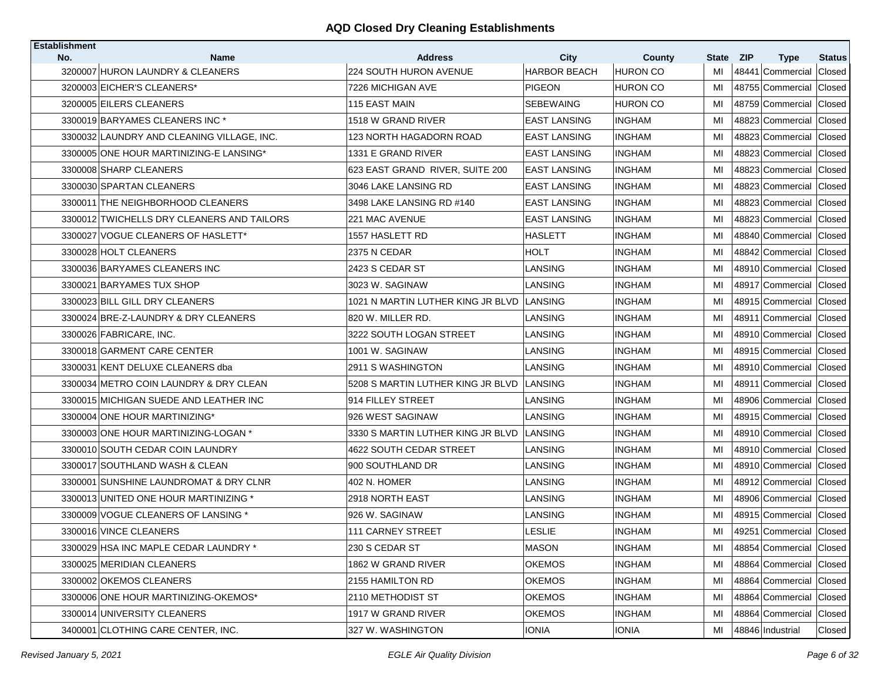## AQD Closed Dry Cleaning Establishments

| Establishment No. | Name | Address | City | County | State | ZIP | Type | Status |
|---|---|---|---|---|---|---|---|---|
| 3200007 | HURON LAUNDRY & CLEANERS | 224 SOUTH HURON AVENUE | HARBOR BEACH | HURON CO | MI | 48441 | Commercial | Closed |
| 3200003 | EICHER'S CLEANERS* | 7226 MICHIGAN AVE | PIGEON | HURON CO | MI | 48755 | Commercial | Closed |
| 3200005 | EILERS CLEANERS | 115 EAST MAIN | SEBEWAING | HURON CO | MI | 48759 | Commercial | Closed |
| 3300019 | BARYAMES CLEANERS INC * | 1518 W GRAND RIVER | EAST LANSING | INGHAM | MI | 48823 | Commercial | Closed |
| 3300032 | LAUNDRY AND CLEANING VILLAGE, INC. | 123 NORTH HAGADORN ROAD | EAST LANSING | INGHAM | MI | 48823 | Commercial | Closed |
| 3300005 | ONE HOUR MARTINIZING-E LANSING* | 1331 E GRAND RIVER | EAST LANSING | INGHAM | MI | 48823 | Commercial | Closed |
| 3300008 | SHARP CLEANERS | 623 EAST GRAND RIVER, SUITE 200 | EAST LANSING | INGHAM | MI | 48823 | Commercial | Closed |
| 3300030 | SPARTAN CLEANERS | 3046 LAKE LANSING RD | EAST LANSING | INGHAM | MI | 48823 | Commercial | Closed |
| 3300011 | THE NEIGHBORHOOD CLEANERS | 3498 LAKE LANSING RD #140 | EAST LANSING | INGHAM | MI | 48823 | Commercial | Closed |
| 3300012 | TWICHELLS DRY CLEANERS AND TAILORS | 221 MAC AVENUE | EAST LANSING | INGHAM | MI | 48823 | Commercial | Closed |
| 3300027 | VOGUE CLEANERS OF HASLETT* | 1557 HASLETT RD | HASLETT | INGHAM | MI | 48840 | Commercial | Closed |
| 3300028 | HOLT CLEANERS | 2375 N CEDAR | HOLT | INGHAM | MI | 48842 | Commercial | Closed |
| 3300036 | BARYAMES CLEANERS INC | 2423 S CEDAR ST | LANSING | INGHAM | MI | 48910 | Commercial | Closed |
| 3300021 | BARYAMES TUX SHOP | 3023 W. SAGINAW | LANSING | INGHAM | MI | 48917 | Commercial | Closed |
| 3300023 | BILL GILL DRY CLEANERS | 1021 N MARTIN LUTHER KING JR BLVD | LANSING | INGHAM | MI | 48915 | Commercial | Closed |
| 3300024 | BRE-Z-LAUNDRY & DRY CLEANERS | 820 W. MILLER RD. | LANSING | INGHAM | MI | 48911 | Commercial | Closed |
| 3300026 | FABRICARE, INC. | 3222 SOUTH LOGAN STREET | LANSING | INGHAM | MI | 48910 | Commercial | Closed |
| 3300018 | GARMENT CARE CENTER | 1001 W. SAGINAW | LANSING | INGHAM | MI | 48915 | Commercial | Closed |
| 3300031 | KENT DELUXE CLEANERS dba | 2911 S WASHINGTON | LANSING | INGHAM | MI | 48910 | Commercial | Closed |
| 3300034 | METRO COIN LAUNDRY & DRY CLEAN | 5208 S MARTIN LUTHER KING JR BLVD | LANSING | INGHAM | MI | 48911 | Commercial | Closed |
| 3300015 | MICHIGAN SUEDE AND LEATHER INC | 914 FILLEY STREET | LANSING | INGHAM | MI | 48906 | Commercial | Closed |
| 3300004 | ONE HOUR MARTINIZING* | 926 WEST SAGINAW | LANSING | INGHAM | MI | 48915 | Commercial | Closed |
| 3300003 | ONE HOUR MARTINIZING-LOGAN * | 3330 S MARTIN LUTHER KING JR BLVD | LANSING | INGHAM | MI | 48910 | Commercial | Closed |
| 3300010 | SOUTH CEDAR COIN LAUNDRY | 4622 SOUTH CEDAR STREET | LANSING | INGHAM | MI | 48910 | Commercial | Closed |
| 3300017 | SOUTHLAND WASH & CLEAN | 900 SOUTHLAND DR | LANSING | INGHAM | MI | 48910 | Commercial | Closed |
| 3300001 | SUNSHINE LAUNDROMAT & DRY CLNR | 402 N. HOMER | LANSING | INGHAM | MI | 48912 | Commercial | Closed |
| 3300013 | UNITED ONE HOUR MARTINIZING * | 2918 NORTH EAST | LANSING | INGHAM | MI | 48906 | Commercial | Closed |
| 3300009 | VOGUE CLEANERS OF LANSING * | 926 W. SAGINAW | LANSING | INGHAM | MI | 48915 | Commercial | Closed |
| 3300016 | VINCE CLEANERS | 111 CARNEY STREET | LESLIE | INGHAM | MI | 49251 | Commercial | Closed |
| 3300029 | HSA INC MAPLE CEDAR LAUNDRY * | 230 S CEDAR ST | MASON | INGHAM | MI | 48854 | Commercial | Closed |
| 3300025 | MERIDIAN CLEANERS | 1862 W GRAND RIVER | OKEMOS | INGHAM | MI | 48864 | Commercial | Closed |
| 3300002 | OKEMOS CLEANERS | 2155 HAMILTON RD | OKEMOS | INGHAM | MI | 48864 | Commercial | Closed |
| 3300006 | ONE HOUR MARTINIZING-OKEMOS* | 2110 METHODIST ST | OKEMOS | INGHAM | MI | 48864 | Commercial | Closed |
| 3300014 | UNIVERSITY CLEANERS | 1917 W GRAND RIVER | OKEMOS | INGHAM | MI | 48864 | Commercial | Closed |
| 3400001 | CLOTHING CARE CENTER, INC. | 327 W. WASHINGTON | IONIA | IONIA | MI | 48846 | Industrial | Closed |

*Revised January 5, 2021* — *EGLE Air Quality Division*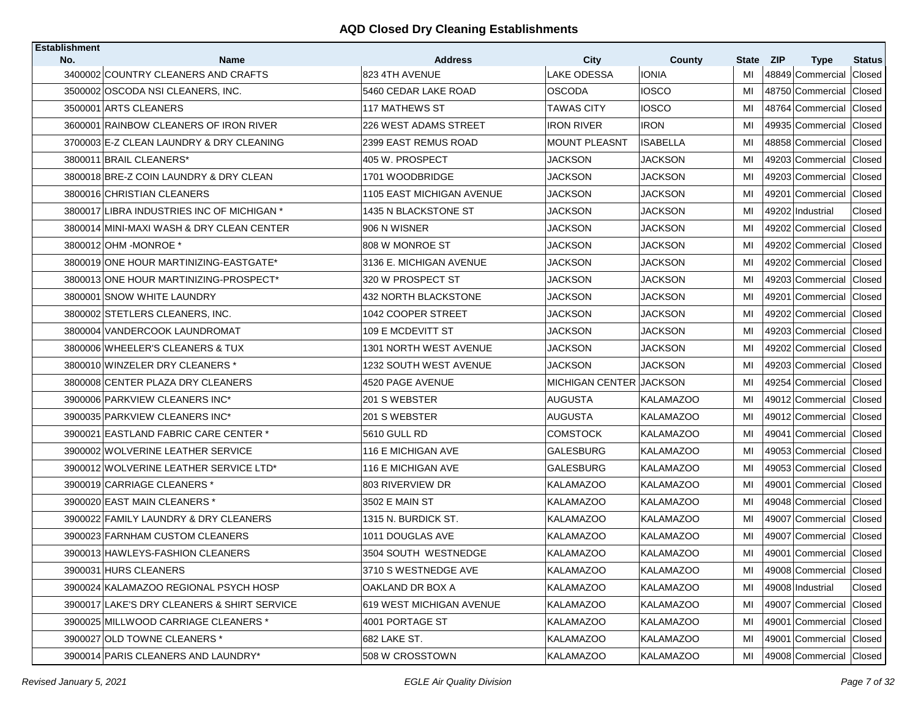# AQD Closed Dry Cleaning Establishments

| Establishment No. | Name | Address | City | County | State | ZIP | Type | Status |
|---|---|---|---|---|---|---|---|---|
| 3400002 | COUNTRY CLEANERS AND CRAFTS | 823 4TH AVENUE | LAKE ODESSA | IONIA | MI | 48849 | Commercial | Closed |
| 3500002 | OSCODA NSI CLEANERS, INC. | 5460 CEDAR LAKE ROAD | OSCODA | IOSCO | MI | 48750 | Commercial | Closed |
| 3500001 | ARTS CLEANERS | 117 MATHEWS ST | TAWAS CITY | IOSCO | MI | 48764 | Commercial | Closed |
| 3600001 | RAINBOW CLEANERS OF IRON RIVER | 226 WEST ADAMS STREET | IRON RIVER | IRON | MI | 49935 | Commercial | Closed |
| 3700003 | E-Z CLEAN LAUNDRY & DRY CLEANING | 2399 EAST REMUS ROAD | MOUNT PLEASNT | ISABELLA | MI | 48858 | Commercial | Closed |
| 3800011 | BRAIL CLEANERS* | 405 W. PROSPECT | JACKSON | JACKSON | MI | 49203 | Commercial | Closed |
| 3800018 | BRE-Z COIN LAUNDRY & DRY CLEAN | 1701 WOODBRIDGE | JACKSON | JACKSON | MI | 49203 | Commercial | Closed |
| 3800016 | CHRISTIAN CLEANERS | 1105 EAST MICHIGAN AVENUE | JACKSON | JACKSON | MI | 49201 | Commercial | Closed |
| 3800017 | LIBRA INDUSTRIES INC OF MICHIGAN * | 1435 N BLACKSTONE ST | JACKSON | JACKSON | MI | 49202 | Industrial | Closed |
| 3800014 | MINI-MAXI WASH & DRY CLEAN CENTER | 906 N WISNER | JACKSON | JACKSON | MI | 49202 | Commercial | Closed |
| 3800012 | OHM -MONROE * | 808 W MONROE ST | JACKSON | JACKSON | MI | 49202 | Commercial | Closed |
| 3800019 | ONE HOUR MARTINIZING-EASTGATE* | 3136 E. MICHIGAN AVENUE | JACKSON | JACKSON | MI | 49202 | Commercial | Closed |
| 3800013 | ONE HOUR MARTINIZING-PROSPECT* | 320 W PROSPECT ST | JACKSON | JACKSON | MI | 49203 | Commercial | Closed |
| 3800001 | SNOW WHITE LAUNDRY | 432 NORTH BLACKSTONE | JACKSON | JACKSON | MI | 49201 | Commercial | Closed |
| 3800002 | STETLERS CLEANERS, INC. | 1042 COOPER STREET | JACKSON | JACKSON | MI | 49202 | Commercial | Closed |
| 3800004 | VANDERCOOK LAUNDROMAT | 109 E MCDEVITT ST | JACKSON | JACKSON | MI | 49203 | Commercial | Closed |
| 3800006 | WHEELER'S CLEANERS & TUX | 1301 NORTH WEST AVENUE | JACKSON | JACKSON | MI | 49202 | Commercial | Closed |
| 3800010 | WINZELER DRY CLEANERS * | 1232 SOUTH WEST AVENUE | JACKSON | JACKSON | MI | 49203 | Commercial | Closed |
| 3800008 | CENTER PLAZA DRY CLEANERS | 4520 PAGE AVENUE | MICHIGAN CENTER | JACKSON | MI | 49254 | Commercial | Closed |
| 3900006 | PARKVIEW CLEANERS INC* | 201 S WEBSTER | AUGUSTA | KALAMAZOO | MI | 49012 | Commercial | Closed |
| 3900035 | PARKVIEW CLEANERS INC* | 201 S WEBSTER | AUGUSTA | KALAMAZOO | MI | 49012 | Commercial | Closed |
| 3900021 | EASTLAND FABRIC CARE CENTER * | 5610 GULL RD | COMSTOCK | KALAMAZOO | MI | 49041 | Commercial | Closed |
| 3900002 | WOLVERINE LEATHER SERVICE | 116 E MICHIGAN AVE | GALESBURG | KALAMAZOO | MI | 49053 | Commercial | Closed |
| 3900012 | WOLVERINE LEATHER SERVICE LTD* | 116 E MICHIGAN AVE | GALESBURG | KALAMAZOO | MI | 49053 | Commercial | Closed |
| 3900019 | CARRIAGE CLEANERS * | 803 RIVERVIEW DR | KALAMAZOO | KALAMAZOO | MI | 49001 | Commercial | Closed |
| 3900020 | EAST MAIN CLEANERS * | 3502 E MAIN ST | KALAMAZOO | KALAMAZOO | MI | 49048 | Commercial | Closed |
| 3900022 | FAMILY LAUNDRY & DRY CLEANERS | 1315 N. BURDICK ST. | KALAMAZOO | KALAMAZOO | MI | 49007 | Commercial | Closed |
| 3900023 | FARNHAM CUSTOM CLEANERS | 1011 DOUGLAS AVE | KALAMAZOO | KALAMAZOO | MI | 49007 | Commercial | Closed |
| 3900013 | HAWLEYS-FASHION CLEANERS | 3504 SOUTH WESTNEDGE | KALAMAZOO | KALAMAZOO | MI | 49001 | Commercial | Closed |
| 3900031 | HURS CLEANERS | 3710 S WESTNEDGE AVE | KALAMAZOO | KALAMAZOO | MI | 49008 | Commercial | Closed |
| 3900024 | KALAMAZOO REGIONAL PSYCH HOSP | OAKLAND DR BOX A | KALAMAZOO | KALAMAZOO | MI | 49008 | Industrial | Closed |
| 3900017 | LAKE'S DRY CLEANERS & SHIRT SERVICE | 619 WEST MICHIGAN AVENUE | KALAMAZOO | KALAMAZOO | MI | 49007 | Commercial | Closed |
| 3900025 | MILLWOOD CARRIAGE CLEANERS * | 4001 PORTAGE ST | KALAMAZOO | KALAMAZOO | MI | 49001 | Commercial | Closed |
| 3900027 | OLD TOWNE CLEANERS * | 682 LAKE ST. | KALAMAZOO | KALAMAZOO | MI | 49001 | Commercial | Closed |
| 3900014 | PARIS CLEANERS AND LAUNDRY* | 508 W CROSSTOWN | KALAMAZOO | KALAMAZOO | MI | 49008 | Commercial | Closed |

*Revised January 5, 2021* | *EGLE Air Quality Division*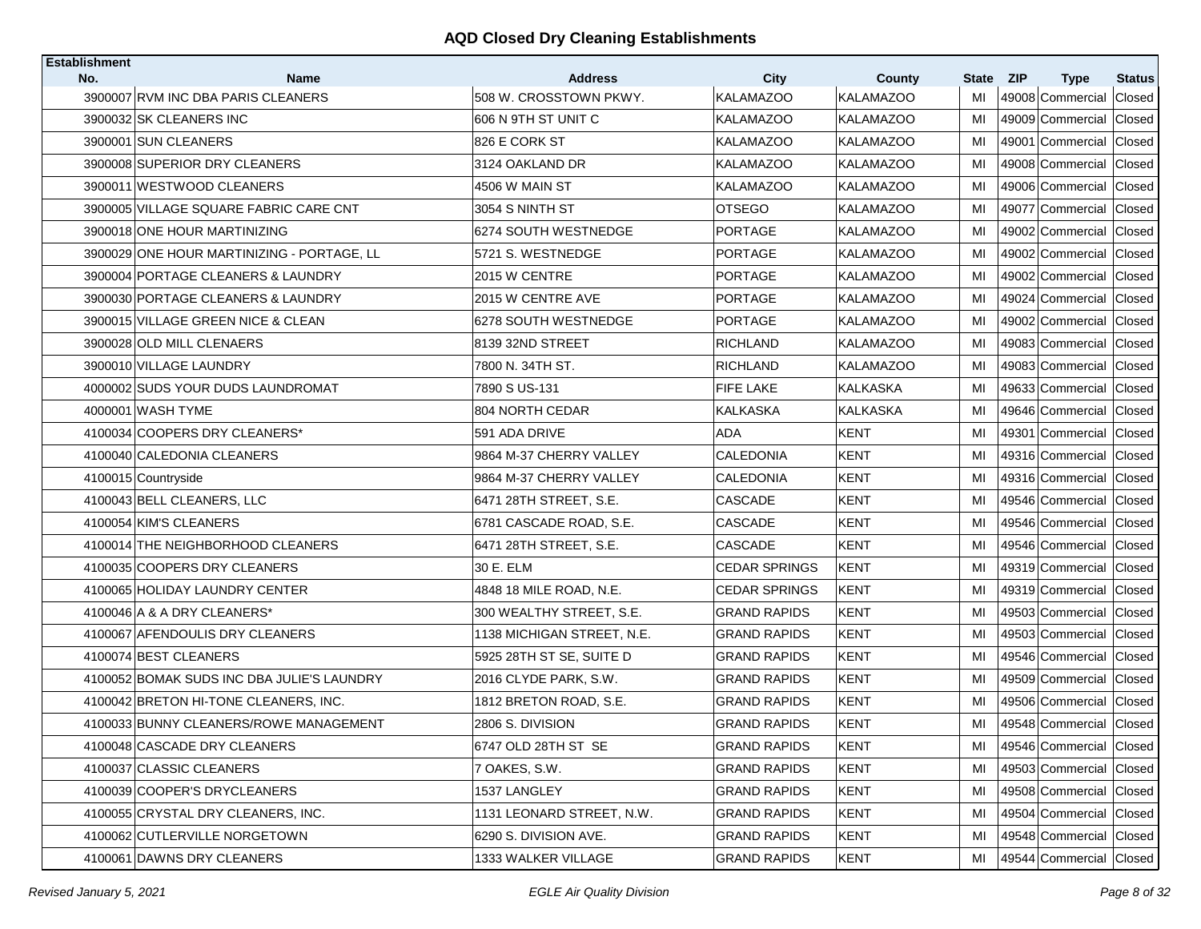# AQD Closed Dry Cleaning Establishments

| Establishment No. | Name | Address | City | County | State | ZIP | Type | Status |
|---|---|---|---|---|---|---|---|---|
| 3900007 | RVM INC DBA PARIS CLEANERS | 508 W. CROSSTOWN PKWY. | KALAMAZOO | KALAMAZOO | MI | 49008 | Commercial | Closed |
| 3900032 | SK CLEANERS INC | 606 N 9TH ST UNIT C | KALAMAZOO | KALAMAZOO | MI | 49009 | Commercial | Closed |
| 3900001 | SUN CLEANERS | 826 E CORK ST | KALAMAZOO | KALAMAZOO | MI | 49001 | Commercial | Closed |
| 3900008 | SUPERIOR DRY CLEANERS | 3124 OAKLAND DR | KALAMAZOO | KALAMAZOO | MI | 49008 | Commercial | Closed |
| 3900011 | WESTWOOD CLEANERS | 4506 W MAIN ST | KALAMAZOO | KALAMAZOO | MI | 49006 | Commercial | Closed |
| 3900005 | VILLAGE SQUARE FABRIC CARE CNT | 3054 S NINTH ST | OTSEGO | KALAMAZOO | MI | 49077 | Commercial | Closed |
| 3900018 | ONE HOUR MARTINIZING | 6274 SOUTH WESTNEDGE | PORTAGE | KALAMAZOO | MI | 49002 | Commercial | Closed |
| 3900029 | ONE HOUR MARTINIZING - PORTAGE, LL | 5721 S. WESTNEDGE | PORTAGE | KALAMAZOO | MI | 49002 | Commercial | Closed |
| 3900004 | PORTAGE CLEANERS & LAUNDRY | 2015 W CENTRE | PORTAGE | KALAMAZOO | MI | 49002 | Commercial | Closed |
| 3900030 | PORTAGE CLEANERS & LAUNDRY | 2015 W CENTRE AVE | PORTAGE | KALAMAZOO | MI | 49024 | Commercial | Closed |
| 3900015 | VILLAGE GREEN NICE & CLEAN | 6278 SOUTH WESTNEDGE | PORTAGE | KALAMAZOO | MI | 49002 | Commercial | Closed |
| 3900028 | OLD MILL CLENAERS | 8139 32ND STREET | RICHLAND | KALAMAZOO | MI | 49083 | Commercial | Closed |
| 3900010 | VILLAGE LAUNDRY | 7800 N. 34TH ST. | RICHLAND | KALAMAZOO | MI | 49083 | Commercial | Closed |
| 4000002 | SUDS YOUR DUDS LAUNDROMAT | 7890 S US-131 | FIFE LAKE | KALKASKA | MI | 49633 | Commercial | Closed |
| 4000001 | WASH TYME | 804 NORTH CEDAR | KALKASKA | KALKASKA | MI | 49646 | Commercial | Closed |
| 4100034 | COOPERS DRY CLEANERS* | 591 ADA DRIVE | ADA | KENT | MI | 49301 | Commercial | Closed |
| 4100040 | CALEDONIA CLEANERS | 9864 M-37 CHERRY VALLEY | CALEDONIA | KENT | MI | 49316 | Commercial | Closed |
| 4100015 | Countryside | 9864 M-37 CHERRY VALLEY | CALEDONIA | KENT | MI | 49316 | Commercial | Closed |
| 4100043 | BELL CLEANERS, LLC | 6471 28TH STREET, S.E. | CASCADE | KENT | MI | 49546 | Commercial | Closed |
| 4100054 | KIM'S CLEANERS | 6781 CASCADE ROAD, S.E. | CASCADE | KENT | MI | 49546 | Commercial | Closed |
| 4100014 | THE NEIGHBORHOOD CLEANERS | 6471 28TH STREET, S.E. | CASCADE | KENT | MI | 49546 | Commercial | Closed |
| 4100035 | COOPERS DRY CLEANERS | 30 E. ELM | CEDAR SPRINGS | KENT | MI | 49319 | Commercial | Closed |
| 4100065 | HOLIDAY LAUNDRY CENTER | 4848 18 MILE ROAD, N.E. | CEDAR SPRINGS | KENT | MI | 49319 | Commercial | Closed |
| 4100046 | A & A DRY CLEANERS* | 300 WEALTHY STREET, S.E. | GRAND RAPIDS | KENT | MI | 49503 | Commercial | Closed |
| 4100067 | AFENDOULIS DRY CLEANERS | 1138 MICHIGAN STREET, N.E. | GRAND RAPIDS | KENT | MI | 49503 | Commercial | Closed |
| 4100074 | BEST CLEANERS | 5925 28TH ST SE, SUITE D | GRAND RAPIDS | KENT | MI | 49546 | Commercial | Closed |
| 4100052 | BOMAK SUDS INC DBA JULIE'S LAUNDRY | 2016 CLYDE PARK, S.W. | GRAND RAPIDS | KENT | MI | 49509 | Commercial | Closed |
| 4100042 | BRETON HI-TONE CLEANERS, INC. | 1812 BRETON ROAD, S.E. | GRAND RAPIDS | KENT | MI | 49506 | Commercial | Closed |
| 4100033 | BUNNY CLEANERS/ROWE MANAGEMENT | 2806 S. DIVISION | GRAND RAPIDS | KENT | MI | 49548 | Commercial | Closed |
| 4100048 | CASCADE DRY CLEANERS | 6747 OLD 28TH ST SE | GRAND RAPIDS | KENT | MI | 49546 | Commercial | Closed |
| 4100037 | CLASSIC CLEANERS | 7 OAKES, S.W. | GRAND RAPIDS | KENT | MI | 49503 | Commercial | Closed |
| 4100039 | COOPER'S DRYCLEANERS | 1537 LANGLEY | GRAND RAPIDS | KENT | MI | 49508 | Commercial | Closed |
| 4100055 | CRYSTAL DRY CLEANERS, INC. | 1131 LEONARD STREET, N.W. | GRAND RAPIDS | KENT | MI | 49504 | Commercial | Closed |
| 4100062 | CUTLERVILLE NORGETOWN | 6290 S. DIVISION AVE. | GRAND RAPIDS | KENT | MI | 49548 | Commercial | Closed |
| 4100061 | DAWNS DRY CLEANERS | 1333 WALKER VILLAGE | GRAND RAPIDS | KENT | MI | 49544 | Commercial | Closed |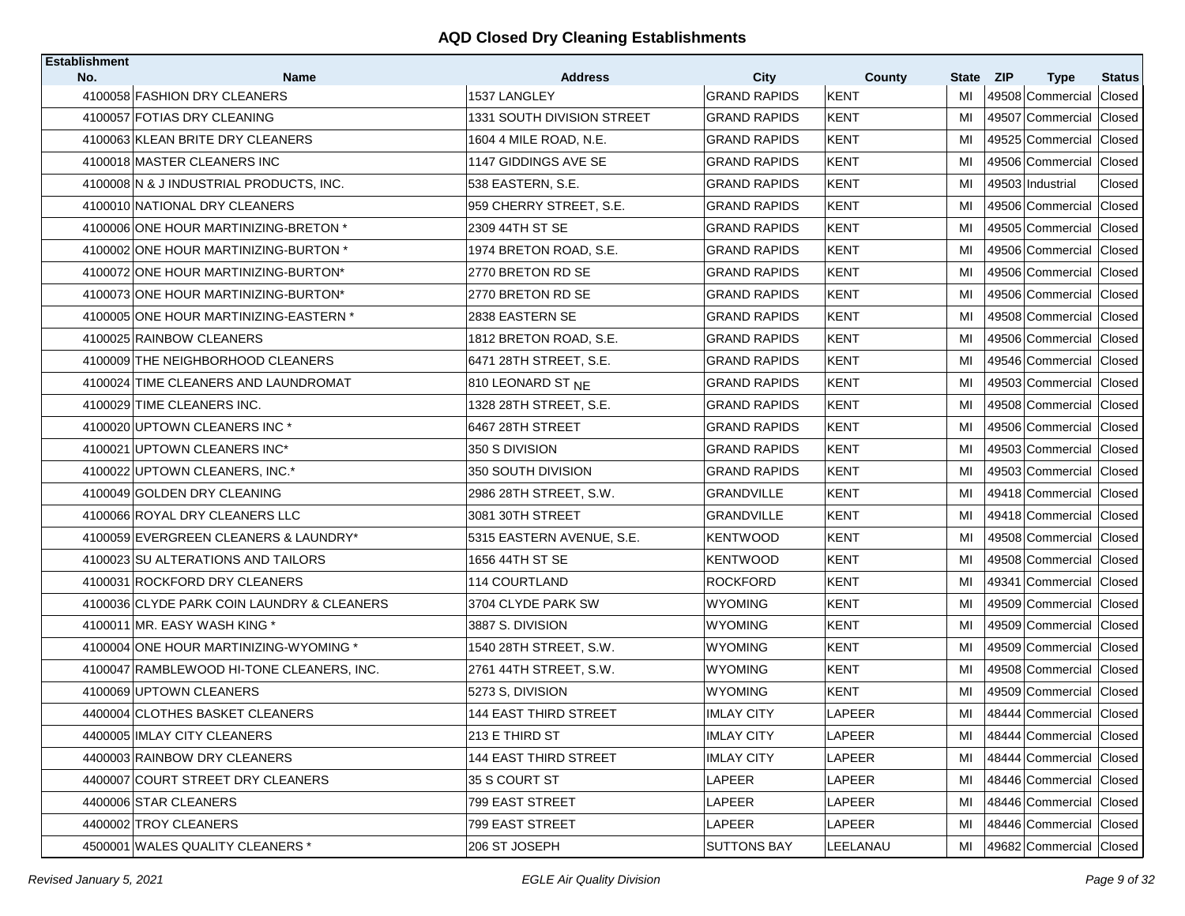## AQD Closed Dry Cleaning Establishments

| Establishment No. | Name | Address | City | County | State | ZIP | Type | Status |
|---|---|---|---|---|---|---|---|---|
| 4100058 | FASHION DRY CLEANERS | 1537 LANGLEY | GRAND RAPIDS | KENT | MI | 49508 | Commercial | Closed |
| 4100057 | FOTIAS DRY CLEANING | 1331 SOUTH DIVISION STREET | GRAND RAPIDS | KENT | MI | 49507 | Commercial | Closed |
| 4100063 | KLEAN BRITE DRY CLEANERS | 1604 4 MILE ROAD, N.E. | GRAND RAPIDS | KENT | MI | 49525 | Commercial | Closed |
| 4100018 | MASTER CLEANERS INC | 1147 GIDDINGS AVE SE | GRAND RAPIDS | KENT | MI | 49506 | Commercial | Closed |
| 4100008 | N & J INDUSTRIAL PRODUCTS, INC. | 538 EASTERN, S.E. | GRAND RAPIDS | KENT | MI | 49503 | Industrial | Closed |
| 4100010 | NATIONAL DRY CLEANERS | 959 CHERRY STREET, S.E. | GRAND RAPIDS | KENT | MI | 49506 | Commercial | Closed |
| 4100006 | ONE HOUR MARTINIZING-BRETON * | 2309 44TH ST SE | GRAND RAPIDS | KENT | MI | 49505 | Commercial | Closed |
| 4100002 | ONE HOUR MARTINIZING-BURTON * | 1974 BRETON ROAD, S.E. | GRAND RAPIDS | KENT | MI | 49506 | Commercial | Closed |
| 4100072 | ONE HOUR MARTINIZING-BURTON* | 2770 BRETON RD SE | GRAND RAPIDS | KENT | MI | 49506 | Commercial | Closed |
| 4100073 | ONE HOUR MARTINIZING-BURTON* | 2770 BRETON RD SE | GRAND RAPIDS | KENT | MI | 49506 | Commercial | Closed |
| 4100005 | ONE HOUR MARTINIZING-EASTERN * | 2838 EASTERN SE | GRAND RAPIDS | KENT | MI | 49508 | Commercial | Closed |
| 4100025 | RAINBOW CLEANERS | 1812 BRETON ROAD, S.E. | GRAND RAPIDS | KENT | MI | 49506 | Commercial | Closed |
| 4100009 | THE NEIGHBORHOOD CLEANERS | 6471 28TH STREET, S.E. | GRAND RAPIDS | KENT | MI | 49546 | Commercial | Closed |
| 4100024 | TIME CLEANERS AND LAUNDROMAT | 810 LEONARD ST NE | GRAND RAPIDS | KENT | MI | 49503 | Commercial | Closed |
| 4100029 | TIME CLEANERS INC. | 1328 28TH STREET, S.E. | GRAND RAPIDS | KENT | MI | 49508 | Commercial | Closed |
| 4100020 | UPTOWN CLEANERS INC * | 6467 28TH STREET | GRAND RAPIDS | KENT | MI | 49506 | Commercial | Closed |
| 4100021 | UPTOWN CLEANERS INC* | 350 S DIVISION | GRAND RAPIDS | KENT | MI | 49503 | Commercial | Closed |
| 4100022 | UPTOWN CLEANERS, INC.* | 350 SOUTH DIVISION | GRAND RAPIDS | KENT | MI | 49503 | Commercial | Closed |
| 4100049 | GOLDEN DRY CLEANING | 2986 28TH STREET, S.W. | GRANDVILLE | KENT | MI | 49418 | Commercial | Closed |
| 4100066 | ROYAL DRY CLEANERS LLC | 3081 30TH STREET | GRANDVILLE | KENT | MI | 49418 | Commercial | Closed |
| 4100059 | EVERGREEN CLEANERS & LAUNDRY* | 5315 EASTERN AVENUE, S.E. | KENTWOOD | KENT | MI | 49508 | Commercial | Closed |
| 4100023 | SU ALTERATIONS AND TAILORS | 1656 44TH ST SE | KENTWOOD | KENT | MI | 49508 | Commercial | Closed |
| 4100031 | ROCKFORD DRY CLEANERS | 114 COURTLAND | ROCKFORD | KENT | MI | 49341 | Commercial | Closed |
| 4100036 | CLYDE PARK COIN LAUNDRY & CLEANERS | 3704 CLYDE PARK SW | WYOMING | KENT | MI | 49509 | Commercial | Closed |
| 4100011 | MR. EASY WASH KING * | 3887 S. DIVISION | WYOMING | KENT | MI | 49509 | Commercial | Closed |
| 4100004 | ONE HOUR MARTINIZING-WYOMING * | 1540 28TH STREET, S.W. | WYOMING | KENT | MI | 49509 | Commercial | Closed |
| 4100047 | RAMBLEWOOD HI-TONE CLEANERS, INC. | 2761 44TH STREET, S.W. | WYOMING | KENT | MI | 49508 | Commercial | Closed |
| 4100069 | UPTOWN CLEANERS | 5273 S, DIVISION | WYOMING | KENT | MI | 49509 | Commercial | Closed |
| 4400004 | CLOTHES BASKET CLEANERS | 144 EAST THIRD STREET | IMLAY CITY | LAPEER | MI | 48444 | Commercial | Closed |
| 4400005 | IMLAY CITY CLEANERS | 213 E THIRD ST | IMLAY CITY | LAPEER | MI | 48444 | Commercial | Closed |
| 4400003 | RAINBOW DRY CLEANERS | 144 EAST THIRD STREET | IMLAY CITY | LAPEER | MI | 48444 | Commercial | Closed |
| 4400007 | COURT STREET DRY CLEANERS | 35 S COURT ST | LAPEER | LAPEER | MI | 48446 | Commercial | Closed |
| 4400006 | STAR CLEANERS | 799 EAST STREET | LAPEER | LAPEER | MI | 48446 | Commercial | Closed |
| 4400002 | TROY CLEANERS | 799 EAST STREET | LAPEER | LAPEER | MI | 48446 | Commercial | Closed |
| 4500001 | WALES QUALITY CLEANERS * | 206 ST JOSEPH | SUTTONS BAY | LEELANAU | MI | 49682 | Commercial | Closed |

*Revised January 5, 2021* — *EGLE Air Quality Division*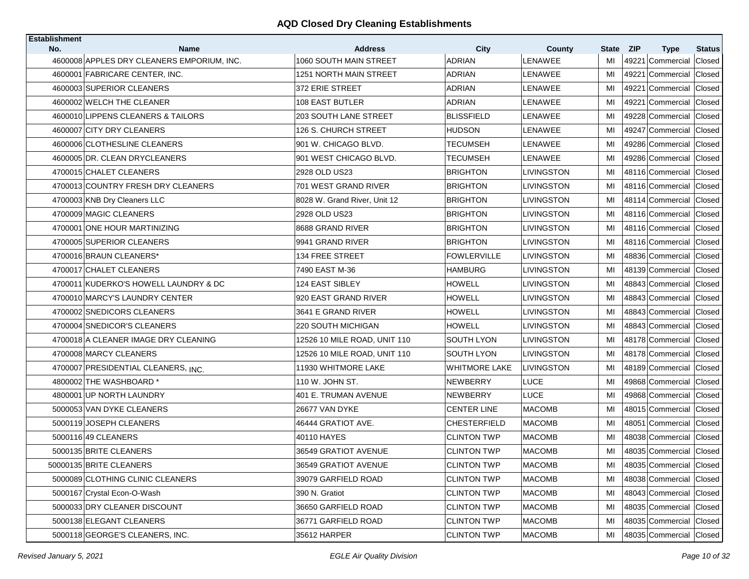## AQD Closed Dry Cleaning Establishments

| Establishment No. | Name | Address | City | County | State | ZIP | Type | Status |
|---|---|---|---|---|---|---|---|---|
| 4600008 | APPLES DRY CLEANERS EMPORIUM, INC. | 1060 SOUTH MAIN STREET | ADRIAN | LENAWEE | MI | 49221 | Commercial | Closed |
| 4600001 | FABRICARE CENTER, INC. | 1251 NORTH MAIN STREET | ADRIAN | LENAWEE | MI | 49221 | Commercial | Closed |
| 4600003 | SUPERIOR CLEANERS | 372 ERIE STREET | ADRIAN | LENAWEE | MI | 49221 | Commercial | Closed |
| 4600002 | WELCH THE CLEANER | 108 EAST BUTLER | ADRIAN | LENAWEE | MI | 49221 | Commercial | Closed |
| 4600010 | LIPPENS CLEANERS & TAILORS | 203 SOUTH LANE STREET | BLISSFIELD | LENAWEE | MI | 49228 | Commercial | Closed |
| 4600007 | CITY DRY CLEANERS | 126 S. CHURCH STREET | HUDSON | LENAWEE | MI | 49247 | Commercial | Closed |
| 4600006 | CLOTHESLINE CLEANERS | 901 W. CHICAGO BLVD. | TECUMSEH | LENAWEE | MI | 49286 | Commercial | Closed |
| 4600005 | DR. CLEAN DRYCLEANERS | 901 WEST CHICAGO BLVD. | TECUMSEH | LENAWEE | MI | 49286 | Commercial | Closed |
| 4700015 | CHALET CLEANERS | 2928 OLD US23 | BRIGHTON | LIVINGSTON | MI | 48116 | Commercial | Closed |
| 4700013 | COUNTRY FRESH DRY CLEANERS | 701 WEST GRAND RIVER | BRIGHTON | LIVINGSTON | MI | 48116 | Commercial | Closed |
| 4700003 | KNB Dry Cleaners LLC | 8028 W. Grand River, Unit 12 | BRIGHTON | LIVINGSTON | MI | 48114 | Commercial | Closed |
| 4700009 | MAGIC CLEANERS | 2928 OLD US23 | BRIGHTON | LIVINGSTON | MI | 48116 | Commercial | Closed |
| 4700001 | ONE HOUR MARTINIZING | 8688 GRAND RIVER | BRIGHTON | LIVINGSTON | MI | 48116 | Commercial | Closed |
| 4700005 | SUPERIOR CLEANERS | 9941 GRAND RIVER | BRIGHTON | LIVINGSTON | MI | 48116 | Commercial | Closed |
| 4700016 | BRAUN CLEANERS* | 134 FREE STREET | FOWLERVILLE | LIVINGSTON | MI | 48836 | Commercial | Closed |
| 4700017 | CHALET CLEANERS | 7490 EAST M-36 | HAMBURG | LIVINGSTON | MI | 48139 | Commercial | Closed |
| 4700011 | KUDERKO'S HOWELL LAUNDRY & DC | 124 EAST SIBLEY | HOWELL | LIVINGSTON | MI | 48843 | Commercial | Closed |
| 4700010 | MARCY'S LAUNDRY CENTER | 920 EAST GRAND RIVER | HOWELL | LIVINGSTON | MI | 48843 | Commercial | Closed |
| 4700002 | SNEDICORS CLEANERS | 3641 E GRAND RIVER | HOWELL | LIVINGSTON | MI | 48843 | Commercial | Closed |
| 4700004 | SNEDICOR'S CLEANERS | 220 SOUTH MICHIGAN | HOWELL | LIVINGSTON | MI | 48843 | Commercial | Closed |
| 4700018 | A CLEANER IMAGE DRY CLEANING | 12526 10 MILE ROAD, UNIT 110 | SOUTH LYON | LIVINGSTON | MI | 48178 | Commercial | Closed |
| 4700008 | MARCY CLEANERS | 12526 10 MILE ROAD, UNIT 110 | SOUTH LYON | LIVINGSTON | MI | 48178 | Commercial | Closed |
| 4700007 | PRESIDENTIAL CLEANERS, INC. | 11930 WHITMORE LAKE | WHITMORE LAKE | LIVINGSTON | MI | 48189 | Commercial | Closed |
| 4800002 | THE WASHBOARD * | 110 W. JOHN ST. | NEWBERRY | LUCE | MI | 49868 | Commercial | Closed |
| 4800001 | UP NORTH LAUNDRY | 401 E. TRUMAN AVENUE | NEWBERRY | LUCE | MI | 49868 | Commercial | Closed |
| 5000053 | VAN DYKE CLEANERS | 26677 VAN DYKE | CENTER LINE | MACOMB | MI | 48015 | Commercial | Closed |
| 5000119 | JOSEPH CLEANERS | 46444 GRATIOT AVE. | CHESTERFIELD | MACOMB | MI | 48051 | Commercial | Closed |
| 5000116 | 49 CLEANERS | 40110 HAYES | CLINTON TWP | MACOMB | MI | 48038 | Commercial | Closed |
| 5000135 | BRITE CLEANERS | 36549 GRATIOT AVENUE | CLINTON TWP | MACOMB | MI | 48035 | Commercial | Closed |
| 50000135 | BRITE CLEANERS | 36549 GRATIOT AVENUE | CLINTON TWP | MACOMB | MI | 48035 | Commercial | Closed |
| 5000089 | CLOTHING CLINIC CLEANERS | 39079 GARFIELD ROAD | CLINTON TWP | MACOMB | MI | 48038 | Commercial | Closed |
| 5000167 | Crystal Econ-O-Wash | 390 N. Gratiot | CLINTON TWP | MACOMB | MI | 48043 | Commercial | Closed |
| 5000033 | DRY CLEANER DISCOUNT | 36650 GARFIELD ROAD | CLINTON TWP | MACOMB | MI | 48035 | Commercial | Closed |
| 5000138 | ELEGANT CLEANERS | 36771 GARFIELD ROAD | CLINTON TWP | MACOMB | MI | 48035 | Commercial | Closed |
| 5000118 | GEORGE'S CLEANERS, INC. | 35612 HARPER | CLINTON TWP | MACOMB | MI | 48035 | Commercial | Closed |

*Revised January 5, 2021* — *EGLE Air Quality Division*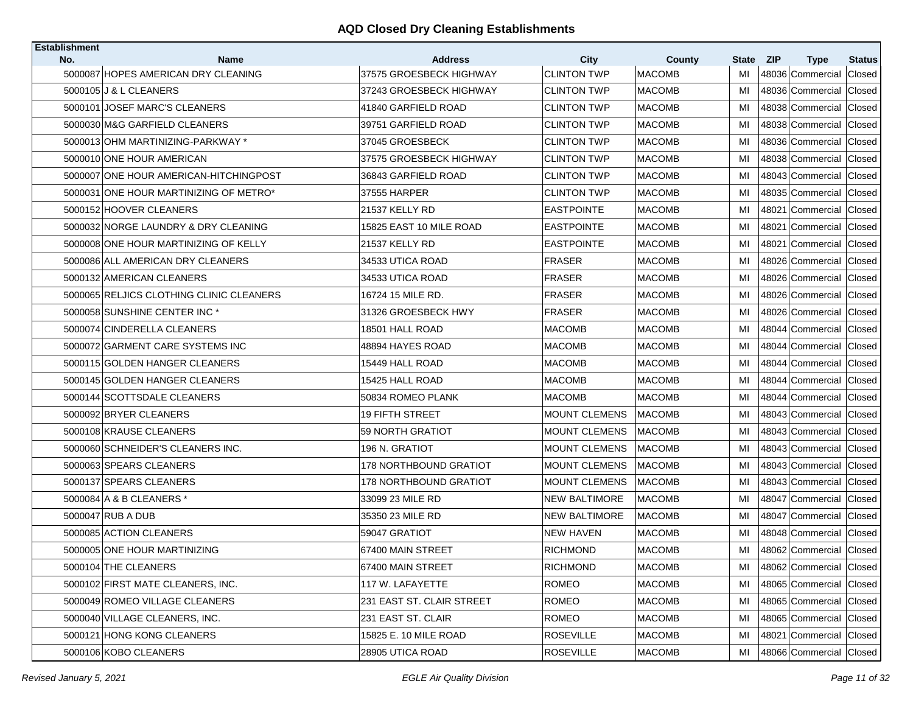## AQD Closed Dry Cleaning Establishments

| Establishment No. | Name | Address | City | County | State | ZIP | Type | Status |
|---|---|---|---|---|---|---|---|---|
| 5000087 | HOPES AMERICAN DRY CLEANING | 37575 GROESBECK HIGHWAY | CLINTON TWP | MACOMB | MI | 48036 | Commercial | Closed |
| 5000105 | J & L CLEANERS | 37243 GROESBECK HIGHWAY | CLINTON TWP | MACOMB | MI | 48036 | Commercial | Closed |
| 5000101 | JOSEF MARC'S CLEANERS | 41840 GARFIELD ROAD | CLINTON TWP | MACOMB | MI | 48038 | Commercial | Closed |
| 5000030 | M&G GARFIELD CLEANERS | 39751 GARFIELD ROAD | CLINTON TWP | MACOMB | MI | 48038 | Commercial | Closed |
| 5000013 | OHM MARTINIZING-PARKWAY * | 37045 GROESBECK | CLINTON TWP | MACOMB | MI | 48036 | Commercial | Closed |
| 5000010 | ONE HOUR AMERICAN | 37575 GROESBECK HIGHWAY | CLINTON TWP | MACOMB | MI | 48038 | Commercial | Closed |
| 5000007 | ONE HOUR AMERICAN-HITCHINGPOST | 36843 GARFIELD ROAD | CLINTON TWP | MACOMB | MI | 48043 | Commercial | Closed |
| 5000031 | ONE HOUR MARTINIZING OF METRO* | 37555 HARPER | CLINTON TWP | MACOMB | MI | 48035 | Commercial | Closed |
| 5000152 | HOOVER CLEANERS | 21537 KELLY RD | EASTPOINTE | MACOMB | MI | 48021 | Commercial | Closed |
| 5000032 | NORGE LAUNDRY & DRY CLEANING | 15825 EAST 10 MILE ROAD | EASTPOINTE | MACOMB | MI | 48021 | Commercial | Closed |
| 5000008 | ONE HOUR MARTINIZING OF KELLY | 21537 KELLY RD | EASTPOINTE | MACOMB | MI | 48021 | Commercial | Closed |
| 5000086 | ALL AMERICAN DRY CLEANERS | 34533 UTICA ROAD | FRASER | MACOMB | MI | 48026 | Commercial | Closed |
| 5000132 | AMERICAN CLEANERS | 34533 UTICA ROAD | FRASER | MACOMB | MI | 48026 | Commercial | Closed |
| 5000065 | RELJICS CLOTHING CLINIC CLEANERS | 16724 15 MILE RD. | FRASER | MACOMB | MI | 48026 | Commercial | Closed |
| 5000058 | SUNSHINE CENTER INC * | 31326 GROESBECK HWY | FRASER | MACOMB | MI | 48026 | Commercial | Closed |
| 5000074 | CINDERELLA CLEANERS | 18501 HALL ROAD | MACOMB | MACOMB | MI | 48044 | Commercial | Closed |
| 5000072 | GARMENT CARE SYSTEMS INC | 48894 HAYES ROAD | MACOMB | MACOMB | MI | 48044 | Commercial | Closed |
| 5000115 | GOLDEN HANGER CLEANERS | 15449 HALL ROAD | MACOMB | MACOMB | MI | 48044 | Commercial | Closed |
| 5000145 | GOLDEN HANGER CLEANERS | 15425 HALL ROAD | MACOMB | MACOMB | MI | 48044 | Commercial | Closed |
| 5000144 | SCOTTSDALE CLEANERS | 50834 ROMEO PLANK | MACOMB | MACOMB | MI | 48044 | Commercial | Closed |
| 5000092 | BRYER CLEANERS | 19 FIFTH STREET | MOUNT CLEMENS | MACOMB | MI | 48043 | Commercial | Closed |
| 5000108 | KRAUSE CLEANERS | 59 NORTH GRATIOT | MOUNT CLEMENS | MACOMB | MI | 48043 | Commercial | Closed |
| 5000060 | SCHNEIDER'S CLEANERS INC. | 196 N. GRATIOT | MOUNT CLEMENS | MACOMB | MI | 48043 | Commercial | Closed |
| 5000063 | SPEARS CLEANERS | 178 NORTHBOUND GRATIOT | MOUNT CLEMENS | MACOMB | MI | 48043 | Commercial | Closed |
| 5000137 | SPEARS CLEANERS | 178 NORTHBOUND GRATIOT | MOUNT CLEMENS | MACOMB | MI | 48043 | Commercial | Closed |
| 5000084 | A & B CLEANERS * | 33099 23 MILE RD | NEW BALTIMORE | MACOMB | MI | 48047 | Commercial | Closed |
| 5000047 | RUB A DUB | 35350 23 MILE RD | NEW BALTIMORE | MACOMB | MI | 48047 | Commercial | Closed |
| 5000085 | ACTION CLEANERS | 59047 GRATIOT | NEW HAVEN | MACOMB | MI | 48048 | Commercial | Closed |
| 5000005 | ONE HOUR MARTINIZING | 67400 MAIN STREET | RICHMOND | MACOMB | MI | 48062 | Commercial | Closed |
| 5000104 | THE CLEANERS | 67400 MAIN STREET | RICHMOND | MACOMB | MI | 48062 | Commercial | Closed |
| 5000102 | FIRST MATE CLEANERS, INC. | 117 W. LAFAYETTE | ROMEO | MACOMB | MI | 48065 | Commercial | Closed |
| 5000049 | ROMEO VILLAGE CLEANERS | 231 EAST ST. CLAIR STREET | ROMEO | MACOMB | MI | 48065 | Commercial | Closed |
| 5000040 | VILLAGE CLEANERS, INC. | 231 EAST ST. CLAIR | ROMEO | MACOMB | MI | 48065 | Commercial | Closed |
| 5000121 | HONG KONG CLEANERS | 15825 E. 10 MILE ROAD | ROSEVILLE | MACOMB | MI | 48021 | Commercial | Closed |
| 5000106 | KOBO CLEANERS | 28905 UTICA ROAD | ROSEVILLE | MACOMB | MI | 48066 | Commercial | Closed |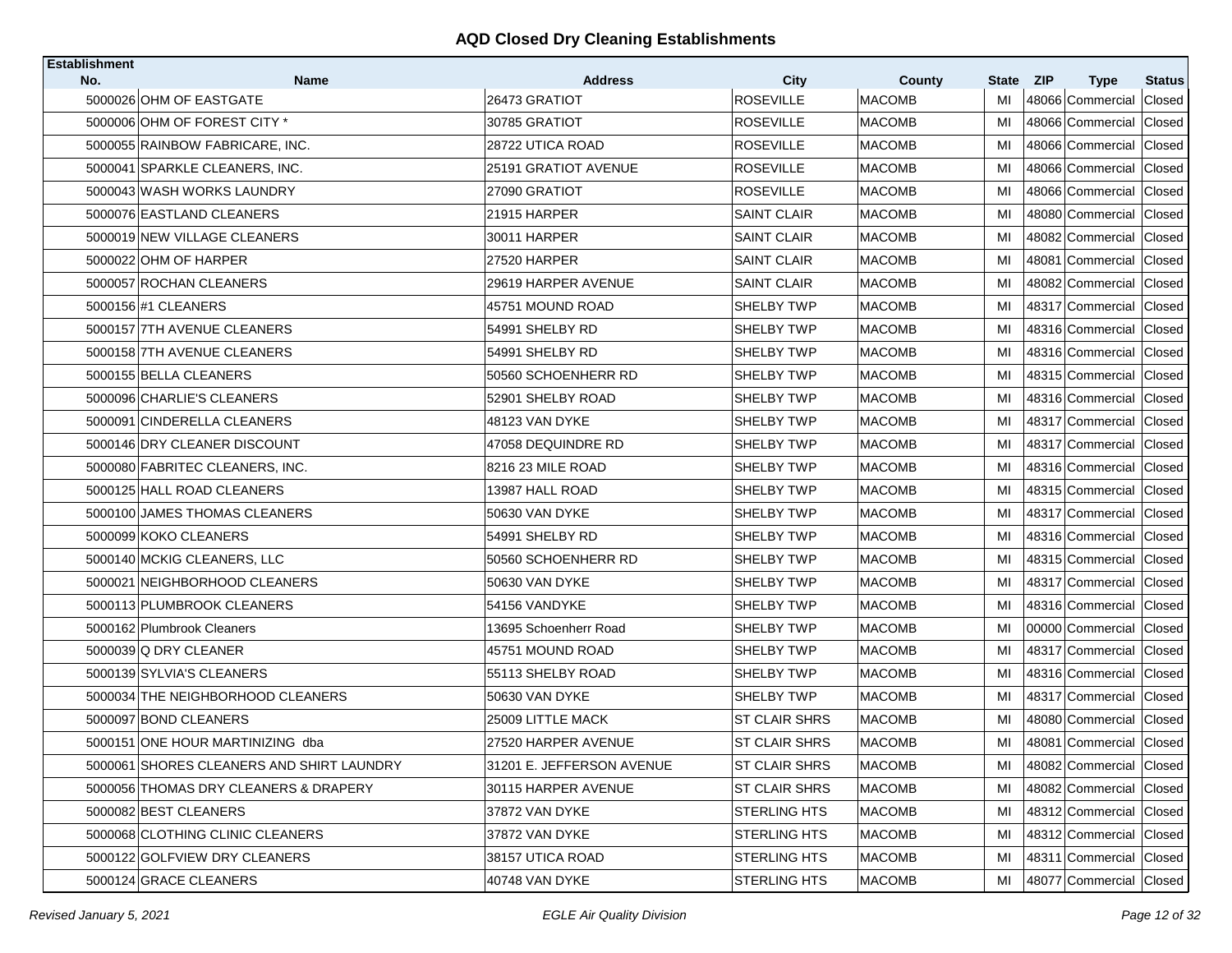## AQD Closed Dry Cleaning Establishments

| Establishment No. | Name | Address | City | County | State | ZIP | Type | Status |
|---|---|---|---|---|---|---|---|---|
| 5000026 | OHM OF EASTGATE | 26473 GRATIOT | ROSEVILLE | MACOMB | MI | 48066 | Commercial | Closed |
| 5000006 | OHM OF FOREST CITY * | 30785 GRATIOT | ROSEVILLE | MACOMB | MI | 48066 | Commercial | Closed |
| 5000055 | RAINBOW FABRICARE, INC. | 28722 UTICA ROAD | ROSEVILLE | MACOMB | MI | 48066 | Commercial | Closed |
| 5000041 | SPARKLE CLEANERS, INC. | 25191 GRATIOT AVENUE | ROSEVILLE | MACOMB | MI | 48066 | Commercial | Closed |
| 5000043 | WASH WORKS LAUNDRY | 27090 GRATIOT | ROSEVILLE | MACOMB | MI | 48066 | Commercial | Closed |
| 5000076 | EASTLAND CLEANERS | 21915 HARPER | SAINT CLAIR | MACOMB | MI | 48080 | Commercial | Closed |
| 5000019 | NEW VILLAGE CLEANERS | 30011 HARPER | SAINT CLAIR | MACOMB | MI | 48082 | Commercial | Closed |
| 5000022 | OHM OF HARPER | 27520 HARPER | SAINT CLAIR | MACOMB | MI | 48081 | Commercial | Closed |
| 5000057 | ROCHAN CLEANERS | 29619 HARPER AVENUE | SAINT CLAIR | MACOMB | MI | 48082 | Commercial | Closed |
| 5000156 | #1 CLEANERS | 45751 MOUND ROAD | SHELBY TWP | MACOMB | MI | 48317 | Commercial | Closed |
| 5000157 | 7TH AVENUE CLEANERS | 54991 SHELBY RD | SHELBY TWP | MACOMB | MI | 48316 | Commercial | Closed |
| 5000158 | 7TH AVENUE CLEANERS | 54991 SHELBY RD | SHELBY TWP | MACOMB | MI | 48316 | Commercial | Closed |
| 5000155 | BELLA CLEANERS | 50560 SCHOENHERR RD | SHELBY TWP | MACOMB | MI | 48315 | Commercial | Closed |
| 5000096 | CHARLIE'S CLEANERS | 52901 SHELBY ROAD | SHELBY TWP | MACOMB | MI | 48316 | Commercial | Closed |
| 5000091 | CINDERELLA CLEANERS | 48123 VAN DYKE | SHELBY TWP | MACOMB | MI | 48317 | Commercial | Closed |
| 5000146 | DRY CLEANER DISCOUNT | 47058 DEQUINDRE RD | SHELBY TWP | MACOMB | MI | 48317 | Commercial | Closed |
| 5000080 | FABRITEC CLEANERS, INC. | 8216 23 MILE ROAD | SHELBY TWP | MACOMB | MI | 48316 | Commercial | Closed |
| 5000125 | HALL ROAD CLEANERS | 13987 HALL ROAD | SHELBY TWP | MACOMB | MI | 48315 | Commercial | Closed |
| 5000100 | JAMES THOMAS CLEANERS | 50630 VAN DYKE | SHELBY TWP | MACOMB | MI | 48317 | Commercial | Closed |
| 5000099 | KOKO CLEANERS | 54991 SHELBY RD | SHELBY TWP | MACOMB | MI | 48316 | Commercial | Closed |
| 5000140 | MCKIG CLEANERS, LLC | 50560 SCHOENHERR RD | SHELBY TWP | MACOMB | MI | 48315 | Commercial | Closed |
| 5000021 | NEIGHBORHOOD CLEANERS | 50630 VAN DYKE | SHELBY TWP | MACOMB | MI | 48317 | Commercial | Closed |
| 5000113 | PLUMBROOK CLEANERS | 54156 VANDYKE | SHELBY TWP | MACOMB | MI | 48316 | Commercial | Closed |
| 5000162 | Plumbrook Cleaners | 13695 Schoenherr Road | SHELBY TWP | MACOMB | MI | 00000 | Commercial | Closed |
| 5000039 | Q DRY CLEANER | 45751 MOUND ROAD | SHELBY TWP | MACOMB | MI | 48317 | Commercial | Closed |
| 5000139 | SYLVIA'S CLEANERS | 55113 SHELBY ROAD | SHELBY TWP | MACOMB | MI | 48316 | Commercial | Closed |
| 5000034 | THE NEIGHBORHOOD CLEANERS | 50630 VAN DYKE | SHELBY TWP | MACOMB | MI | 48317 | Commercial | Closed |
| 5000097 | BOND CLEANERS | 25009 LITTLE MACK | ST CLAIR SHRS | MACOMB | MI | 48080 | Commercial | Closed |
| 5000151 | ONE HOUR MARTINIZING dba | 27520 HARPER AVENUE | ST CLAIR SHRS | MACOMB | MI | 48081 | Commercial | Closed |
| 5000061 | SHORES CLEANERS AND SHIRT LAUNDRY | 31201 E. JEFFERSON AVENUE | ST CLAIR SHRS | MACOMB | MI | 48082 | Commercial | Closed |
| 5000056 | THOMAS DRY CLEANERS & DRAPERY | 30115 HARPER AVENUE | ST CLAIR SHRS | MACOMB | MI | 48082 | Commercial | Closed |
| 5000082 | BEST CLEANERS | 37872 VAN DYKE | STERLING HTS | MACOMB | MI | 48312 | Commercial | Closed |
| 5000068 | CLOTHING CLINIC CLEANERS | 37872 VAN DYKE | STERLING HTS | MACOMB | MI | 48312 | Commercial | Closed |
| 5000122 | GOLFVIEW DRY CLEANERS | 38157 UTICA ROAD | STERLING HTS | MACOMB | MI | 48311 | Commercial | Closed |
| 5000124 | GRACE CLEANERS | 40748 VAN DYKE | STERLING HTS | MACOMB | MI | 48077 | Commercial | Closed |

*Revised January 5, 2021* *EGLE Air Quality Division*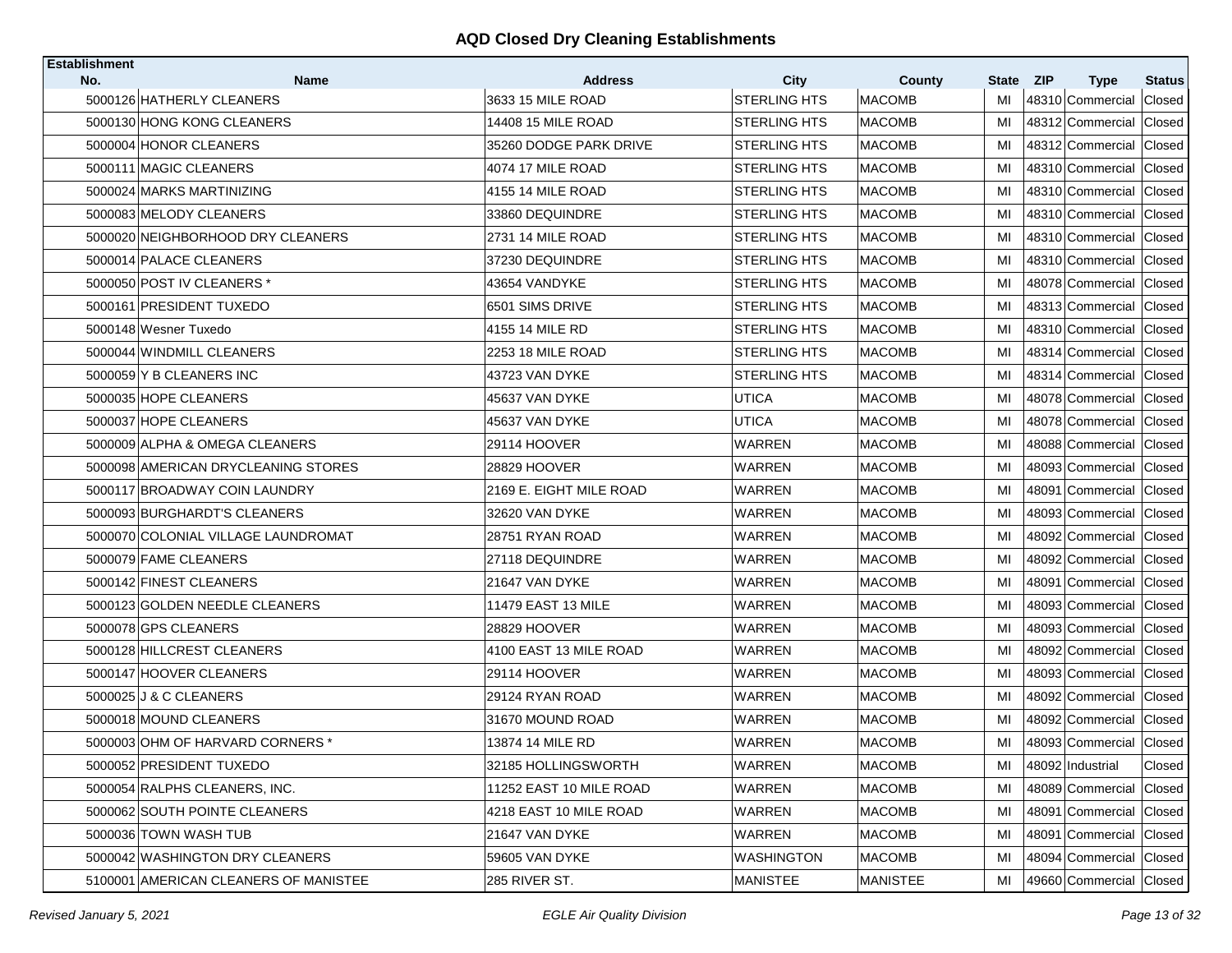## AQD Closed Dry Cleaning Establishments

| Establishment No. | Name | Address | City | County | State | ZIP | Type | Status |
|---|---|---|---|---|---|---|---|---|
| 5000126 | HATHERLY CLEANERS | 3633 15 MILE ROAD | STERLING HTS | MACOMB | MI | 48310 | Commercial | Closed |
| 5000130 | HONG KONG CLEANERS | 14408 15 MILE ROAD | STERLING HTS | MACOMB | MI | 48312 | Commercial | Closed |
| 5000004 | HONOR CLEANERS | 35260 DODGE PARK DRIVE | STERLING HTS | MACOMB | MI | 48312 | Commercial | Closed |
| 5000111 | MAGIC CLEANERS | 4074 17 MILE ROAD | STERLING HTS | MACOMB | MI | 48310 | Commercial | Closed |
| 5000024 | MARKS MARTINIZING | 4155 14 MILE ROAD | STERLING HTS | MACOMB | MI | 48310 | Commercial | Closed |
| 5000083 | MELODY CLEANERS | 33860 DEQUINDRE | STERLING HTS | MACOMB | MI | 48310 | Commercial | Closed |
| 5000020 | NEIGHBORHOOD DRY CLEANERS | 2731 14 MILE ROAD | STERLING HTS | MACOMB | MI | 48310 | Commercial | Closed |
| 5000014 | PALACE CLEANERS | 37230 DEQUINDRE | STERLING HTS | MACOMB | MI | 48310 | Commercial | Closed |
| 5000050 | POST IV CLEANERS * | 43654 VANDYKE | STERLING HTS | MACOMB | MI | 48078 | Commercial | Closed |
| 5000161 | PRESIDENT TUXEDO | 6501 SIMS DRIVE | STERLING HTS | MACOMB | MI | 48313 | Commercial | Closed |
| 5000148 | Wesner Tuxedo | 4155 14 MILE RD | STERLING HTS | MACOMB | MI | 48310 | Commercial | Closed |
| 5000044 | WINDMILL CLEANERS | 2253 18 MILE ROAD | STERLING HTS | MACOMB | MI | 48314 | Commercial | Closed |
| 5000059 | Y B CLEANERS INC | 43723 VAN DYKE | STERLING HTS | MACOMB | MI | 48314 | Commercial | Closed |
| 5000035 | HOPE CLEANERS | 45637 VAN DYKE | UTICA | MACOMB | MI | 48078 | Commercial | Closed |
| 5000037 | HOPE CLEANERS | 45637 VAN DYKE | UTICA | MACOMB | MI | 48078 | Commercial | Closed |
| 5000009 | ALPHA & OMEGA CLEANERS | 29114 HOOVER | WARREN | MACOMB | MI | 48088 | Commercial | Closed |
| 5000098 | AMERICAN DRYCLEANING STORES | 28829 HOOVER | WARREN | MACOMB | MI | 48093 | Commercial | Closed |
| 5000117 | BROADWAY COIN LAUNDRY | 2169 E. EIGHT MILE ROAD | WARREN | MACOMB | MI | 48091 | Commercial | Closed |
| 5000093 | BURGHARDT'S CLEANERS | 32620 VAN DYKE | WARREN | MACOMB | MI | 48093 | Commercial | Closed |
| 5000070 | COLONIAL VILLAGE LAUNDROMAT | 28751 RYAN ROAD | WARREN | MACOMB | MI | 48092 | Commercial | Closed |
| 5000079 | FAME CLEANERS | 27118 DEQUINDRE | WARREN | MACOMB | MI | 48092 | Commercial | Closed |
| 5000142 | FINEST CLEANERS | 21647 VAN DYKE | WARREN | MACOMB | MI | 48091 | Commercial | Closed |
| 5000123 | GOLDEN NEEDLE CLEANERS | 11479 EAST 13 MILE | WARREN | MACOMB | MI | 48093 | Commercial | Closed |
| 5000078 | GPS CLEANERS | 28829 HOOVER | WARREN | MACOMB | MI | 48093 | Commercial | Closed |
| 5000128 | HILLCREST CLEANERS | 4100 EAST 13 MILE ROAD | WARREN | MACOMB | MI | 48092 | Commercial | Closed |
| 5000147 | HOOVER CLEANERS | 29114 HOOVER | WARREN | MACOMB | MI | 48093 | Commercial | Closed |
| 5000025 | J & C CLEANERS | 29124 RYAN ROAD | WARREN | MACOMB | MI | 48092 | Commercial | Closed |
| 5000018 | MOUND CLEANERS | 31670 MOUND ROAD | WARREN | MACOMB | MI | 48092 | Commercial | Closed |
| 5000003 | OHM OF HARVARD CORNERS * | 13874 14 MILE RD | WARREN | MACOMB | MI | 48093 | Commercial | Closed |
| 5000052 | PRESIDENT TUXEDO | 32185 HOLLINGSWORTH | WARREN | MACOMB | MI | 48092 | Industrial | Closed |
| 5000054 | RALPHS CLEANERS, INC. | 11252 EAST 10 MILE ROAD | WARREN | MACOMB | MI | 48089 | Commercial | Closed |
| 5000062 | SOUTH POINTE CLEANERS | 4218 EAST 10 MILE ROAD | WARREN | MACOMB | MI | 48091 | Commercial | Closed |
| 5000036 | TOWN WASH TUB | 21647 VAN DYKE | WARREN | MACOMB | MI | 48091 | Commercial | Closed |
| 5000042 | WASHINGTON DRY CLEANERS | 59605 VAN DYKE | WASHINGTON | MACOMB | MI | 48094 | Commercial | Closed |
| 5100001 | AMERICAN CLEANERS OF MANISTEE | 285 RIVER ST. | MANISTEE | MANISTEE | MI | 49660 | Commercial | Closed |

*Revised January 5, 2021* — *EGLE Air Quality Division*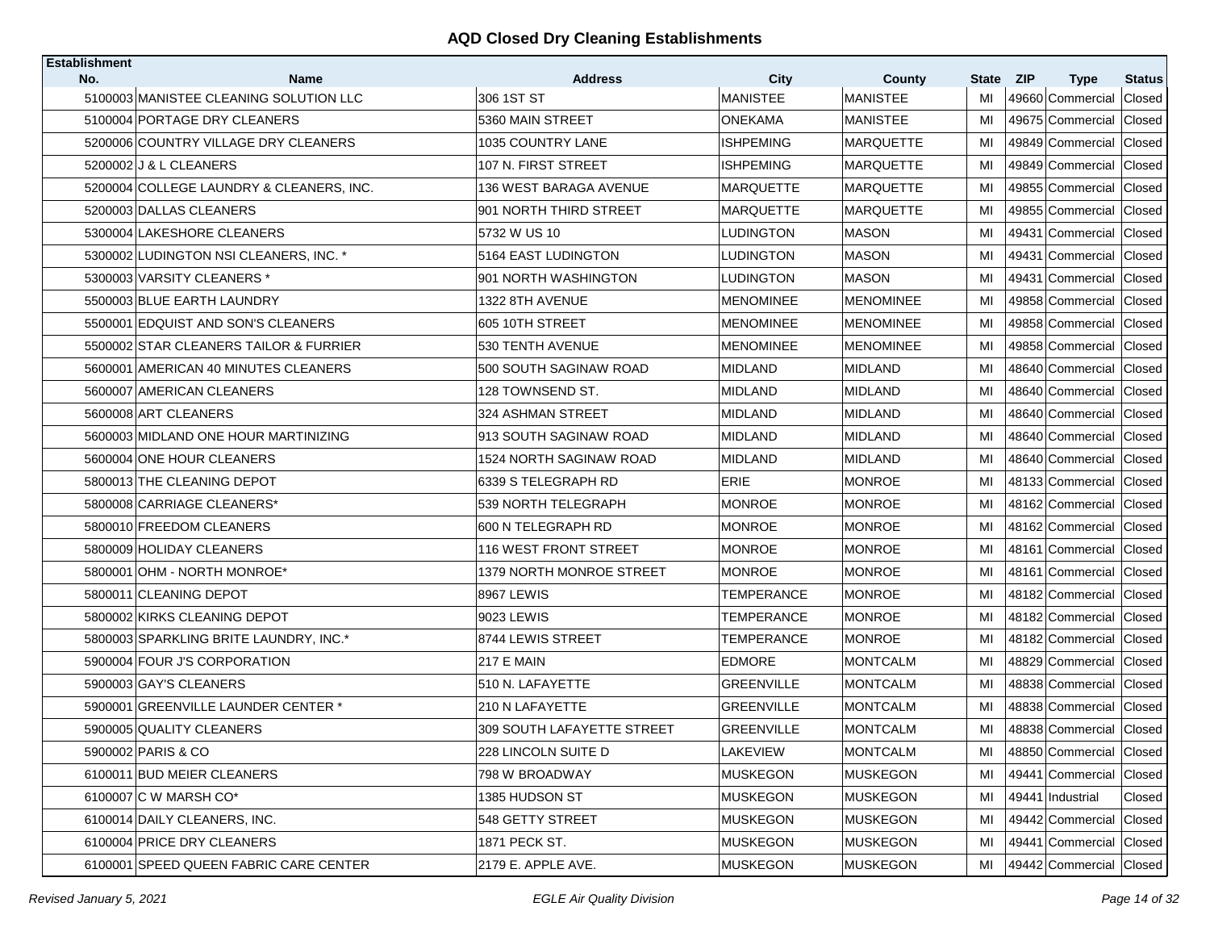## AQD Closed Dry Cleaning Establishments

| Establishment No. | Name | Address | City | County | State | ZIP | Type | Status |
|---|---|---|---|---|---|---|---|---|
| 5100003 | MANISTEE CLEANING SOLUTION LLC | 306 1ST ST | MANISTEE | MANISTEE | MI | 49660 | Commercial | Closed |
| 5100004 | PORTAGE DRY CLEANERS | 5360 MAIN STREET | ONEKAMA | MANISTEE | MI | 49675 | Commercial | Closed |
| 5200006 | COUNTRY VILLAGE DRY CLEANERS | 1035 COUNTRY LANE | ISHPEMING | MARQUETTE | MI | 49849 | Commercial | Closed |
| 5200002 | J & L CLEANERS | 107 N. FIRST STREET | ISHPEMING | MARQUETTE | MI | 49849 | Commercial | Closed |
| 5200004 | COLLEGE LAUNDRY & CLEANERS, INC. | 136 WEST BARAGA AVENUE | MARQUETTE | MARQUETTE | MI | 49855 | Commercial | Closed |
| 5200003 | DALLAS CLEANERS | 901 NORTH THIRD STREET | MARQUETTE | MARQUETTE | MI | 49855 | Commercial | Closed |
| 5300004 | LAKESHORE CLEANERS | 5732 W US 10 | LUDINGTON | MASON | MI | 49431 | Commercial | Closed |
| 5300002 | LUDINGTON NSI CLEANERS, INC. * | 5164 EAST LUDINGTON | LUDINGTON | MASON | MI | 49431 | Commercial | Closed |
| 5300003 | VARSITY CLEANERS * | 901 NORTH WASHINGTON | LUDINGTON | MASON | MI | 49431 | Commercial | Closed |
| 5500003 | BLUE EARTH LAUNDRY | 1322 8TH AVENUE | MENOMINEE | MENOMINEE | MI | 49858 | Commercial | Closed |
| 5500001 | EDQUIST AND SON'S CLEANERS | 605 10TH STREET | MENOMINEE | MENOMINEE | MI | 49858 | Commercial | Closed |
| 5500002 | STAR CLEANERS TAILOR & FURRIER | 530 TENTH AVENUE | MENOMINEE | MENOMINEE | MI | 49858 | Commercial | Closed |
| 5600001 | AMERICAN 40 MINUTES CLEANERS | 500 SOUTH SAGINAW ROAD | MIDLAND | MIDLAND | MI | 48640 | Commercial | Closed |
| 5600007 | AMERICAN CLEANERS | 128 TOWNSEND ST. | MIDLAND | MIDLAND | MI | 48640 | Commercial | Closed |
| 5600008 | ART CLEANERS | 324 ASHMAN STREET | MIDLAND | MIDLAND | MI | 48640 | Commercial | Closed |
| 5600003 | MIDLAND ONE HOUR MARTINIZING | 913 SOUTH SAGINAW ROAD | MIDLAND | MIDLAND | MI | 48640 | Commercial | Closed |
| 5600004 | ONE HOUR CLEANERS | 1524 NORTH SAGINAW ROAD | MIDLAND | MIDLAND | MI | 48640 | Commercial | Closed |
| 5800013 | THE CLEANING DEPOT | 6339 S TELEGRAPH RD | ERIE | MONROE | MI | 48133 | Commercial | Closed |
| 5800008 | CARRIAGE CLEANERS* | 539 NORTH TELEGRAPH | MONROE | MONROE | MI | 48162 | Commercial | Closed |
| 5800010 | FREEDOM CLEANERS | 600 N TELEGRAPH RD | MONROE | MONROE | MI | 48162 | Commercial | Closed |
| 5800009 | HOLIDAY CLEANERS | 116 WEST FRONT STREET | MONROE | MONROE | MI | 48161 | Commercial | Closed |
| 5800001 | OHM - NORTH MONROE* | 1379 NORTH MONROE STREET | MONROE | MONROE | MI | 48161 | Commercial | Closed |
| 5800011 | CLEANING DEPOT | 8967 LEWIS | TEMPERANCE | MONROE | MI | 48182 | Commercial | Closed |
| 5800002 | KIRKS CLEANING DEPOT | 9023 LEWIS | TEMPERANCE | MONROE | MI | 48182 | Commercial | Closed |
| 5800003 | SPARKLING BRITE LAUNDRY, INC.* | 8744 LEWIS STREET | TEMPERANCE | MONROE | MI | 48182 | Commercial | Closed |
| 5900004 | FOUR J'S CORPORATION | 217 E MAIN | EDMORE | MONTCALM | MI | 48829 | Commercial | Closed |
| 5900003 | GAY'S CLEANERS | 510 N. LAFAYETTE | GREENVILLE | MONTCALM | MI | 48838 | Commercial | Closed |
| 5900001 | GREENVILLE LAUNDER CENTER * | 210 N LAFAYETTE | GREENVILLE | MONTCALM | MI | 48838 | Commercial | Closed |
| 5900005 | QUALITY CLEANERS | 309 SOUTH LAFAYETTE STREET | GREENVILLE | MONTCALM | MI | 48838 | Commercial | Closed |
| 5900002 | PARIS & CO | 228 LINCOLN SUITE D | LAKEVIEW | MONTCALM | MI | 48850 | Commercial | Closed |
| 6100011 | BUD MEIER CLEANERS | 798 W BROADWAY | MUSKEGON | MUSKEGON | MI | 49441 | Commercial | Closed |
| 6100007 | C W MARSH CO* | 1385 HUDSON ST | MUSKEGON | MUSKEGON | MI | 49441 | Industrial | Closed |
| 6100014 | DAILY CLEANERS, INC. | 548 GETTY STREET | MUSKEGON | MUSKEGON | MI | 49442 | Commercial | Closed |
| 6100004 | PRICE DRY CLEANERS | 1871 PECK ST. | MUSKEGON | MUSKEGON | MI | 49441 | Commercial | Closed |
| 6100001 | SPEED QUEEN FABRIC CARE CENTER | 2179 E. APPLE AVE. | MUSKEGON | MUSKEGON | MI | 49442 | Commercial | Closed |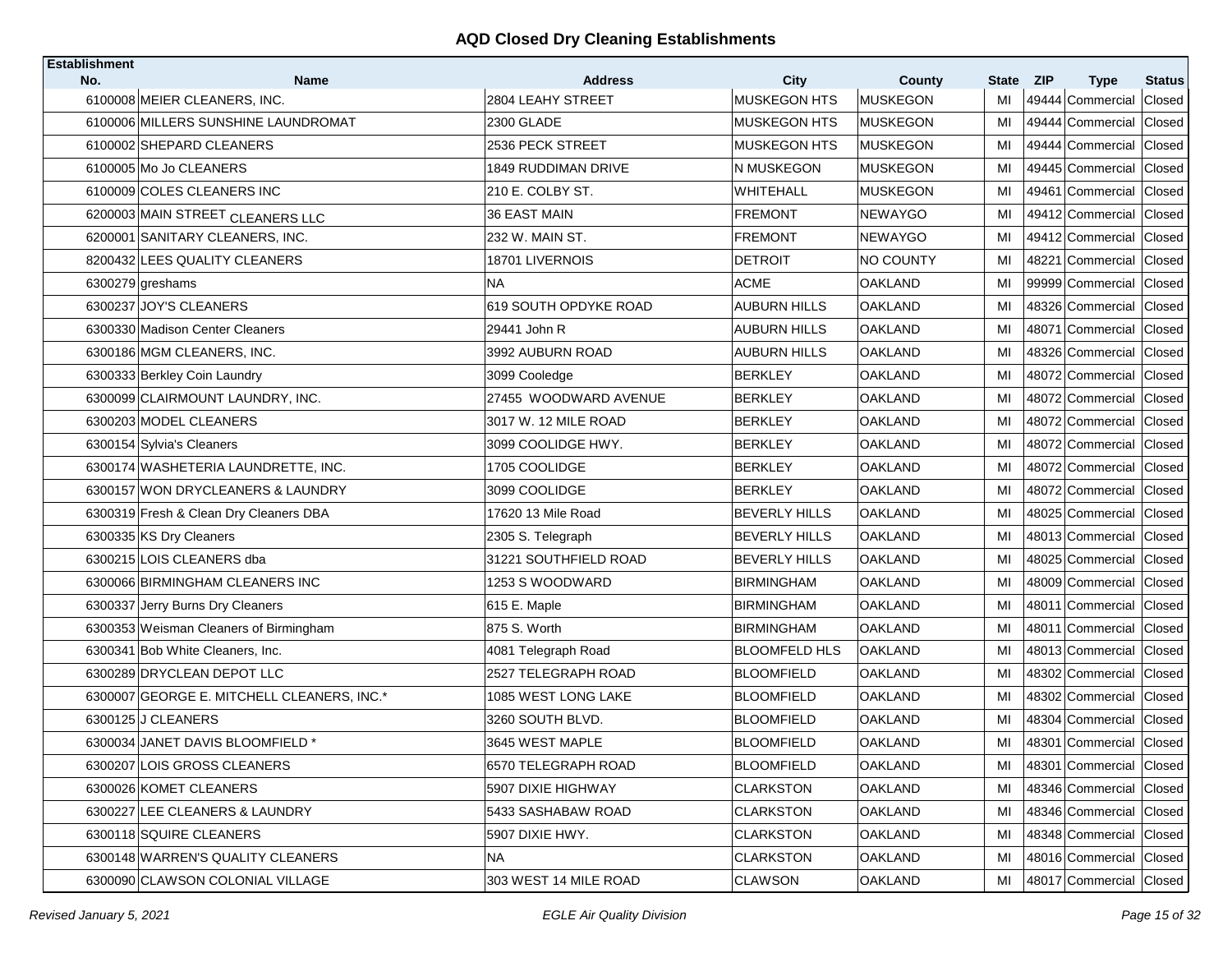## AQD Closed Dry Cleaning Establishments

| Establishment No. | Name | Address | City | County | State | ZIP | Type | Status |
|---|---|---|---|---|---|---|---|---|
| 6100008 | MEIER CLEANERS, INC. | 2804 LEAHY STREET | MUSKEGON HTS | MUSKEGON | MI | 49444 | Commercial | Closed |
| 6100006 | MILLERS SUNSHINE LAUNDROMAT | 2300 GLADE | MUSKEGON HTS | MUSKEGON | MI | 49444 | Commercial | Closed |
| 6100002 | SHEPARD CLEANERS | 2536 PECK STREET | MUSKEGON HTS | MUSKEGON | MI | 49444 | Commercial | Closed |
| 6100005 | Mo Jo CLEANERS | 1849 RUDDIMAN DRIVE | N MUSKEGON | MUSKEGON | MI | 49445 | Commercial | Closed |
| 6100009 | COLES CLEANERS INC | 210 E. COLBY ST. | WHITEHALL | MUSKEGON | MI | 49461 | Commercial | Closed |
| 6200003 | MAIN STREET CLEANERS LLC | 36 EAST MAIN | FREMONT | NEWAYGO | MI | 49412 | Commercial | Closed |
| 6200001 | SANITARY CLEANERS, INC. | 232 W. MAIN ST. | FREMONT | NEWAYGO | MI | 49412 | Commercial | Closed |
| 8200432 | LEES QUALITY CLEANERS | 18701 LIVERNOIS | DETROIT | NO COUNTY | MI | 48221 | Commercial | Closed |
| 6300279 | greshams | NA | ACME | OAKLAND | MI | 99999 | Commercial | Closed |
| 6300237 | JOY'S CLEANERS | 619 SOUTH OPDYKE ROAD | AUBURN HILLS | OAKLAND | MI | 48326 | Commercial | Closed |
| 6300330 | Madison Center Cleaners | 29441 John R | AUBURN HILLS | OAKLAND | MI | 48071 | Commercial | Closed |
| 6300186 | MGM CLEANERS, INC. | 3992 AUBURN ROAD | AUBURN HILLS | OAKLAND | MI | 48326 | Commercial | Closed |
| 6300333 | Berkley Coin Laundry | 3099 Cooledge | BERKLEY | OAKLAND | MI | 48072 | Commercial | Closed |
| 6300099 | CLAIRMOUNT LAUNDRY, INC. | 27455 WOODWARD AVENUE | BERKLEY | OAKLAND | MI | 48072 | Commercial | Closed |
| 6300203 | MODEL CLEANERS | 3017 W. 12 MILE ROAD | BERKLEY | OAKLAND | MI | 48072 | Commercial | Closed |
| 6300154 | Sylvia's Cleaners | 3099 COOLIDGE HWY. | BERKLEY | OAKLAND | MI | 48072 | Commercial | Closed |
| 6300174 | WASHETERIA LAUNDRETTE, INC. | 1705 COOLIDGE | BERKLEY | OAKLAND | MI | 48072 | Commercial | Closed |
| 6300157 | WON DRYCLEANERS & LAUNDRY | 3099 COOLIDGE | BERKLEY | OAKLAND | MI | 48072 | Commercial | Closed |
| 6300319 | Fresh & Clean Dry Cleaners DBA | 17620 13 Mile Road | BEVERLY HILLS | OAKLAND | MI | 48025 | Commercial | Closed |
| 6300335 | KS Dry Cleaners | 2305 S. Telegraph | BEVERLY HILLS | OAKLAND | MI | 48013 | Commercial | Closed |
| 6300215 | LOIS CLEANERS dba | 31221 SOUTHFIELD ROAD | BEVERLY HILLS | OAKLAND | MI | 48025 | Commercial | Closed |
| 6300066 | BIRMINGHAM CLEANERS INC | 1253 S WOODWARD | BIRMINGHAM | OAKLAND | MI | 48009 | Commercial | Closed |
| 6300337 | Jerry Burns Dry Cleaners | 615 E. Maple | BIRMINGHAM | OAKLAND | MI | 48011 | Commercial | Closed |
| 6300353 | Weisman Cleaners of Birmingham | 875 S. Worth | BIRMINGHAM | OAKLAND | MI | 48011 | Commercial | Closed |
| 6300341 | Bob White Cleaners, Inc. | 4081 Telegraph Road | BLOOMFELD HLS | OAKLAND | MI | 48013 | Commercial | Closed |
| 6300289 | DRYCLEAN DEPOT LLC | 2527 TELEGRAPH ROAD | BLOOMFIELD | OAKLAND | MI | 48302 | Commercial | Closed |
| 6300007 | GEORGE E. MITCHELL CLEANERS, INC.* | 1085 WEST LONG LAKE | BLOOMFIELD | OAKLAND | MI | 48302 | Commercial | Closed |
| 6300125 | J CLEANERS | 3260 SOUTH BLVD. | BLOOMFIELD | OAKLAND | MI | 48304 | Commercial | Closed |
| 6300034 | JANET DAVIS BLOOMFIELD * | 3645 WEST MAPLE | BLOOMFIELD | OAKLAND | MI | 48301 | Commercial | Closed |
| 6300207 | LOIS GROSS CLEANERS | 6570 TELEGRAPH ROAD | BLOOMFIELD | OAKLAND | MI | 48301 | Commercial | Closed |
| 6300026 | KOMET CLEANERS | 5907 DIXIE HIGHWAY | CLARKSTON | OAKLAND | MI | 48346 | Commercial | Closed |
| 6300227 | LEE CLEANERS & LAUNDRY | 5433 SASHABAW ROAD | CLARKSTON | OAKLAND | MI | 48346 | Commercial | Closed |
| 6300118 | SQUIRE CLEANERS | 5907 DIXIE HWY. | CLARKSTON | OAKLAND | MI | 48348 | Commercial | Closed |
| 6300148 | WARREN'S QUALITY CLEANERS | NA | CLARKSTON | OAKLAND | MI | 48016 | Commercial | Closed |
| 6300090 | CLAWSON COLONIAL VILLAGE | 303 WEST 14 MILE ROAD | CLAWSON | OAKLAND | MI | 48017 | Commercial | Closed |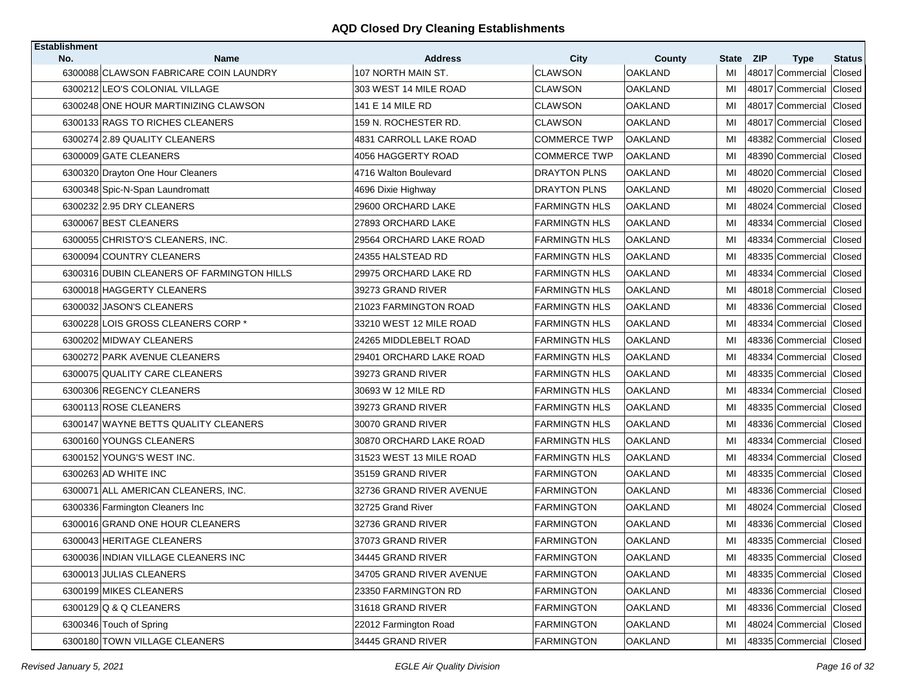## AQD Closed Dry Cleaning Establishments

| Establishment No. | Name | Address | City | County | State | ZIP | Type | Status |
|---|---|---|---|---|---|---|---|---|
| 6300088 | CLAWSON FABRICARE COIN LAUNDRY | 107 NORTH MAIN ST. | CLAWSON | OAKLAND | MI | 48017 | Commercial | Closed |
| 6300212 | LEO'S COLONIAL VILLAGE | 303 WEST 14 MILE ROAD | CLAWSON | OAKLAND | MI | 48017 | Commercial | Closed |
| 6300248 | ONE HOUR MARTINIZING CLAWSON | 141 E 14 MILE RD | CLAWSON | OAKLAND | MI | 48017 | Commercial | Closed |
| 6300133 | RAGS TO RICHES CLEANERS | 159 N. ROCHESTER RD. | CLAWSON | OAKLAND | MI | 48017 | Commercial | Closed |
| 6300274 | 2.89 QUALITY CLEANERS | 4831 CARROLL LAKE ROAD | COMMERCE TWP | OAKLAND | MI | 48382 | Commercial | Closed |
| 6300009 | GATE CLEANERS | 4056 HAGGERTY ROAD | COMMERCE TWP | OAKLAND | MI | 48390 | Commercial | Closed |
| 6300320 | Drayton One Hour Cleaners | 4716 Walton Boulevard | DRAYTON PLNS | OAKLAND | MI | 48020 | Commercial | Closed |
| 6300348 | Spic-N-Span Laundromatt | 4696 Dixie Highway | DRAYTON PLNS | OAKLAND | MI | 48020 | Commercial | Closed |
| 6300232 | 2.95 DRY CLEANERS | 29600 ORCHARD LAKE | FARMINGTN HLS | OAKLAND | MI | 48024 | Commercial | Closed |
| 6300067 | BEST CLEANERS | 27893 ORCHARD LAKE | FARMINGTN HLS | OAKLAND | MI | 48334 | Commercial | Closed |
| 6300055 | CHRISTO'S CLEANERS, INC. | 29564 ORCHARD LAKE ROAD | FARMINGTN HLS | OAKLAND | MI | 48334 | Commercial | Closed |
| 6300094 | COUNTRY CLEANERS | 24355 HALSTEAD RD | FARMINGTN HLS | OAKLAND | MI | 48335 | Commercial | Closed |
| 6300316 | DUBIN CLEANERS OF FARMINGTON HILLS | 29975 ORCHARD LAKE RD | FARMINGTN HLS | OAKLAND | MI | 48334 | Commercial | Closed |
| 6300018 | HAGGERTY CLEANERS | 39273 GRAND RIVER | FARMINGTN HLS | OAKLAND | MI | 48018 | Commercial | Closed |
| 6300032 | JASON'S CLEANERS | 21023 FARMINGTON ROAD | FARMINGTN HLS | OAKLAND | MI | 48336 | Commercial | Closed |
| 6300228 | LOIS GROSS CLEANERS CORP * | 33210 WEST 12 MILE ROAD | FARMINGTN HLS | OAKLAND | MI | 48334 | Commercial | Closed |
| 6300202 | MIDWAY CLEANERS | 24265 MIDDLEBELT ROAD | FARMINGTN HLS | OAKLAND | MI | 48336 | Commercial | Closed |
| 6300272 | PARK AVENUE CLEANERS | 29401 ORCHARD LAKE ROAD | FARMINGTN HLS | OAKLAND | MI | 48334 | Commercial | Closed |
| 6300075 | QUALITY CARE CLEANERS | 39273 GRAND RIVER | FARMINGTN HLS | OAKLAND | MI | 48335 | Commercial | Closed |
| 6300306 | REGENCY CLEANERS | 30693 W 12 MILE RD | FARMINGTN HLS | OAKLAND | MI | 48334 | Commercial | Closed |
| 6300113 | ROSE CLEANERS | 39273 GRAND RIVER | FARMINGTN HLS | OAKLAND | MI | 48335 | Commercial | Closed |
| 6300147 | WAYNE BETTS QUALITY CLEANERS | 30070 GRAND RIVER | FARMINGTN HLS | OAKLAND | MI | 48336 | Commercial | Closed |
| 6300160 | YOUNGS CLEANERS | 30870 ORCHARD LAKE ROAD | FARMINGTN HLS | OAKLAND | MI | 48334 | Commercial | Closed |
| 6300152 | YOUNG'S WEST INC. | 31523 WEST 13 MILE ROAD | FARMINGTN HLS | OAKLAND | MI | 48334 | Commercial | Closed |
| 6300263 | AD WHITE INC | 35159 GRAND RIVER | FARMINGTON | OAKLAND | MI | 48335 | Commercial | Closed |
| 6300071 | ALL AMERICAN CLEANERS, INC. | 32736 GRAND RIVER AVENUE | FARMINGTON | OAKLAND | MI | 48336 | Commercial | Closed |
| 6300336 | Farmington Cleaners Inc | 32725 Grand River | FARMINGTON | OAKLAND | MI | 48024 | Commercial | Closed |
| 6300016 | GRAND ONE HOUR CLEANERS | 32736 GRAND RIVER | FARMINGTON | OAKLAND | MI | 48336 | Commercial | Closed |
| 6300043 | HERITAGE CLEANERS | 37073 GRAND RIVER | FARMINGTON | OAKLAND | MI | 48335 | Commercial | Closed |
| 6300036 | INDIAN VILLAGE CLEANERS INC | 34445 GRAND RIVER | FARMINGTON | OAKLAND | MI | 48335 | Commercial | Closed |
| 6300013 | JULIAS CLEANERS | 34705 GRAND RIVER AVENUE | FARMINGTON | OAKLAND | MI | 48335 | Commercial | Closed |
| 6300199 | MIKES CLEANERS | 23350 FARMINGTON RD | FARMINGTON | OAKLAND | MI | 48336 | Commercial | Closed |
| 6300129 | Q & Q CLEANERS | 31618 GRAND RIVER | FARMINGTON | OAKLAND | MI | 48336 | Commercial | Closed |
| 6300346 | Touch of Spring | 22012 Farmington Road | FARMINGTON | OAKLAND | MI | 48024 | Commercial | Closed |
| 6300180 | TOWN VILLAGE CLEANERS | 34445 GRAND RIVER | FARMINGTON | OAKLAND | MI | 48335 | Commercial | Closed |

*Revised January 5, 2021* *EGLE Air Quality Division*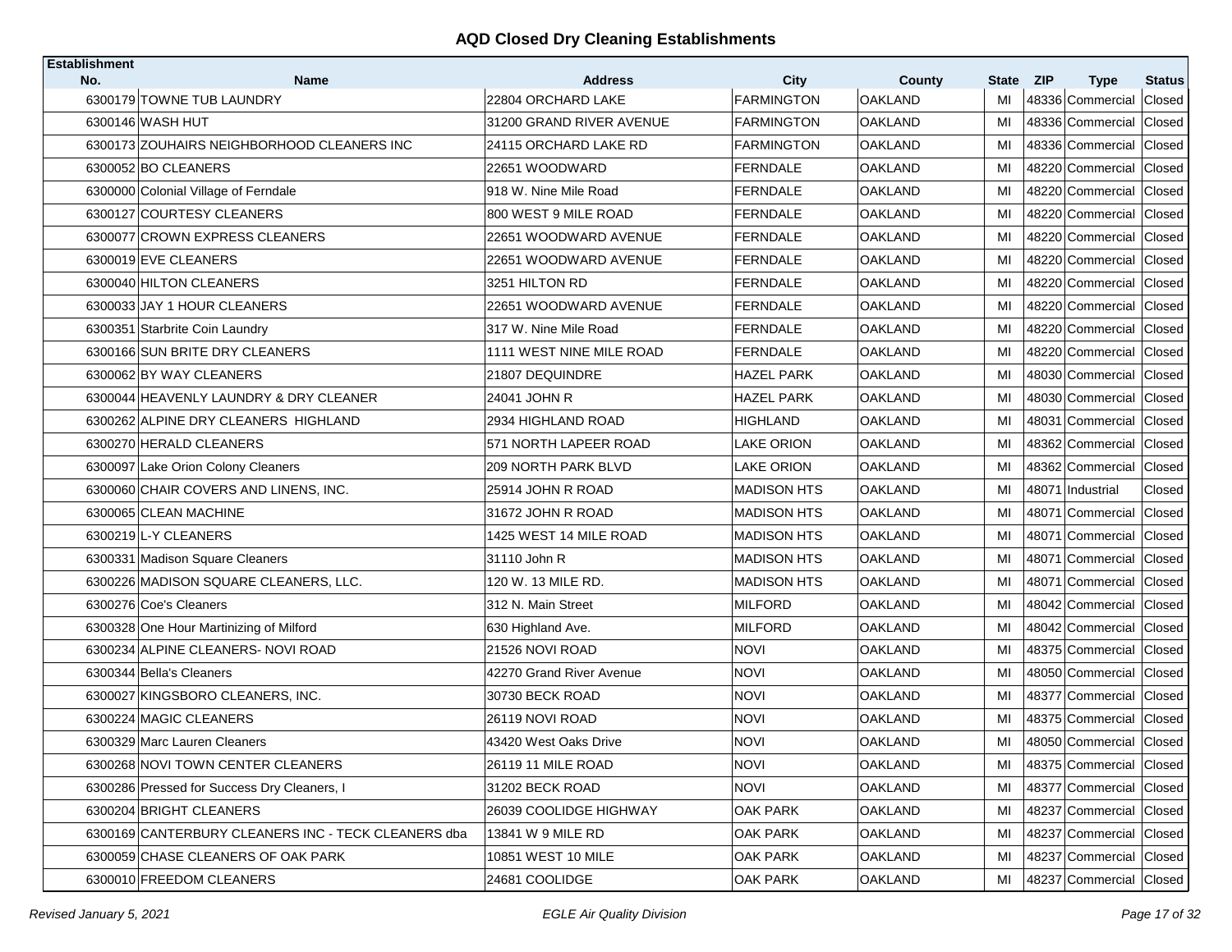## AQD Closed Dry Cleaning Establishments

| Establishment No. | Name | Address | City | County | State | ZIP | Type | Status |
|---|---|---|---|---|---|---|---|---|
| 6300179 | TOWNE TUB LAUNDRY | 22804 ORCHARD LAKE | FARMINGTON | OAKLAND | MI | 48336 | Commercial | Closed |
| 6300146 | WASH HUT | 31200 GRAND RIVER AVENUE | FARMINGTON | OAKLAND | MI | 48336 | Commercial | Closed |
| 6300173 | ZOUHAIRS NEIGHBORHOOD CLEANERS INC | 24115 ORCHARD LAKE RD | FARMINGTON | OAKLAND | MI | 48336 | Commercial | Closed |
| 6300052 | BO CLEANERS | 22651 WOODWARD | FERNDALE | OAKLAND | MI | 48220 | Commercial | Closed |
| 6300000 | Colonial Village of Ferndale | 918 W. Nine Mile Road | FERNDALE | OAKLAND | MI | 48220 | Commercial | Closed |
| 6300127 | COURTESY CLEANERS | 800 WEST 9 MILE ROAD | FERNDALE | OAKLAND | MI | 48220 | Commercial | Closed |
| 6300077 | CROWN EXPRESS CLEANERS | 22651 WOODWARD AVENUE | FERNDALE | OAKLAND | MI | 48220 | Commercial | Closed |
| 6300019 | EVE CLEANERS | 22651 WOODWARD AVENUE | FERNDALE | OAKLAND | MI | 48220 | Commercial | Closed |
| 6300040 | HILTON CLEANERS | 3251 HILTON RD | FERNDALE | OAKLAND | MI | 48220 | Commercial | Closed |
| 6300033 | JAY 1 HOUR CLEANERS | 22651 WOODWARD AVENUE | FERNDALE | OAKLAND | MI | 48220 | Commercial | Closed |
| 6300351 | Starbrite Coin Laundry | 317 W. Nine Mile Road | FERNDALE | OAKLAND | MI | 48220 | Commercial | Closed |
| 6300166 | SUN BRITE DRY CLEANERS | 1111 WEST NINE MILE ROAD | FERNDALE | OAKLAND | MI | 48220 | Commercial | Closed |
| 6300062 | BY WAY CLEANERS | 21807 DEQUINDRE | HAZEL PARK | OAKLAND | MI | 48030 | Commercial | Closed |
| 6300044 | HEAVENLY LAUNDRY & DRY CLEANER | 24041 JOHN R | HAZEL PARK | OAKLAND | MI | 48030 | Commercial | Closed |
| 6300262 | ALPINE DRY CLEANERS HIGHLAND | 2934 HIGHLAND ROAD | HIGHLAND | OAKLAND | MI | 48031 | Commercial | Closed |
| 6300270 | HERALD CLEANERS | 571 NORTH LAPEER ROAD | LAKE ORION | OAKLAND | MI | 48362 | Commercial | Closed |
| 6300097 | Lake Orion Colony Cleaners | 209 NORTH PARK BLVD | LAKE ORION | OAKLAND | MI | 48362 | Commercial | Closed |
| 6300060 | CHAIR COVERS AND LINENS, INC. | 25914 JOHN R ROAD | MADISON HTS | OAKLAND | MI | 48071 | Industrial | Closed |
| 6300065 | CLEAN MACHINE | 31672 JOHN R ROAD | MADISON HTS | OAKLAND | MI | 48071 | Commercial | Closed |
| 6300219 | L-Y CLEANERS | 1425 WEST 14 MILE ROAD | MADISON HTS | OAKLAND | MI | 48071 | Commercial | Closed |
| 6300331 | Madison Square Cleaners | 31110 John R | MADISON HTS | OAKLAND | MI | 48071 | Commercial | Closed |
| 6300226 | MADISON SQUARE CLEANERS, LLC. | 120 W. 13 MILE RD. | MADISON HTS | OAKLAND | MI | 48071 | Commercial | Closed |
| 6300276 | Coe's Cleaners | 312 N. Main Street | MILFORD | OAKLAND | MI | 48042 | Commercial | Closed |
| 6300328 | One Hour Martinizing of Milford | 630 Highland Ave. | MILFORD | OAKLAND | MI | 48042 | Commercial | Closed |
| 6300234 | ALPINE CLEANERS- NOVI ROAD | 21526 NOVI ROAD | NOVI | OAKLAND | MI | 48375 | Commercial | Closed |
| 6300344 | Bella's Cleaners | 42270 Grand River Avenue | NOVI | OAKLAND | MI | 48050 | Commercial | Closed |
| 6300027 | KINGSBORO CLEANERS, INC. | 30730 BECK ROAD | NOVI | OAKLAND | MI | 48377 | Commercial | Closed |
| 6300224 | MAGIC CLEANERS | 26119 NOVI ROAD | NOVI | OAKLAND | MI | 48375 | Commercial | Closed |
| 6300329 | Marc Lauren Cleaners | 43420 West Oaks Drive | NOVI | OAKLAND | MI | 48050 | Commercial | Closed |
| 6300268 | NOVI TOWN CENTER CLEANERS | 26119 11 MILE ROAD | NOVI | OAKLAND | MI | 48375 | Commercial | Closed |
| 6300286 | Pressed for Success Dry Cleaners, I | 31202 BECK ROAD | NOVI | OAKLAND | MI | 48377 | Commercial | Closed |
| 6300204 | BRIGHT CLEANERS | 26039 COOLIDGE HIGHWAY | OAK PARK | OAKLAND | MI | 48237 | Commercial | Closed |
| 6300169 | CANTERBURY CLEANERS INC - TECK CLEANERS dba | 13841 W 9 MILE RD | OAK PARK | OAKLAND | MI | 48237 | Commercial | Closed |
| 6300059 | CHASE CLEANERS OF OAK PARK | 10851 WEST 10 MILE | OAK PARK | OAKLAND | MI | 48237 | Commercial | Closed |
| 6300010 | FREEDOM CLEANERS | 24681 COOLIDGE | OAK PARK | OAKLAND | MI | 48237 | Commercial | Closed |

*Revised January 5, 2021* — *EGLE Air Quality Division*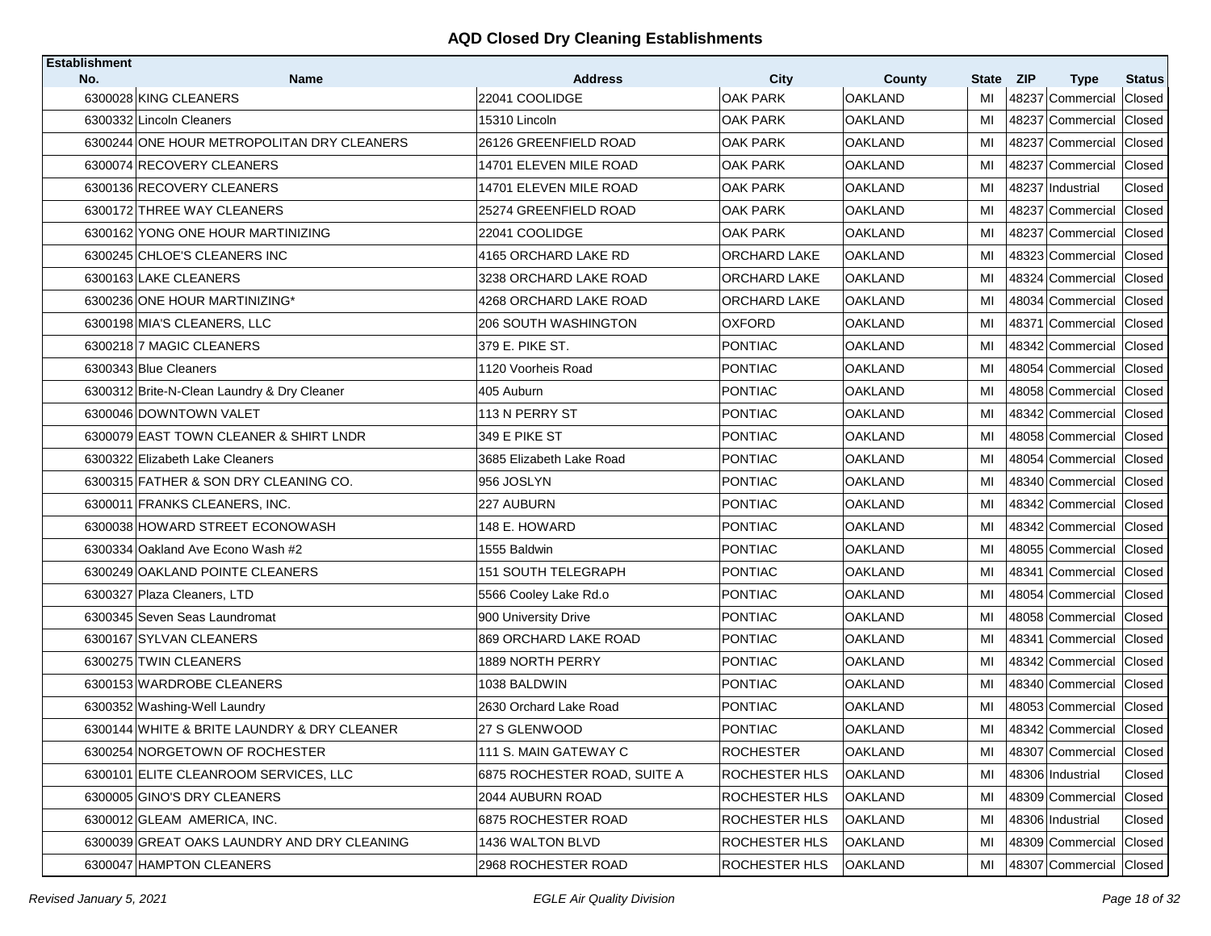# AQD Closed Dry Cleaning Establishments

| Establishment No. | Name | Address | City | County | State | ZIP | Type | Status |
|---|---|---|---|---|---|---|---|---|
| 6300028 | KING CLEANERS | 22041 COOLIDGE | OAK PARK | OAKLAND | MI | 48237 | Commercial | Closed |
| 6300332 | Lincoln Cleaners | 15310 Lincoln | OAK PARK | OAKLAND | MI | 48237 | Commercial | Closed |
| 6300244 | ONE HOUR METROPOLITAN DRY CLEANERS | 26126 GREENFIELD ROAD | OAK PARK | OAKLAND | MI | 48237 | Commercial | Closed |
| 6300074 | RECOVERY CLEANERS | 14701 ELEVEN MILE ROAD | OAK PARK | OAKLAND | MI | 48237 | Commercial | Closed |
| 6300136 | RECOVERY CLEANERS | 14701 ELEVEN MILE ROAD | OAK PARK | OAKLAND | MI | 48237 | Industrial | Closed |
| 6300172 | THREE WAY CLEANERS | 25274 GREENFIELD ROAD | OAK PARK | OAKLAND | MI | 48237 | Commercial | Closed |
| 6300162 | YONG ONE HOUR MARTINIZING | 22041 COOLIDGE | OAK PARK | OAKLAND | MI | 48237 | Commercial | Closed |
| 6300245 | CHLOE'S CLEANERS INC | 4165 ORCHARD LAKE RD | ORCHARD LAKE | OAKLAND | MI | 48323 | Commercial | Closed |
| 6300163 | LAKE CLEANERS | 3238 ORCHARD LAKE ROAD | ORCHARD LAKE | OAKLAND | MI | 48324 | Commercial | Closed |
| 6300236 | ONE HOUR MARTINIZING* | 4268 ORCHARD LAKE ROAD | ORCHARD LAKE | OAKLAND | MI | 48034 | Commercial | Closed |
| 6300198 | MIA'S CLEANERS, LLC | 206 SOUTH WASHINGTON | OXFORD | OAKLAND | MI | 48371 | Commercial | Closed |
| 6300218 | 7 MAGIC CLEANERS | 379 E. PIKE ST. | PONTIAC | OAKLAND | MI | 48342 | Commercial | Closed |
| 6300343 | Blue Cleaners | 1120 Voorheis Road | PONTIAC | OAKLAND | MI | 48054 | Commercial | Closed |
| 6300312 | Brite-N-Clean Laundry & Dry Cleaner | 405 Auburn | PONTIAC | OAKLAND | MI | 48058 | Commercial | Closed |
| 6300046 | DOWNTOWN VALET | 113 N PERRY ST | PONTIAC | OAKLAND | MI | 48342 | Commercial | Closed |
| 6300079 | EAST TOWN CLEANER & SHIRT LNDR | 349 E PIKE ST | PONTIAC | OAKLAND | MI | 48058 | Commercial | Closed |
| 6300322 | Elizabeth Lake Cleaners | 3685 Elizabeth Lake Road | PONTIAC | OAKLAND | MI | 48054 | Commercial | Closed |
| 6300315 | FATHER & SON DRY CLEANING CO. | 956 JOSLYN | PONTIAC | OAKLAND | MI | 48340 | Commercial | Closed |
| 6300011 | FRANKS CLEANERS, INC. | 227 AUBURN | PONTIAC | OAKLAND | MI | 48342 | Commercial | Closed |
| 6300038 | HOWARD STREET ECONOWASH | 148 E. HOWARD | PONTIAC | OAKLAND | MI | 48342 | Commercial | Closed |
| 6300334 | Oakland Ave Econo Wash #2 | 1555 Baldwin | PONTIAC | OAKLAND | MI | 48055 | Commercial | Closed |
| 6300249 | OAKLAND POINTE CLEANERS | 151 SOUTH TELEGRAPH | PONTIAC | OAKLAND | MI | 48341 | Commercial | Closed |
| 6300327 | Plaza Cleaners, LTD | 5566 Cooley Lake Rd.o | PONTIAC | OAKLAND | MI | 48054 | Commercial | Closed |
| 6300345 | Seven Seas Laundromat | 900 University Drive | PONTIAC | OAKLAND | MI | 48058 | Commercial | Closed |
| 6300167 | SYLVAN CLEANERS | 869 ORCHARD LAKE ROAD | PONTIAC | OAKLAND | MI | 48341 | Commercial | Closed |
| 6300275 | TWIN CLEANERS | 1889 NORTH PERRY | PONTIAC | OAKLAND | MI | 48342 | Commercial | Closed |
| 6300153 | WARDROBE CLEANERS | 1038 BALDWIN | PONTIAC | OAKLAND | MI | 48340 | Commercial | Closed |
| 6300352 | Washing-Well Laundry | 2630 Orchard Lake Road | PONTIAC | OAKLAND | MI | 48053 | Commercial | Closed |
| 6300144 | WHITE & BRITE LAUNDRY & DRY CLEANER | 27 S GLENWOOD | PONTIAC | OAKLAND | MI | 48342 | Commercial | Closed |
| 6300254 | NORGETOWN OF ROCHESTER | 111 S. MAIN GATEWAY C | ROCHESTER | OAKLAND | MI | 48307 | Commercial | Closed |
| 6300101 | ELITE CLEANROOM SERVICES, LLC | 6875 ROCHESTER ROAD, SUITE A | ROCHESTER HLS | OAKLAND | MI | 48306 | Industrial | Closed |
| 6300005 | GINO'S DRY CLEANERS | 2044 AUBURN ROAD | ROCHESTER HLS | OAKLAND | MI | 48309 | Commercial | Closed |
| 6300012 | GLEAM AMERICA, INC. | 6875 ROCHESTER ROAD | ROCHESTER HLS | OAKLAND | MI | 48306 | Industrial | Closed |
| 6300039 | GREAT OAKS LAUNDRY AND DRY CLEANING | 1436 WALTON BLVD | ROCHESTER HLS | OAKLAND | MI | 48309 | Commercial | Closed |
| 6300047 | HAMPTON CLEANERS | 2968 ROCHESTER ROAD | ROCHESTER HLS | OAKLAND | MI | 48307 | Commercial | Closed |

*Revised January 5, 2021* *EGLE Air Quality Division*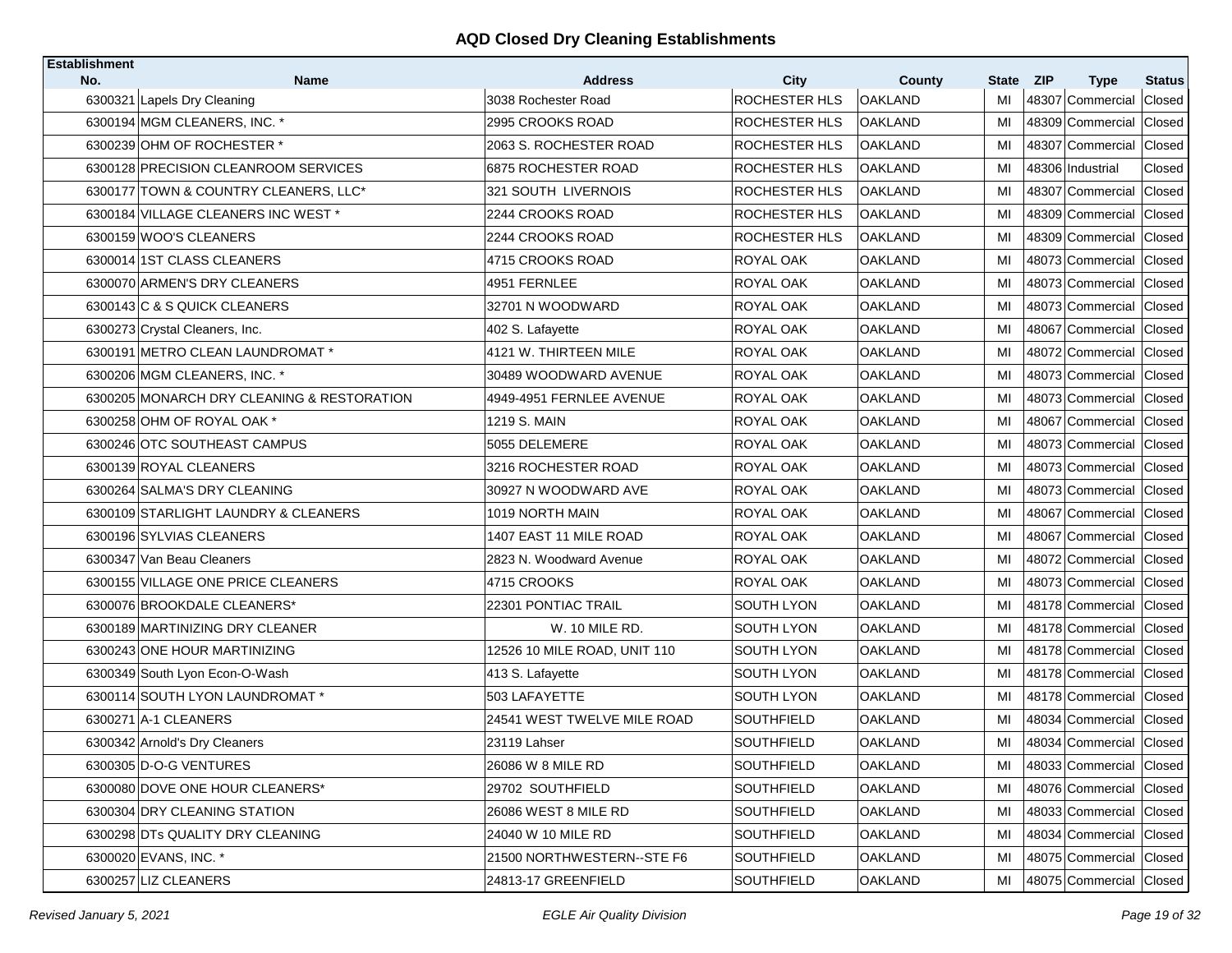# AQD Closed Dry Cleaning Establishments

| Establishment No. | Name | Address | City | County | State | ZIP | Type | Status |
|---|---|---|---|---|---|---|---|---|
| 6300321 | Lapels Dry Cleaning | 3038 Rochester Road | ROCHESTER HLS | OAKLAND | MI | 48307 | Commercial | Closed |
| 6300194 | MGM CLEANERS, INC. * | 2995 CROOKS ROAD | ROCHESTER HLS | OAKLAND | MI | 48309 | Commercial | Closed |
| 6300239 | OHM OF ROCHESTER * | 2063 S. ROCHESTER ROAD | ROCHESTER HLS | OAKLAND | MI | 48307 | Commercial | Closed |
| 6300128 | PRECISION CLEANROOM SERVICES | 6875 ROCHESTER ROAD | ROCHESTER HLS | OAKLAND | MI | 48306 | Industrial | Closed |
| 6300177 | TOWN & COUNTRY CLEANERS, LLC* | 321 SOUTH LIVERNOIS | ROCHESTER HLS | OAKLAND | MI | 48307 | Commercial | Closed |
| 6300184 | VILLAGE CLEANERS INC WEST * | 2244 CROOKS ROAD | ROCHESTER HLS | OAKLAND | MI | 48309 | Commercial | Closed |
| 6300159 | WOO'S CLEANERS | 2244 CROOKS ROAD | ROCHESTER HLS | OAKLAND | MI | 48309 | Commercial | Closed |
| 6300014 | 1ST CLASS CLEANERS | 4715 CROOKS ROAD | ROYAL OAK | OAKLAND | MI | 48073 | Commercial | Closed |
| 6300070 | ARMEN'S DRY CLEANERS | 4951 FERNLEE | ROYAL OAK | OAKLAND | MI | 48073 | Commercial | Closed |
| 6300143 | C & S QUICK CLEANERS | 32701 N WOODWARD | ROYAL OAK | OAKLAND | MI | 48073 | Commercial | Closed |
| 6300273 | Crystal Cleaners, Inc. | 402 S. Lafayette | ROYAL OAK | OAKLAND | MI | 48067 | Commercial | Closed |
| 6300191 | METRO CLEAN LAUNDROMAT * | 4121 W. THIRTEEN MILE | ROYAL OAK | OAKLAND | MI | 48072 | Commercial | Closed |
| 6300206 | MGM CLEANERS, INC. * | 30489 WOODWARD AVENUE | ROYAL OAK | OAKLAND | MI | 48073 | Commercial | Closed |
| 6300205 | MONARCH DRY CLEANING & RESTORATION | 4949-4951 FERNLEE AVENUE | ROYAL OAK | OAKLAND | MI | 48073 | Commercial | Closed |
| 6300258 | OHM OF ROYAL OAK * | 1219 S. MAIN | ROYAL OAK | OAKLAND | MI | 48067 | Commercial | Closed |
| 6300246 | OTC SOUTHEAST CAMPUS | 5055 DELEMERE | ROYAL OAK | OAKLAND | MI | 48073 | Commercial | Closed |
| 6300139 | ROYAL CLEANERS | 3216 ROCHESTER ROAD | ROYAL OAK | OAKLAND | MI | 48073 | Commercial | Closed |
| 6300264 | SALMA'S DRY CLEANING | 30927 N WOODWARD AVE | ROYAL OAK | OAKLAND | MI | 48073 | Commercial | Closed |
| 6300109 | STARLIGHT LAUNDRY & CLEANERS | 1019 NORTH MAIN | ROYAL OAK | OAKLAND | MI | 48067 | Commercial | Closed |
| 6300196 | SYLVIAS CLEANERS | 1407 EAST 11 MILE ROAD | ROYAL OAK | OAKLAND | MI | 48067 | Commercial | Closed |
| 6300347 | Van Beau Cleaners | 2823 N. Woodward Avenue | ROYAL OAK | OAKLAND | MI | 48072 | Commercial | Closed |
| 6300155 | VILLAGE ONE PRICE CLEANERS | 4715 CROOKS | ROYAL OAK | OAKLAND | MI | 48073 | Commercial | Closed |
| 6300076 | BROOKDALE CLEANERS* | 22301 PONTIAC TRAIL | SOUTH LYON | OAKLAND | MI | 48178 | Commercial | Closed |
| 6300189 | MARTINIZING DRY CLEANER | W. 10 MILE RD. | SOUTH LYON | OAKLAND | MI | 48178 | Commercial | Closed |
| 6300243 | ONE HOUR MARTINIZING | 12526 10 MILE ROAD, UNIT 110 | SOUTH LYON | OAKLAND | MI | 48178 | Commercial | Closed |
| 6300349 | South Lyon Econ-O-Wash | 413 S. Lafayette | SOUTH LYON | OAKLAND | MI | 48178 | Commercial | Closed |
| 6300114 | SOUTH LYON LAUNDROMAT * | 503 LAFAYETTE | SOUTH LYON | OAKLAND | MI | 48178 | Commercial | Closed |
| 6300271 | A-1 CLEANERS | 24541 WEST TWELVE MILE ROAD | SOUTHFIELD | OAKLAND | MI | 48034 | Commercial | Closed |
| 6300342 | Arnold's Dry Cleaners | 23119 Lahser | SOUTHFIELD | OAKLAND | MI | 48034 | Commercial | Closed |
| 6300305 | D-O-G VENTURES | 26086 W 8 MILE RD | SOUTHFIELD | OAKLAND | MI | 48033 | Commercial | Closed |
| 6300080 | DOVE ONE HOUR CLEANERS* | 29702 SOUTHFIELD | SOUTHFIELD | OAKLAND | MI | 48076 | Commercial | Closed |
| 6300304 | DRY CLEANING STATION | 26086 WEST 8 MILE RD | SOUTHFIELD | OAKLAND | MI | 48033 | Commercial | Closed |
| 6300298 | DTs QUALITY DRY CLEANING | 24040 W 10 MILE RD | SOUTHFIELD | OAKLAND | MI | 48034 | Commercial | Closed |
| 6300020 | EVANS, INC. * | 21500 NORTHWESTERN--STE F6 | SOUTHFIELD | OAKLAND | MI | 48075 | Commercial | Closed |
| 6300257 | LIZ CLEANERS | 24813-17 GREENFIELD | SOUTHFIELD | OAKLAND | MI | 48075 | Commercial | Closed |

*Revised January 5, 2021* — *EGLE Air Quality Division*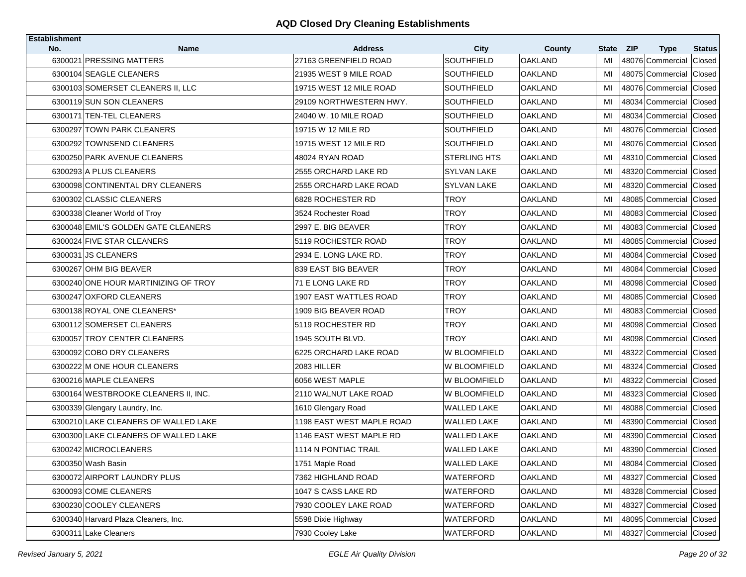# AQD Closed Dry Cleaning Establishments

| Establishment No. | Name | Address | City | County | State | ZIP | Type | Status |
|---|---|---|---|---|---|---|---|---|
| 6300021 | PRESSING MATTERS | 27163 GREENFIELD ROAD | SOUTHFIELD | OAKLAND | MI | 48076 | Commercial | Closed |
| 6300104 | SEAGLE CLEANERS | 21935 WEST 9 MILE ROAD | SOUTHFIELD | OAKLAND | MI | 48075 | Commercial | Closed |
| 6300103 | SOMERSET CLEANERS II, LLC | 19715 WEST 12 MILE ROAD | SOUTHFIELD | OAKLAND | MI | 48076 | Commercial | Closed |
| 6300119 | SUN SON CLEANERS | 29109 NORTHWESTERN HWY. | SOUTHFIELD | OAKLAND | MI | 48034 | Commercial | Closed |
| 6300171 | TEN-TEL CLEANERS | 24040 W. 10 MILE ROAD | SOUTHFIELD | OAKLAND | MI | 48034 | Commercial | Closed |
| 6300297 | TOWN PARK CLEANERS | 19715 W 12 MILE RD | SOUTHFIELD | OAKLAND | MI | 48076 | Commercial | Closed |
| 6300292 | TOWNSEND CLEANERS | 19715 WEST 12 MILE RD | SOUTHFIELD | OAKLAND | MI | 48076 | Commercial | Closed |
| 6300250 | PARK AVENUE CLEANERS | 48024 RYAN ROAD | STERLING HTS | OAKLAND | MI | 48310 | Commercial | Closed |
| 6300293 | A PLUS CLEANERS | 2555 ORCHARD LAKE RD | SYLVAN LAKE | OAKLAND | MI | 48320 | Commercial | Closed |
| 6300098 | CONTINENTAL DRY CLEANERS | 2555 ORCHARD LAKE ROAD | SYLVAN LAKE | OAKLAND | MI | 48320 | Commercial | Closed |
| 6300302 | CLASSIC CLEANERS | 6828 ROCHESTER RD | TROY | OAKLAND | MI | 48085 | Commercial | Closed |
| 6300338 | Cleaner World of Troy | 3524 Rochester Road | TROY | OAKLAND | MI | 48083 | Commercial | Closed |
| 6300048 | EMIL'S GOLDEN GATE CLEANERS | 2997 E. BIG BEAVER | TROY | OAKLAND | MI | 48083 | Commercial | Closed |
| 6300024 | FIVE STAR CLEANERS | 5119 ROCHESTER ROAD | TROY | OAKLAND | MI | 48085 | Commercial | Closed |
| 6300031 | JS CLEANERS | 2934 E. LONG LAKE RD. | TROY | OAKLAND | MI | 48084 | Commercial | Closed |
| 6300267 | OHM BIG BEAVER | 839 EAST BIG BEAVER | TROY | OAKLAND | MI | 48084 | Commercial | Closed |
| 6300240 | ONE HOUR MARTINIZING OF TROY | 71 E LONG LAKE RD | TROY | OAKLAND | MI | 48098 | Commercial | Closed |
| 6300247 | OXFORD CLEANERS | 1907 EAST WATTLES ROAD | TROY | OAKLAND | MI | 48085 | Commercial | Closed |
| 6300138 | ROYAL ONE CLEANERS* | 1909 BIG BEAVER ROAD | TROY | OAKLAND | MI | 48083 | Commercial | Closed |
| 6300112 | SOMERSET CLEANERS | 5119 ROCHESTER RD | TROY | OAKLAND | MI | 48098 | Commercial | Closed |
| 6300057 | TROY CENTER CLEANERS | 1945 SOUTH BLVD. | TROY | OAKLAND | MI | 48098 | Commercial | Closed |
| 6300092 | COBO DRY CLEANERS | 6225 ORCHARD LAKE ROAD | W BLOOMFIELD | OAKLAND | MI | 48322 | Commercial | Closed |
| 6300222 | M ONE HOUR CLEANERS | 2083 HILLER | W BLOOMFIELD | OAKLAND | MI | 48324 | Commercial | Closed |
| 6300216 | MAPLE CLEANERS | 6056 WEST MAPLE | W BLOOMFIELD | OAKLAND | MI | 48322 | Commercial | Closed |
| 6300164 | WESTBROOKE CLEANERS II, INC. | 2110 WALNUT LAKE ROAD | W BLOOMFIELD | OAKLAND | MI | 48323 | Commercial | Closed |
| 6300339 | Glengary Laundry, Inc. | 1610 Glengary Road | WALLED LAKE | OAKLAND | MI | 48088 | Commercial | Closed |
| 6300210 | LAKE CLEANERS OF WALLED LAKE | 1198 EAST WEST MAPLE ROAD | WALLED LAKE | OAKLAND | MI | 48390 | Commercial | Closed |
| 6300300 | LAKE CLEANERS OF WALLED LAKE | 1146 EAST WEST MAPLE RD | WALLED LAKE | OAKLAND | MI | 48390 | Commercial | Closed |
| 6300242 | MICROCLEANERS | 1114 N PONTIAC TRAIL | WALLED LAKE | OAKLAND | MI | 48390 | Commercial | Closed |
| 6300350 | Wash Basin | 1751 Maple Road | WALLED LAKE | OAKLAND | MI | 48084 | Commercial | Closed |
| 6300072 | AIRPORT LAUNDRY PLUS | 7362 HIGHLAND ROAD | WATERFORD | OAKLAND | MI | 48327 | Commercial | Closed |
| 6300093 | COME CLEANERS | 1047 S CASS LAKE RD | WATERFORD | OAKLAND | MI | 48328 | Commercial | Closed |
| 6300230 | COOLEY CLEANERS | 7930 COOLEY LAKE ROAD | WATERFORD | OAKLAND | MI | 48327 | Commercial | Closed |
| 6300340 | Harvard Plaza Cleaners, Inc. | 5598 Dixie Highway | WATERFORD | OAKLAND | MI | 48095 | Commercial | Closed |
| 6300311 | Lake Cleaners | 7930 Cooley Lake | WATERFORD | OAKLAND | MI | 48327 | Commercial | Closed |

*Revised January 5, 2021* — *EGLE Air Quality Division*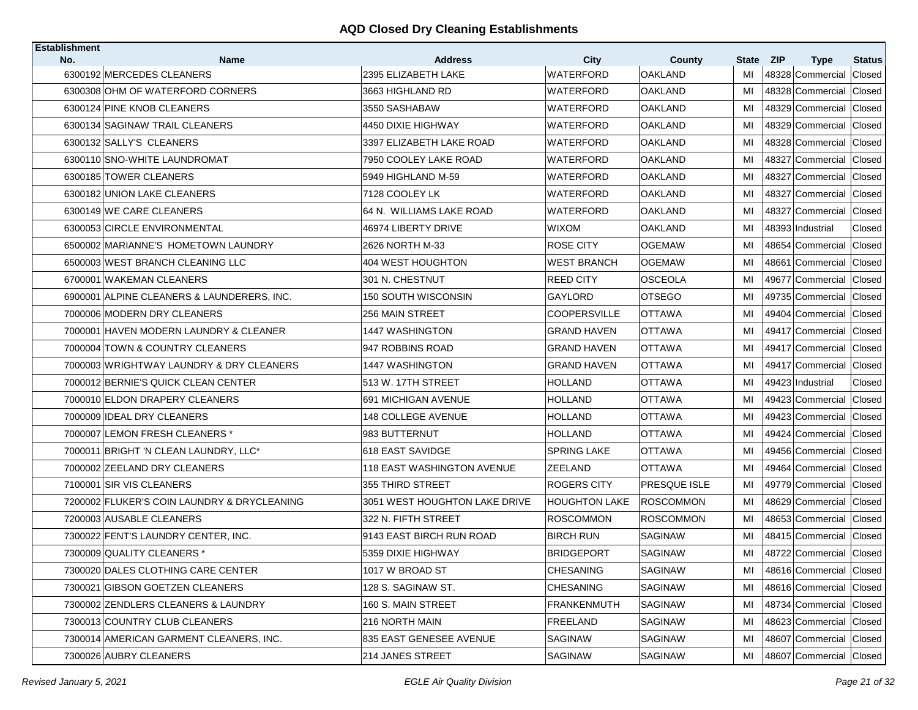# AQD Closed Dry Cleaning Establishments

| Establishment No. | Name | Address | City | County | State | ZIP | Type | Status |
|---|---|---|---|---|---|---|---|---|
| 6300192 | MERCEDES CLEANERS | 2395 ELIZABETH LAKE | WATERFORD | OAKLAND | MI | 48328 | Commercial | Closed |
| 6300308 | OHM OF WATERFORD CORNERS | 3663 HIGHLAND RD | WATERFORD | OAKLAND | MI | 48328 | Commercial | Closed |
| 6300124 | PINE KNOB CLEANERS | 3550 SASHABAW | WATERFORD | OAKLAND | MI | 48329 | Commercial | Closed |
| 6300134 | SAGINAW TRAIL CLEANERS | 4450 DIXIE HIGHWAY | WATERFORD | OAKLAND | MI | 48329 | Commercial | Closed |
| 6300132 | SALLY'S CLEANERS | 3397 ELIZABETH LAKE ROAD | WATERFORD | OAKLAND | MI | 48328 | Commercial | Closed |
| 6300110 | SNO-WHITE LAUNDROMAT | 7950 COOLEY LAKE ROAD | WATERFORD | OAKLAND | MI | 48327 | Commercial | Closed |
| 6300185 | TOWER CLEANERS | 5949 HIGHLAND M-59 | WATERFORD | OAKLAND | MI | 48327 | Commercial | Closed |
| 6300182 | UNION LAKE CLEANERS | 7128 COOLEY LK | WATERFORD | OAKLAND | MI | 48327 | Commercial | Closed |
| 6300149 | WE CARE CLEANERS | 64 N. WILLIAMS LAKE ROAD | WATERFORD | OAKLAND | MI | 48327 | Commercial | Closed |
| 6300053 | CIRCLE ENVIRONMENTAL | 46974 LIBERTY DRIVE | WIXOM | OAKLAND | MI | 48393 | Industrial | Closed |
| 6500002 | MARIANNE'S HOMETOWN LAUNDRY | 2626 NORTH M-33 | ROSE CITY | OGEMAW | MI | 48654 | Commercial | Closed |
| 6500003 | WEST BRANCH CLEANING LLC | 404 WEST HOUGHTON | WEST BRANCH | OGEMAW | MI | 48661 | Commercial | Closed |
| 6700001 | WAKEMAN CLEANERS | 301 N. CHESTNUT | REED CITY | OSCEOLA | MI | 49677 | Commercial | Closed |
| 6900001 | ALPINE CLEANERS & LAUNDERERS, INC. | 150 SOUTH WISCONSIN | GAYLORD | OTSEGO | MI | 49735 | Commercial | Closed |
| 7000006 | MODERN DRY CLEANERS | 256 MAIN STREET | COOPERSVILLE | OTTAWA | MI | 49404 | Commercial | Closed |
| 7000001 | HAVEN MODERN LAUNDRY & CLEANER | 1447 WASHINGTON | GRAND HAVEN | OTTAWA | MI | 49417 | Commercial | Closed |
| 7000004 | TOWN & COUNTRY CLEANERS | 947 ROBBINS ROAD | GRAND HAVEN | OTTAWA | MI | 49417 | Commercial | Closed |
| 7000003 | WRIGHTWAY LAUNDRY & DRY CLEANERS | 1447 WASHINGTON | GRAND HAVEN | OTTAWA | MI | 49417 | Commercial | Closed |
| 7000012 | BERNIE'S QUICK CLEAN CENTER | 513 W. 17TH STREET | HOLLAND | OTTAWA | MI | 49423 | Industrial | Closed |
| 7000010 | ELDON DRAPERY CLEANERS | 691 MICHIGAN AVENUE | HOLLAND | OTTAWA | MI | 49423 | Commercial | Closed |
| 7000009 | IDEAL DRY CLEANERS | 148 COLLEGE AVENUE | HOLLAND | OTTAWA | MI | 49423 | Commercial | Closed |
| 7000007 | LEMON FRESH CLEANERS * | 983 BUTTERNUT | HOLLAND | OTTAWA | MI | 49424 | Commercial | Closed |
| 7000011 | BRIGHT 'N CLEAN LAUNDRY, LLC* | 618 EAST SAVIDGE | SPRING LAKE | OTTAWA | MI | 49456 | Commercial | Closed |
| 7000002 | ZEELAND DRY CLEANERS | 118 EAST WASHINGTON AVENUE | ZEELAND | OTTAWA | MI | 49464 | Commercial | Closed |
| 7100001 | SIR VIS CLEANERS | 355 THIRD STREET | ROGERS CITY | PRESQUE ISLE | MI | 49779 | Commercial | Closed |
| 7200002 | FLUKER'S COIN LAUNDRY & DRYCLEANING | 3051 WEST HOUGHTON LAKE DRIVE | HOUGHTON LAKE | ROSCOMMON | MI | 48629 | Commercial | Closed |
| 7200003 | AUSABLE CLEANERS | 322 N. FIFTH STREET | ROSCOMMON | ROSCOMMON | MI | 48653 | Commercial | Closed |
| 7300022 | FENT'S LAUNDRY CENTER, INC. | 9143 EAST BIRCH RUN ROAD | BIRCH RUN | SAGINAW | MI | 48415 | Commercial | Closed |
| 7300009 | QUALITY CLEANERS * | 5359 DIXIE HIGHWAY | BRIDGEPORT | SAGINAW | MI | 48722 | Commercial | Closed |
| 7300020 | DALES CLOTHING CARE CENTER | 1017 W BROAD ST | CHESANING | SAGINAW | MI | 48616 | Commercial | Closed |
| 7300021 | GIBSON GOETZEN CLEANERS | 128 S. SAGINAW ST. | CHESANING | SAGINAW | MI | 48616 | Commercial | Closed |
| 7300002 | ZENDLERS CLEANERS & LAUNDRY | 160 S. MAIN STREET | FRANKENMUTH | SAGINAW | MI | 48734 | Commercial | Closed |
| 7300013 | COUNTRY CLUB CLEANERS | 216 NORTH MAIN | FREELAND | SAGINAW | MI | 48623 | Commercial | Closed |
| 7300014 | AMERICAN GARMENT CLEANERS, INC. | 835 EAST GENESEE AVENUE | SAGINAW | SAGINAW | MI | 48607 | Commercial | Closed |
| 7300026 | AUBRY CLEANERS | 214 JANES STREET | SAGINAW | SAGINAW | MI | 48607 | Commercial | Closed |

*Revised January 5, 2021* — *EGLE Air Quality Division*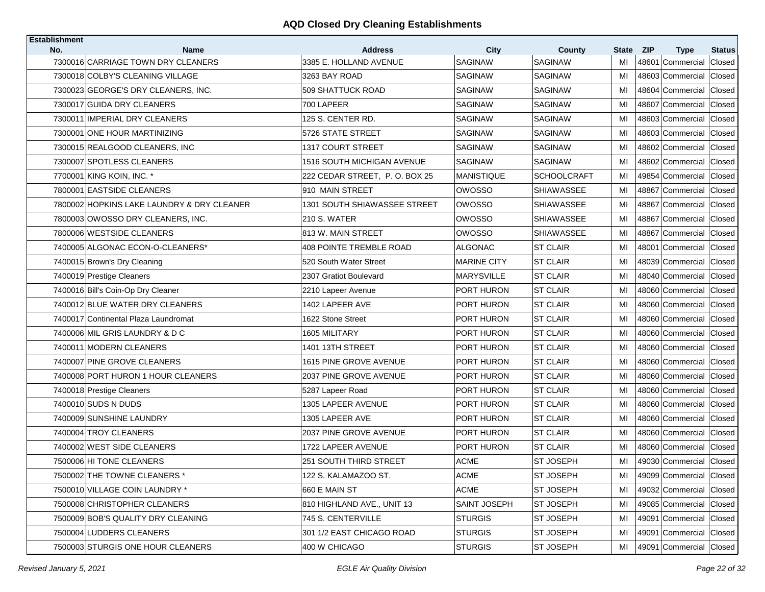# AQD Closed Dry Cleaning Establishments

| Establishment No. | Name | Address | City | County | State | ZIP | Type | Status |
|---|---|---|---|---|---|---|---|---|
| 7300016 | CARRIAGE TOWN DRY CLEANERS | 3385 E. HOLLAND AVENUE | SAGINAW | SAGINAW | MI | 48601 | Commercial | Closed |
| 7300018 | COLBY'S CLEANING VILLAGE | 3263 BAY ROAD | SAGINAW | SAGINAW | MI | 48603 | Commercial | Closed |
| 7300023 | GEORGE'S DRY CLEANERS, INC. | 509 SHATTUCK ROAD | SAGINAW | SAGINAW | MI | 48604 | Commercial | Closed |
| 7300017 | GUIDA DRY CLEANERS | 700 LAPEER | SAGINAW | SAGINAW | MI | 48607 | Commercial | Closed |
| 7300011 | IMPERIAL DRY CLEANERS | 125 S. CENTER RD. | SAGINAW | SAGINAW | MI | 48603 | Commercial | Closed |
| 7300001 | ONE HOUR MARTINIZING | 5726 STATE STREET | SAGINAW | SAGINAW | MI | 48603 | Commercial | Closed |
| 7300015 | REALGOOD CLEANERS, INC | 1317 COURT STREET | SAGINAW | SAGINAW | MI | 48602 | Commercial | Closed |
| 7300007 | SPOTLESS CLEANERS | 1516 SOUTH MICHIGAN AVENUE | SAGINAW | SAGINAW | MI | 48602 | Commercial | Closed |
| 7700001 | KING KOIN, INC. * | 222 CEDAR STREET, P. O. BOX 25 | MANISTIQUE | SCHOOLCRAFT | MI | 49854 | Commercial | Closed |
| 7800001 | EASTSIDE CLEANERS | 910 MAIN STREET | OWOSSO | SHIAWASSEE | MI | 48867 | Commercial | Closed |
| 7800002 | HOPKINS LAKE LAUNDRY & DRY CLEANER | 1301 SOUTH SHIAWASSEE STREET | OWOSSO | SHIAWASSEE | MI | 48867 | Commercial | Closed |
| 7800003 | OWOSSO DRY CLEANERS, INC. | 210 S. WATER | OWOSSO | SHIAWASSEE | MI | 48867 | Commercial | Closed |
| 7800006 | WESTSIDE CLEANERS | 813 W. MAIN STREET | OWOSSO | SHIAWASSEE | MI | 48867 | Commercial | Closed |
| 7400005 | ALGONAC ECON-O-CLEANERS* | 408 POINTE TREMBLE ROAD | ALGONAC | ST CLAIR | MI | 48001 | Commercial | Closed |
| 7400015 | Brown's Dry Cleaning | 520 South Water Street | MARINE CITY | ST CLAIR | MI | 48039 | Commercial | Closed |
| 7400019 | Prestige Cleaners | 2307 Gratiot Boulevard | MARYSVILLE | ST CLAIR | MI | 48040 | Commercial | Closed |
| 7400016 | Bill's Coin-Op Dry Cleaner | 2210 Lapeer Avenue | PORT HURON | ST CLAIR | MI | 48060 | Commercial | Closed |
| 7400012 | BLUE WATER DRY CLEANERS | 1402 LAPEER AVE | PORT HURON | ST CLAIR | MI | 48060 | Commercial | Closed |
| 7400017 | Continental Plaza Laundromat | 1622 Stone Street | PORT HURON | ST CLAIR | MI | 48060 | Commercial | Closed |
| 7400006 | MIL GRIS LAUNDRY & D C | 1605 MILITARY | PORT HURON | ST CLAIR | MI | 48060 | Commercial | Closed |
| 7400011 | MODERN CLEANERS | 1401 13TH STREET | PORT HURON | ST CLAIR | MI | 48060 | Commercial | Closed |
| 7400007 | PINE GROVE CLEANERS | 1615 PINE GROVE AVENUE | PORT HURON | ST CLAIR | MI | 48060 | Commercial | Closed |
| 7400008 | PORT HURON 1 HOUR CLEANERS | 2037 PINE GROVE AVENUE | PORT HURON | ST CLAIR | MI | 48060 | Commercial | Closed |
| 7400018 | Prestige Cleaners | 5287 Lapeer Road | PORT HURON | ST CLAIR | MI | 48060 | Commercial | Closed |
| 7400010 | SUDS N DUDS | 1305 LAPEER AVENUE | PORT HURON | ST CLAIR | MI | 48060 | Commercial | Closed |
| 7400009 | SUNSHINE LAUNDRY | 1305 LAPEER AVE | PORT HURON | ST CLAIR | MI | 48060 | Commercial | Closed |
| 7400004 | TROY CLEANERS | 2037 PINE GROVE AVENUE | PORT HURON | ST CLAIR | MI | 48060 | Commercial | Closed |
| 7400002 | WEST SIDE CLEANERS | 1722 LAPEER AVENUE | PORT HURON | ST CLAIR | MI | 48060 | Commercial | Closed |
| 7500006 | HI TONE CLEANERS | 251 SOUTH THIRD STREET | ACME | ST JOSEPH | MI | 49030 | Commercial | Closed |
| 7500002 | THE TOWNE CLEANERS * | 122 S. KALAMAZOO ST. | ACME | ST JOSEPH | MI | 49099 | Commercial | Closed |
| 7500010 | VILLAGE COIN LAUNDRY * | 660 E MAIN ST | ACME | ST JOSEPH | MI | 49032 | Commercial | Closed |
| 7500008 | CHRISTOPHER CLEANERS | 810 HIGHLAND AVE., UNIT 13 | SAINT JOSEPH | ST JOSEPH | MI | 49085 | Commercial | Closed |
| 7500009 | BOB'S QUALITY DRY CLEANING | 745 S. CENTERVILLE | STURGIS | ST JOSEPH | MI | 49091 | Commercial | Closed |
| 7500004 | LUDDERS CLEANERS | 301 1/2 EAST CHICAGO ROAD | STURGIS | ST JOSEPH | MI | 49091 | Commercial | Closed |
| 7500003 | STURGIS ONE HOUR CLEANERS | 400 W CHICAGO | STURGIS | ST JOSEPH | MI | 49091 | Commercial | Closed |

*Revised January 5, 2021* — *EGLE Air Quality Division*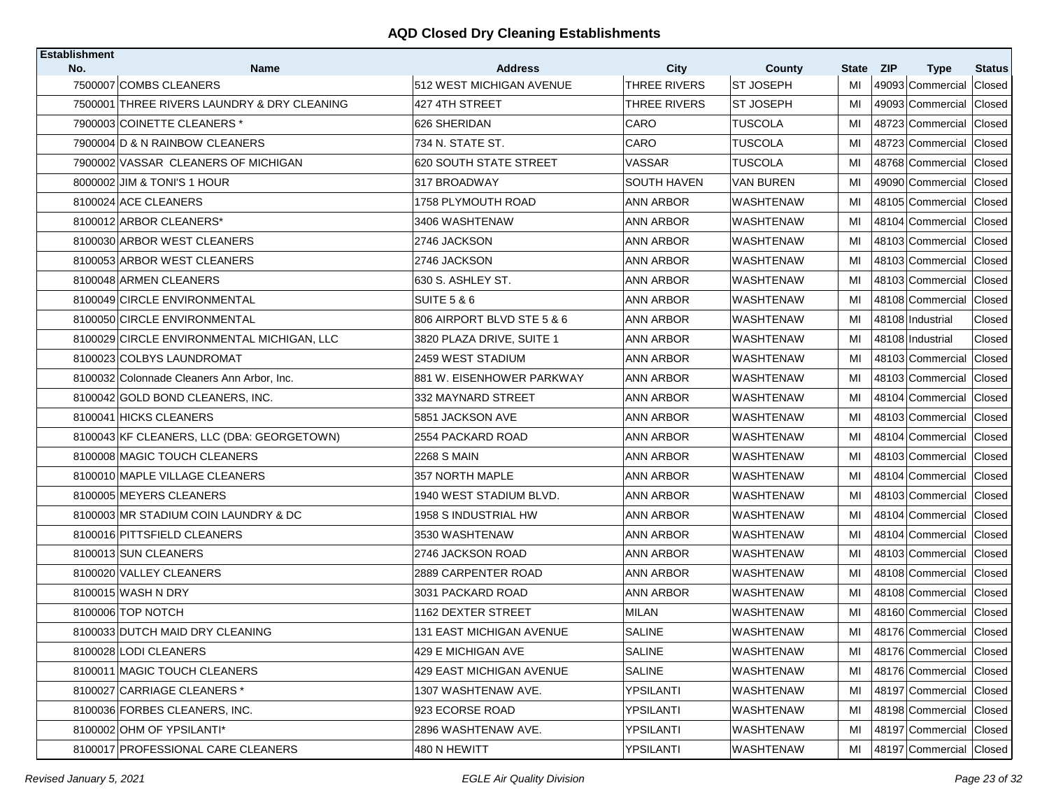## AQD Closed Dry Cleaning Establishments

| Establishment No. | Name | Address | City | County | State | ZIP | Type | Status |
|---|---|---|---|---|---|---|---|---|
| 7500007 | COMBS CLEANERS | 512 WEST MICHIGAN AVENUE | THREE RIVERS | ST JOSEPH | MI | 49093 | Commercial | Closed |
| 7500001 | THREE RIVERS LAUNDRY & DRY CLEANING | 427 4TH STREET | THREE RIVERS | ST JOSEPH | MI | 49093 | Commercial | Closed |
| 7900003 | COINETTE CLEANERS * | 626 SHERIDAN | CARO | TUSCOLA | MI | 48723 | Commercial | Closed |
| 7900004 | D & N RAINBOW CLEANERS | 734 N. STATE ST. | CARO | TUSCOLA | MI | 48723 | Commercial | Closed |
| 7900002 | VASSAR CLEANERS OF MICHIGAN | 620 SOUTH STATE STREET | VASSAR | TUSCOLA | MI | 48768 | Commercial | Closed |
| 8000002 | JIM & TONI'S 1 HOUR | 317 BROADWAY | SOUTH HAVEN | VAN BUREN | MI | 49090 | Commercial | Closed |
| 8100024 | ACE CLEANERS | 1758 PLYMOUTH ROAD | ANN ARBOR | WASHTENAW | MI | 48105 | Commercial | Closed |
| 8100012 | ARBOR CLEANERS* | 3406 WASHTENAW | ANN ARBOR | WASHTENAW | MI | 48104 | Commercial | Closed |
| 8100030 | ARBOR WEST CLEANERS | 2746 JACKSON | ANN ARBOR | WASHTENAW | MI | 48103 | Commercial | Closed |
| 8100053 | ARBOR WEST CLEANERS | 2746 JACKSON | ANN ARBOR | WASHTENAW | MI | 48103 | Commercial | Closed |
| 8100048 | ARMEN CLEANERS | 630 S. ASHLEY ST. | ANN ARBOR | WASHTENAW | MI | 48103 | Commercial | Closed |
| 8100049 | CIRCLE ENVIRONMENTAL | SUITE 5 & 6 | ANN ARBOR | WASHTENAW | MI | 48108 | Commercial | Closed |
| 8100050 | CIRCLE ENVIRONMENTAL | 806 AIRPORT BLVD STE 5 & 6 | ANN ARBOR | WASHTENAW | MI | 48108 | Industrial | Closed |
| 8100029 | CIRCLE ENVIRONMENTAL MICHIGAN, LLC | 3820 PLAZA DRIVE, SUITE 1 | ANN ARBOR | WASHTENAW | MI | 48108 | Industrial | Closed |
| 8100023 | COLBYS LAUNDROMAT | 2459 WEST STADIUM | ANN ARBOR | WASHTENAW | MI | 48103 | Commercial | Closed |
| 8100032 | Colonnade Cleaners Ann Arbor, Inc. | 881 W. EISENHOWER PARKWAY | ANN ARBOR | WASHTENAW | MI | 48103 | Commercial | Closed |
| 8100042 | GOLD BOND CLEANERS, INC. | 332 MAYNARD STREET | ANN ARBOR | WASHTENAW | MI | 48104 | Commercial | Closed |
| 8100041 | HICKS CLEANERS | 5851 JACKSON AVE | ANN ARBOR | WASHTENAW | MI | 48103 | Commercial | Closed |
| 8100043 | KF CLEANERS, LLC (DBA: GEORGETOWN) | 2554 PACKARD ROAD | ANN ARBOR | WASHTENAW | MI | 48104 | Commercial | Closed |
| 8100008 | MAGIC TOUCH CLEANERS | 2268 S MAIN | ANN ARBOR | WASHTENAW | MI | 48103 | Commercial | Closed |
| 8100010 | MAPLE VILLAGE CLEANERS | 357 NORTH MAPLE | ANN ARBOR | WASHTENAW | MI | 48104 | Commercial | Closed |
| 8100005 | MEYERS CLEANERS | 1940 WEST STADIUM BLVD. | ANN ARBOR | WASHTENAW | MI | 48103 | Commercial | Closed |
| 8100003 | MR STADIUM COIN LAUNDRY & DC | 1958 S INDUSTRIAL HW | ANN ARBOR | WASHTENAW | MI | 48104 | Commercial | Closed |
| 8100016 | PITTSFIELD CLEANERS | 3530 WASHTENAW | ANN ARBOR | WASHTENAW | MI | 48104 | Commercial | Closed |
| 8100013 | SUN CLEANERS | 2746 JACKSON ROAD | ANN ARBOR | WASHTENAW | MI | 48103 | Commercial | Closed |
| 8100020 | VALLEY CLEANERS | 2889 CARPENTER ROAD | ANN ARBOR | WASHTENAW | MI | 48108 | Commercial | Closed |
| 8100015 | WASH N DRY | 3031 PACKARD ROAD | ANN ARBOR | WASHTENAW | MI | 48108 | Commercial | Closed |
| 8100006 | TOP NOTCH | 1162 DEXTER STREET | MILAN | WASHTENAW | MI | 48160 | Commercial | Closed |
| 8100033 | DUTCH MAID DRY CLEANING | 131 EAST MICHIGAN AVENUE | SALINE | WASHTENAW | MI | 48176 | Commercial | Closed |
| 8100028 | LODI CLEANERS | 429 E MICHIGAN AVE | SALINE | WASHTENAW | MI | 48176 | Commercial | Closed |
| 8100011 | MAGIC TOUCH CLEANERS | 429 EAST MICHIGAN AVENUE | SALINE | WASHTENAW | MI | 48176 | Commercial | Closed |
| 8100027 | CARRIAGE CLEANERS * | 1307 WASHTENAW AVE. | YPSILANTI | WASHTENAW | MI | 48197 | Commercial | Closed |
| 8100036 | FORBES CLEANERS, INC. | 923 ECORSE ROAD | YPSILANTI | WASHTENAW | MI | 48198 | Commercial | Closed |
| 8100002 | OHM OF YPSILANTI* | 2896 WASHTENAW AVE. | YPSILANTI | WASHTENAW | MI | 48197 | Commercial | Closed |
| 8100017 | PROFESSIONAL CARE CLEANERS | 480 N HEWITT | YPSILANTI | WASHTENAW | MI | 48197 | Commercial | Closed |

*Revised January 5, 2021* | *EGLE Air Quality Division*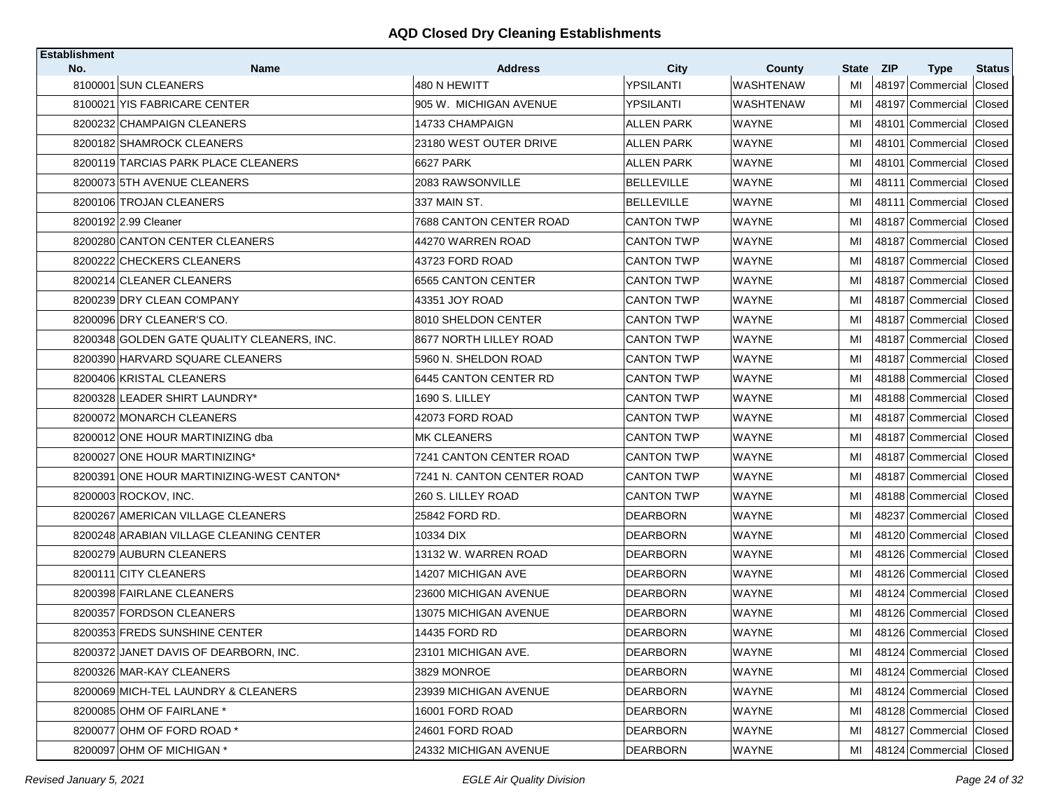## AQD Closed Dry Cleaning Establishments

| Establishment No. | Name | Address | City | County | State | ZIP | Type | Status |
|---|---|---|---|---|---|---|---|---|
| 8100001 | SUN CLEANERS | 480 N HEWITT | YPSILANTI | WASHTENAW | MI | 48197 | Commercial | Closed |
| 8100021 | YIS FABRICARE CENTER | 905 W. MICHIGAN AVENUE | YPSILANTI | WASHTENAW | MI | 48197 | Commercial | Closed |
| 8200232 | CHAMPAIGN CLEANERS | 14733 CHAMPAIGN | ALLEN PARK | WAYNE | MI | 48101 | Commercial | Closed |
| 8200182 | SHAMROCK CLEANERS | 23180 WEST OUTER DRIVE | ALLEN PARK | WAYNE | MI | 48101 | Commercial | Closed |
| 8200119 | TARCIAS PARK PLACE CLEANERS | 6627 PARK | ALLEN PARK | WAYNE | MI | 48101 | Commercial | Closed |
| 8200073 | 5TH AVENUE CLEANERS | 2083 RAWSONVILLE | BELLEVILLE | WAYNE | MI | 48111 | Commercial | Closed |
| 8200106 | TROJAN CLEANERS | 337 MAIN ST. | BELLEVILLE | WAYNE | MI | 48111 | Commercial | Closed |
| 8200192 | 2.99 Cleaner | 7688 CANTON CENTER ROAD | CANTON TWP | WAYNE | MI | 48187 | Commercial | Closed |
| 8200280 | CANTON CENTER CLEANERS | 44270 WARREN ROAD | CANTON TWP | WAYNE | MI | 48187 | Commercial | Closed |
| 8200222 | CHECKERS CLEANERS | 43723 FORD ROAD | CANTON TWP | WAYNE | MI | 48187 | Commercial | Closed |
| 8200214 | CLEANER CLEANERS | 6565 CANTON CENTER | CANTON TWP | WAYNE | MI | 48187 | Commercial | Closed |
| 8200239 | DRY CLEAN COMPANY | 43351 JOY ROAD | CANTON TWP | WAYNE | MI | 48187 | Commercial | Closed |
| 8200096 | DRY CLEANER'S CO. | 8010 SHELDON CENTER | CANTON TWP | WAYNE | MI | 48187 | Commercial | Closed |
| 8200348 | GOLDEN GATE QUALITY CLEANERS, INC. | 8677 NORTH LILLEY ROAD | CANTON TWP | WAYNE | MI | 48187 | Commercial | Closed |
| 8200390 | HARVARD SQUARE CLEANERS | 5960 N. SHELDON ROAD | CANTON TWP | WAYNE | MI | 48187 | Commercial | Closed |
| 8200406 | KRISTAL CLEANERS | 6445 CANTON CENTER RD | CANTON TWP | WAYNE | MI | 48188 | Commercial | Closed |
| 8200328 | LEADER SHIRT LAUNDRY* | 1690 S. LILLEY | CANTON TWP | WAYNE | MI | 48188 | Commercial | Closed |
| 8200072 | MONARCH CLEANERS | 42073 FORD ROAD | CANTON TWP | WAYNE | MI | 48187 | Commercial | Closed |
| 8200012 | ONE HOUR MARTINIZING dba | MK CLEANERS | CANTON TWP | WAYNE | MI | 48187 | Commercial | Closed |
| 8200027 | ONE HOUR MARTINIZING* | 7241 CANTON CENTER ROAD | CANTON TWP | WAYNE | MI | 48187 | Commercial | Closed |
| 8200391 | ONE HOUR MARTINIZING-WEST CANTON* | 7241 N. CANTON CENTER ROAD | CANTON TWP | WAYNE | MI | 48187 | Commercial | Closed |
| 8200003 | ROCKOV, INC. | 260 S. LILLEY ROAD | CANTON TWP | WAYNE | MI | 48188 | Commercial | Closed |
| 8200267 | AMERICAN VILLAGE CLEANERS | 25842 FORD RD. | DEARBORN | WAYNE | MI | 48237 | Commercial | Closed |
| 8200248 | ARABIAN VILLAGE CLEANING CENTER | 10334 DIX | DEARBORN | WAYNE | MI | 48120 | Commercial | Closed |
| 8200279 | AUBURN CLEANERS | 13132 W. WARREN ROAD | DEARBORN | WAYNE | MI | 48126 | Commercial | Closed |
| 8200111 | CITY CLEANERS | 14207 MICHIGAN AVE | DEARBORN | WAYNE | MI | 48126 | Commercial | Closed |
| 8200398 | FAIRLANE CLEANERS | 23600 MICHIGAN AVENUE | DEARBORN | WAYNE | MI | 48124 | Commercial | Closed |
| 8200357 | FORDSON CLEANERS | 13075 MICHIGAN AVENUE | DEARBORN | WAYNE | MI | 48126 | Commercial | Closed |
| 8200353 | FREDS SUNSHINE CENTER | 14435 FORD RD | DEARBORN | WAYNE | MI | 48126 | Commercial | Closed |
| 8200372 | JANET DAVIS OF DEARBORN, INC. | 23101 MICHIGAN AVE. | DEARBORN | WAYNE | MI | 48124 | Commercial | Closed |
| 8200326 | MAR-KAY CLEANERS | 3829 MONROE | DEARBORN | WAYNE | MI | 48124 | Commercial | Closed |
| 8200069 | MICH-TEL LAUNDRY & CLEANERS | 23939 MICHIGAN AVENUE | DEARBORN | WAYNE | MI | 48124 | Commercial | Closed |
| 8200085 | OHM OF FAIRLANE * | 16001 FORD ROAD | DEARBORN | WAYNE | MI | 48128 | Commercial | Closed |
| 8200077 | OHM OF FORD ROAD * | 24601 FORD ROAD | DEARBORN | WAYNE | MI | 48127 | Commercial | Closed |
| 8200097 | OHM OF MICHIGAN * | 24332 MICHIGAN AVENUE | DEARBORN | WAYNE | MI | 48124 | Commercial | Closed |

*Revised January 5, 2021* | *EGLE Air Quality Division*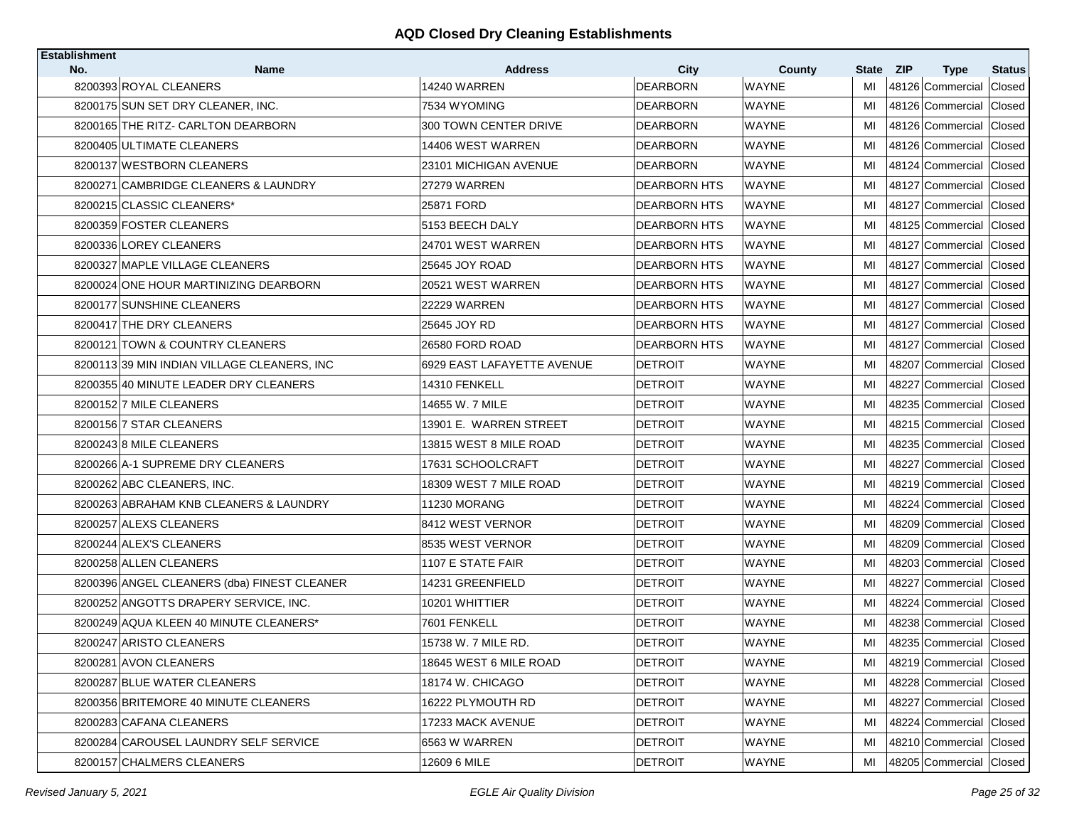## AQD Closed Dry Cleaning Establishments

| Establishment No. | Name | Address | City | County | State | ZIP | Type | Status |
|---|---|---|---|---|---|---|---|---|
| 8200393 | ROYAL CLEANERS | 14240 WARREN | DEARBORN | WAYNE | MI | 48126 | Commercial | Closed |
| 8200175 | SUN SET DRY CLEANER, INC. | 7534 WYOMING | DEARBORN | WAYNE | MI | 48126 | Commercial | Closed |
| 8200165 | THE RITZ- CARLTON DEARBORN | 300 TOWN CENTER DRIVE | DEARBORN | WAYNE | MI | 48126 | Commercial | Closed |
| 8200405 | ULTIMATE CLEANERS | 14406 WEST WARREN | DEARBORN | WAYNE | MI | 48126 | Commercial | Closed |
| 8200137 | WESTBORN CLEANERS | 23101 MICHIGAN AVENUE | DEARBORN | WAYNE | MI | 48124 | Commercial | Closed |
| 8200271 | CAMBRIDGE CLEANERS & LAUNDRY | 27279 WARREN | DEARBORN HTS | WAYNE | MI | 48127 | Commercial | Closed |
| 8200215 | CLASSIC CLEANERS* | 25871 FORD | DEARBORN HTS | WAYNE | MI | 48127 | Commercial | Closed |
| 8200359 | FOSTER CLEANERS | 5153 BEECH DALY | DEARBORN HTS | WAYNE | MI | 48125 | Commercial | Closed |
| 8200336 | LOREY CLEANERS | 24701 WEST WARREN | DEARBORN HTS | WAYNE | MI | 48127 | Commercial | Closed |
| 8200327 | MAPLE VILLAGE CLEANERS | 25645 JOY ROAD | DEARBORN HTS | WAYNE | MI | 48127 | Commercial | Closed |
| 8200024 | ONE HOUR MARTINIZING DEARBORN | 20521 WEST WARREN | DEARBORN HTS | WAYNE | MI | 48127 | Commercial | Closed |
| 8200177 | SUNSHINE CLEANERS | 22229 WARREN | DEARBORN HTS | WAYNE | MI | 48127 | Commercial | Closed |
| 8200417 | THE DRY CLEANERS | 25645 JOY RD | DEARBORN HTS | WAYNE | MI | 48127 | Commercial | Closed |
| 8200121 | TOWN & COUNTRY CLEANERS | 26580 FORD ROAD | DEARBORN HTS | WAYNE | MI | 48127 | Commercial | Closed |
| 8200113 | 39 MIN INDIAN VILLAGE CLEANERS, INC | 6929 EAST LAFAYETTE AVENUE | DETROIT | WAYNE | MI | 48207 | Commercial | Closed |
| 8200355 | 40 MINUTE LEADER DRY CLEANERS | 14310 FENKELL | DETROIT | WAYNE | MI | 48227 | Commercial | Closed |
| 8200152 | 7 MILE CLEANERS | 14655 W. 7 MILE | DETROIT | WAYNE | MI | 48235 | Commercial | Closed |
| 8200156 | 7 STAR CLEANERS | 13901 E. WARREN STREET | DETROIT | WAYNE | MI | 48215 | Commercial | Closed |
| 8200243 | 8 MILE CLEANERS | 13815 WEST 8 MILE ROAD | DETROIT | WAYNE | MI | 48235 | Commercial | Closed |
| 8200266 | A-1 SUPREME DRY CLEANERS | 17631 SCHOOLCRAFT | DETROIT | WAYNE | MI | 48227 | Commercial | Closed |
| 8200262 | ABC CLEANERS, INC. | 18309 WEST 7 MILE ROAD | DETROIT | WAYNE | MI | 48219 | Commercial | Closed |
| 8200263 | ABRAHAM KNB CLEANERS & LAUNDRY | 11230 MORANG | DETROIT | WAYNE | MI | 48224 | Commercial | Closed |
| 8200257 | ALEXS CLEANERS | 8412 WEST VERNOR | DETROIT | WAYNE | MI | 48209 | Commercial | Closed |
| 8200244 | ALEX'S CLEANERS | 8535 WEST VERNOR | DETROIT | WAYNE | MI | 48209 | Commercial | Closed |
| 8200258 | ALLEN CLEANERS | 1107 E STATE FAIR | DETROIT | WAYNE | MI | 48203 | Commercial | Closed |
| 8200396 | ANGEL CLEANERS (dba) FINEST CLEANER | 14231 GREENFIELD | DETROIT | WAYNE | MI | 48227 | Commercial | Closed |
| 8200252 | ANGOTTS DRAPERY SERVICE, INC. | 10201 WHITTIER | DETROIT | WAYNE | MI | 48224 | Commercial | Closed |
| 8200249 | AQUA KLEEN 40 MINUTE CLEANERS* | 7601 FENKELL | DETROIT | WAYNE | MI | 48238 | Commercial | Closed |
| 8200247 | ARISTO CLEANERS | 15738 W. 7 MILE RD. | DETROIT | WAYNE | MI | 48235 | Commercial | Closed |
| 8200281 | AVON CLEANERS | 18645 WEST 6 MILE ROAD | DETROIT | WAYNE | MI | 48219 | Commercial | Closed |
| 8200287 | BLUE WATER CLEANERS | 18174 W. CHICAGO | DETROIT | WAYNE | MI | 48228 | Commercial | Closed |
| 8200356 | BRITEMORE 40 MINUTE CLEANERS | 16222 PLYMOUTH RD | DETROIT | WAYNE | MI | 48227 | Commercial | Closed |
| 8200283 | CAFANA CLEANERS | 17233 MACK AVENUE | DETROIT | WAYNE | MI | 48224 | Commercial | Closed |
| 8200284 | CAROUSEL LAUNDRY SELF SERVICE | 6563 W WARREN | DETROIT | WAYNE | MI | 48210 | Commercial | Closed |
| 8200157 | CHALMERS CLEANERS | 12609 6 MILE | DETROIT | WAYNE | MI | 48205 | Commercial | Closed |

*Revised January 5, 2021* — *EGLE Air Quality Division*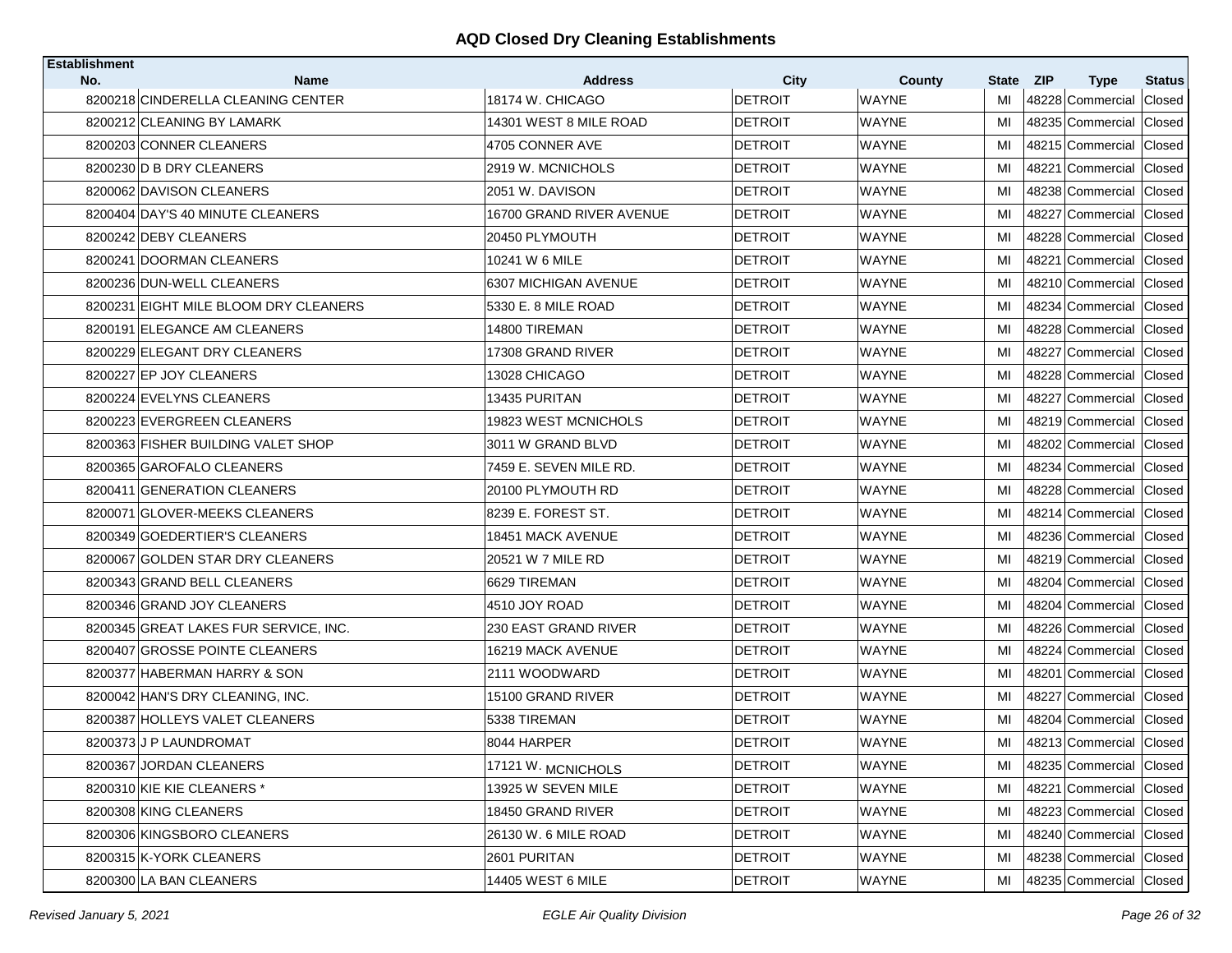## AQD Closed Dry Cleaning Establishments

| Establishment No. | Name | Address | City | County | State | ZIP | Type | Status |
|---|---|---|---|---|---|---|---|---|
| 8200218 | CINDERELLA CLEANING CENTER | 18174 W. CHICAGO | DETROIT | WAYNE | MI | 48228 | Commercial | Closed |
| 8200212 | CLEANING BY LAMARK | 14301 WEST 8 MILE ROAD | DETROIT | WAYNE | MI | 48235 | Commercial | Closed |
| 8200203 | CONNER CLEANERS | 4705 CONNER AVE | DETROIT | WAYNE | MI | 48215 | Commercial | Closed |
| 8200230 | D B DRY CLEANERS | 2919 W. MCNICHOLS | DETROIT | WAYNE | MI | 48221 | Commercial | Closed |
| 8200062 | DAVISON CLEANERS | 2051 W. DAVISON | DETROIT | WAYNE | MI | 48238 | Commercial | Closed |
| 8200404 | DAY'S 40 MINUTE CLEANERS | 16700 GRAND RIVER AVENUE | DETROIT | WAYNE | MI | 48227 | Commercial | Closed |
| 8200242 | DEBY CLEANERS | 20450 PLYMOUTH | DETROIT | WAYNE | MI | 48228 | Commercial | Closed |
| 8200241 | DOORMAN CLEANERS | 10241 W 6 MILE | DETROIT | WAYNE | MI | 48221 | Commercial | Closed |
| 8200236 | DUN-WELL CLEANERS | 6307 MICHIGAN AVENUE | DETROIT | WAYNE | MI | 48210 | Commercial | Closed |
| 8200231 | EIGHT MILE BLOOM DRY CLEANERS | 5330 E. 8 MILE ROAD | DETROIT | WAYNE | MI | 48234 | Commercial | Closed |
| 8200191 | ELEGANCE AM CLEANERS | 14800 TIREMAN | DETROIT | WAYNE | MI | 48228 | Commercial | Closed |
| 8200229 | ELEGANT DRY CLEANERS | 17308 GRAND RIVER | DETROIT | WAYNE | MI | 48227 | Commercial | Closed |
| 8200227 | EP JOY CLEANERS | 13028 CHICAGO | DETROIT | WAYNE | MI | 48228 | Commercial | Closed |
| 8200224 | EVELYNS CLEANERS | 13435 PURITAN | DETROIT | WAYNE | MI | 48227 | Commercial | Closed |
| 8200223 | EVERGREEN CLEANERS | 19823 WEST MCNICHOLS | DETROIT | WAYNE | MI | 48219 | Commercial | Closed |
| 8200363 | FISHER BUILDING VALET SHOP | 3011 W GRAND BLVD | DETROIT | WAYNE | MI | 48202 | Commercial | Closed |
| 8200365 | GAROFALO CLEANERS | 7459 E. SEVEN MILE RD. | DETROIT | WAYNE | MI | 48234 | Commercial | Closed |
| 8200411 | GENERATION CLEANERS | 20100 PLYMOUTH RD | DETROIT | WAYNE | MI | 48228 | Commercial | Closed |
| 8200071 | GLOVER-MEEKS CLEANERS | 8239 E. FOREST ST. | DETROIT | WAYNE | MI | 48214 | Commercial | Closed |
| 8200349 | GOEDERTIER'S CLEANERS | 18451 MACK AVENUE | DETROIT | WAYNE | MI | 48236 | Commercial | Closed |
| 8200067 | GOLDEN STAR DRY CLEANERS | 20521 W 7 MILE RD | DETROIT | WAYNE | MI | 48219 | Commercial | Closed |
| 8200343 | GRAND BELL CLEANERS | 6629 TIREMAN | DETROIT | WAYNE | MI | 48204 | Commercial | Closed |
| 8200346 | GRAND JOY CLEANERS | 4510 JOY ROAD | DETROIT | WAYNE | MI | 48204 | Commercial | Closed |
| 8200345 | GREAT LAKES FUR SERVICE, INC. | 230 EAST GRAND RIVER | DETROIT | WAYNE | MI | 48226 | Commercial | Closed |
| 8200407 | GROSSE POINTE CLEANERS | 16219 MACK AVENUE | DETROIT | WAYNE | MI | 48224 | Commercial | Closed |
| 8200377 | HABERMAN HARRY & SON | 2111 WOODWARD | DETROIT | WAYNE | MI | 48201 | Commercial | Closed |
| 8200042 | HAN'S DRY CLEANING, INC. | 15100 GRAND RIVER | DETROIT | WAYNE | MI | 48227 | Commercial | Closed |
| 8200387 | HOLLEYS VALET CLEANERS | 5338 TIREMAN | DETROIT | WAYNE | MI | 48204 | Commercial | Closed |
| 8200373 | J P LAUNDROMAT | 8044 HARPER | DETROIT | WAYNE | MI | 48213 | Commercial | Closed |
| 8200367 | JORDAN CLEANERS | 17121 W. MCNICHOLS | DETROIT | WAYNE | MI | 48235 | Commercial | Closed |
| 8200310 | KIE KIE CLEANERS * | 13925 W SEVEN MILE | DETROIT | WAYNE | MI | 48221 | Commercial | Closed |
| 8200308 | KING CLEANERS | 18450 GRAND RIVER | DETROIT | WAYNE | MI | 48223 | Commercial | Closed |
| 8200306 | KINGSBORO CLEANERS | 26130 W. 6 MILE ROAD | DETROIT | WAYNE | MI | 48240 | Commercial | Closed |
| 8200315 | K-YORK CLEANERS | 2601 PURITAN | DETROIT | WAYNE | MI | 48238 | Commercial | Closed |
| 8200300 | LA BAN CLEANERS | 14405 WEST 6 MILE | DETROIT | WAYNE | MI | 48235 | Commercial | Closed |

*Revised January 5, 2021* — *EGLE Air Quality Division*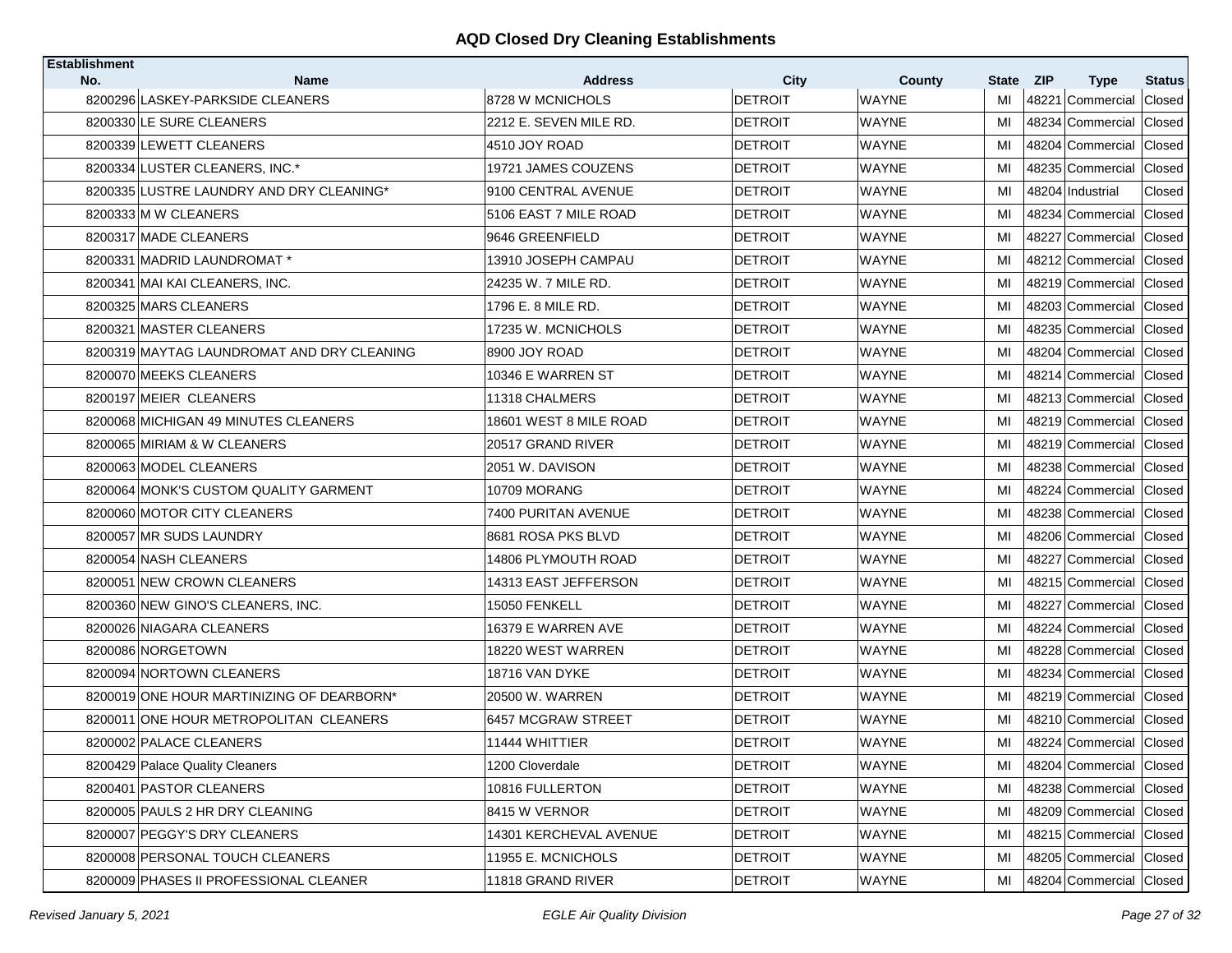# AQD Closed Dry Cleaning Establishments

| Establishment No. | Name | Address | City | County | State | ZIP | Type | Status |
|---|---|---|---|---|---|---|---|---|
| 8200296 | LASKEY-PARKSIDE CLEANERS | 8728 W MCNICHOLS | DETROIT | WAYNE | MI | 48221 | Commercial | Closed |
| 8200330 | LE SURE CLEANERS | 2212 E. SEVEN MILE RD. | DETROIT | WAYNE | MI | 48234 | Commercial | Closed |
| 8200339 | LEWETT CLEANERS | 4510 JOY ROAD | DETROIT | WAYNE | MI | 48204 | Commercial | Closed |
| 8200334 | LUSTER CLEANERS, INC.* | 19721 JAMES COUZENS | DETROIT | WAYNE | MI | 48235 | Commercial | Closed |
| 8200335 | LUSTRE LAUNDRY AND DRY CLEANING* | 9100 CENTRAL AVENUE | DETROIT | WAYNE | MI | 48204 | Industrial | Closed |
| 8200333 | M W CLEANERS | 5106 EAST 7 MILE ROAD | DETROIT | WAYNE | MI | 48234 | Commercial | Closed |
| 8200317 | MADE CLEANERS | 9646 GREENFIELD | DETROIT | WAYNE | MI | 48227 | Commercial | Closed |
| 8200331 | MADRID LAUNDROMAT * | 13910 JOSEPH CAMPAU | DETROIT | WAYNE | MI | 48212 | Commercial | Closed |
| 8200341 | MAI KAI CLEANERS, INC. | 24235 W. 7 MILE RD. | DETROIT | WAYNE | MI | 48219 | Commercial | Closed |
| 8200325 | MARS CLEANERS | 1796 E. 8 MILE RD. | DETROIT | WAYNE | MI | 48203 | Commercial | Closed |
| 8200321 | MASTER CLEANERS | 17235 W. MCNICHOLS | DETROIT | WAYNE | MI | 48235 | Commercial | Closed |
| 8200319 | MAYTAG LAUNDROMAT AND DRY CLEANING | 8900 JOY ROAD | DETROIT | WAYNE | MI | 48204 | Commercial | Closed |
| 8200070 | MEEKS CLEANERS | 10346 E WARREN ST | DETROIT | WAYNE | MI | 48214 | Commercial | Closed |
| 8200197 | MEIER CLEANERS | 11318 CHALMERS | DETROIT | WAYNE | MI | 48213 | Commercial | Closed |
| 8200068 | MICHIGAN 49 MINUTES CLEANERS | 18601 WEST 8 MILE ROAD | DETROIT | WAYNE | MI | 48219 | Commercial | Closed |
| 8200065 | MIRIAM & W CLEANERS | 20517 GRAND RIVER | DETROIT | WAYNE | MI | 48219 | Commercial | Closed |
| 8200063 | MODEL CLEANERS | 2051 W. DAVISON | DETROIT | WAYNE | MI | 48238 | Commercial | Closed |
| 8200064 | MONK'S CUSTOM QUALITY GARMENT | 10709 MORANG | DETROIT | WAYNE | MI | 48224 | Commercial | Closed |
| 8200060 | MOTOR CITY CLEANERS | 7400 PURITAN AVENUE | DETROIT | WAYNE | MI | 48238 | Commercial | Closed |
| 8200057 | MR SUDS LAUNDRY | 8681 ROSA PKS BLVD | DETROIT | WAYNE | MI | 48206 | Commercial | Closed |
| 8200054 | NASH CLEANERS | 14806 PLYMOUTH ROAD | DETROIT | WAYNE | MI | 48227 | Commercial | Closed |
| 8200051 | NEW CROWN CLEANERS | 14313 EAST JEFFERSON | DETROIT | WAYNE | MI | 48215 | Commercial | Closed |
| 8200360 | NEW GINO'S CLEANERS, INC. | 15050 FENKELL | DETROIT | WAYNE | MI | 48227 | Commercial | Closed |
| 8200026 | NIAGARA CLEANERS | 16379 E WARREN AVE | DETROIT | WAYNE | MI | 48224 | Commercial | Closed |
| 8200086 | NORGETOWN | 18220 WEST WARREN | DETROIT | WAYNE | MI | 48228 | Commercial | Closed |
| 8200094 | NORTOWN CLEANERS | 18716 VAN DYKE | DETROIT | WAYNE | MI | 48234 | Commercial | Closed |
| 8200019 | ONE HOUR MARTINIZING OF DEARBORN* | 20500 W. WARREN | DETROIT | WAYNE | MI | 48219 | Commercial | Closed |
| 8200011 | ONE HOUR METROPOLITAN CLEANERS | 6457 MCGRAW STREET | DETROIT | WAYNE | MI | 48210 | Commercial | Closed |
| 8200002 | PALACE CLEANERS | 11444 WHITTIER | DETROIT | WAYNE | MI | 48224 | Commercial | Closed |
| 8200429 | Palace Quality Cleaners | 1200 Cloverdale | DETROIT | WAYNE | MI | 48204 | Commercial | Closed |
| 8200401 | PASTOR CLEANERS | 10816 FULLERTON | DETROIT | WAYNE | MI | 48238 | Commercial | Closed |
| 8200005 | PAULS 2 HR DRY CLEANING | 8415 W VERNOR | DETROIT | WAYNE | MI | 48209 | Commercial | Closed |
| 8200007 | PEGGY'S DRY CLEANERS | 14301 KERCHEVAL AVENUE | DETROIT | WAYNE | MI | 48215 | Commercial | Closed |
| 8200008 | PERSONAL TOUCH CLEANERS | 11955 E. MCNICHOLS | DETROIT | WAYNE | MI | 48205 | Commercial | Closed |
| 8200009 | PHASES II PROFESSIONAL CLEANER | 11818 GRAND RIVER | DETROIT | WAYNE | MI | 48204 | Commercial | Closed |

*Revised January 5, 2021* *EGLE Air Quality Division*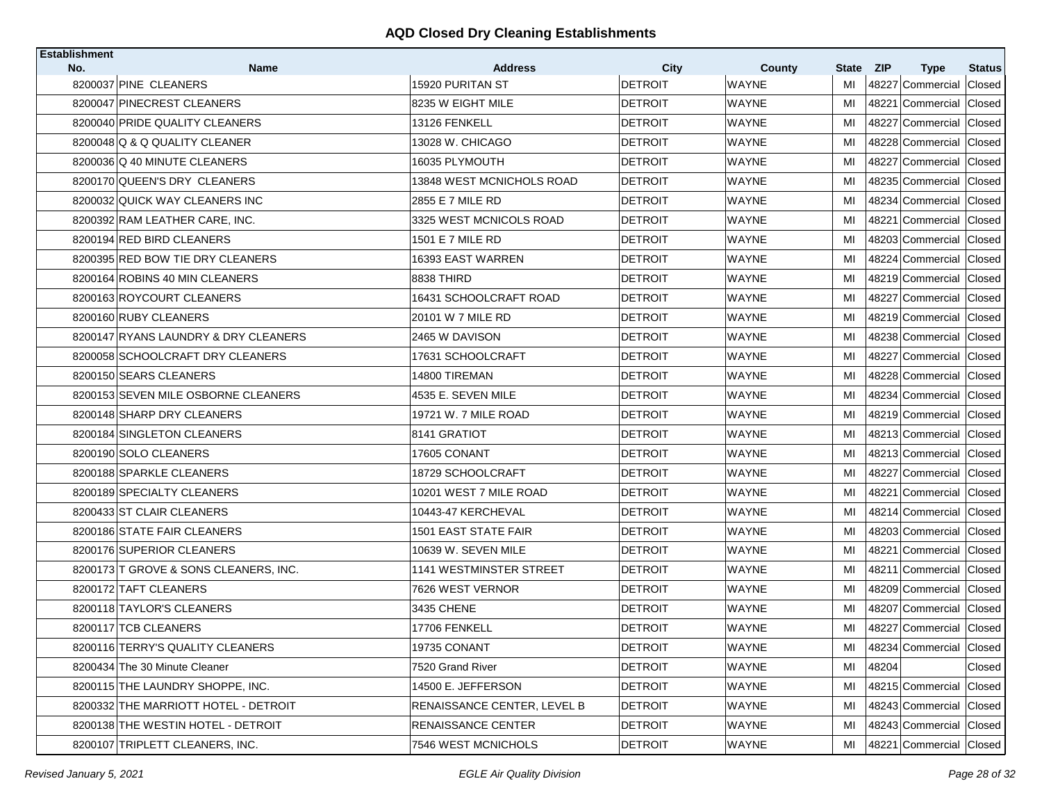# AQD Closed Dry Cleaning Establishments

| Establishment No. | Name | Address | City | County | State | ZIP | Type | Status |
|---|---|---|---|---|---|---|---|---|
| 8200037 | PINE CLEANERS | 15920 PURITAN ST | DETROIT | WAYNE | MI | 48227 | Commercial | Closed |
| 8200047 | PINECREST CLEANERS | 8235 W EIGHT MILE | DETROIT | WAYNE | MI | 48221 | Commercial | Closed |
| 8200040 | PRIDE QUALITY CLEANERS | 13126 FENKELL | DETROIT | WAYNE | MI | 48227 | Commercial | Closed |
| 8200048 | Q & Q QUALITY CLEANER | 13028 W. CHICAGO | DETROIT | WAYNE | MI | 48228 | Commercial | Closed |
| 8200036 | Q 40 MINUTE CLEANERS | 16035 PLYMOUTH | DETROIT | WAYNE | MI | 48227 | Commercial | Closed |
| 8200170 | QUEEN'S DRY CLEANERS | 13848 WEST MCNICHOLS ROAD | DETROIT | WAYNE | MI | 48235 | Commercial | Closed |
| 8200032 | QUICK WAY CLEANERS INC | 2855 E 7 MILE RD | DETROIT | WAYNE | MI | 48234 | Commercial | Closed |
| 8200392 | RAM LEATHER CARE, INC. | 3325 WEST MCNICOLS ROAD | DETROIT | WAYNE | MI | 48221 | Commercial | Closed |
| 8200194 | RED BIRD CLEANERS | 1501 E 7 MILE RD | DETROIT | WAYNE | MI | 48203 | Commercial | Closed |
| 8200395 | RED BOW TIE DRY CLEANERS | 16393 EAST WARREN | DETROIT | WAYNE | MI | 48224 | Commercial | Closed |
| 8200164 | ROBINS 40 MIN CLEANERS | 8838 THIRD | DETROIT | WAYNE | MI | 48219 | Commercial | Closed |
| 8200163 | ROYCOURT CLEANERS | 16431 SCHOOLCRAFT ROAD | DETROIT | WAYNE | MI | 48227 | Commercial | Closed |
| 8200160 | RUBY CLEANERS | 20101 W 7 MILE RD | DETROIT | WAYNE | MI | 48219 | Commercial | Closed |
| 8200147 | RYANS LAUNDRY & DRY CLEANERS | 2465 W DAVISON | DETROIT | WAYNE | MI | 48238 | Commercial | Closed |
| 8200058 | SCHOOLCRAFT DRY CLEANERS | 17631 SCHOOLCRAFT | DETROIT | WAYNE | MI | 48227 | Commercial | Closed |
| 8200150 | SEARS CLEANERS | 14800 TIREMAN | DETROIT | WAYNE | MI | 48228 | Commercial | Closed |
| 8200153 | SEVEN MILE OSBORNE CLEANERS | 4535 E. SEVEN MILE | DETROIT | WAYNE | MI | 48234 | Commercial | Closed |
| 8200148 | SHARP DRY CLEANERS | 19721 W. 7 MILE ROAD | DETROIT | WAYNE | MI | 48219 | Commercial | Closed |
| 8200184 | SINGLETON CLEANERS | 8141 GRATIOT | DETROIT | WAYNE | MI | 48213 | Commercial | Closed |
| 8200190 | SOLO CLEANERS | 17605 CONANT | DETROIT | WAYNE | MI | 48213 | Commercial | Closed |
| 8200188 | SPARKLE CLEANERS | 18729 SCHOOLCRAFT | DETROIT | WAYNE | MI | 48227 | Commercial | Closed |
| 8200189 | SPECIALTY CLEANERS | 10201 WEST 7 MILE ROAD | DETROIT | WAYNE | MI | 48221 | Commercial | Closed |
| 8200433 | ST CLAIR CLEANERS | 10443-47 KERCHEVAL | DETROIT | WAYNE | MI | 48214 | Commercial | Closed |
| 8200186 | STATE FAIR CLEANERS | 1501 EAST STATE FAIR | DETROIT | WAYNE | MI | 48203 | Commercial | Closed |
| 8200176 | SUPERIOR CLEANERS | 10639 W. SEVEN MILE | DETROIT | WAYNE | MI | 48221 | Commercial | Closed |
| 8200173 | T GROVE & SONS CLEANERS, INC. | 1141 WESTMINSTER STREET | DETROIT | WAYNE | MI | 48211 | Commercial | Closed |
| 8200172 | TAFT CLEANERS | 7626 WEST VERNOR | DETROIT | WAYNE | MI | 48209 | Commercial | Closed |
| 8200118 | TAYLOR'S CLEANERS | 3435 CHENE | DETROIT | WAYNE | MI | 48207 | Commercial | Closed |
| 8200117 | TCB CLEANERS | 17706 FENKELL | DETROIT | WAYNE | MI | 48227 | Commercial | Closed |
| 8200116 | TERRY'S QUALITY CLEANERS | 19735 CONANT | DETROIT | WAYNE | MI | 48234 | Commercial | Closed |
| 8200434 | The 30 Minute Cleaner | 7520 Grand River | DETROIT | WAYNE | MI | 48204 | | Closed |
| 8200115 | THE LAUNDRY SHOPPE, INC. | 14500 E. JEFFERSON | DETROIT | WAYNE | MI | 48215 | Commercial | Closed |
| 8200332 | THE MARRIOTT HOTEL - DETROIT | RENAISSANCE CENTER, LEVEL B | DETROIT | WAYNE | MI | 48243 | Commercial | Closed |
| 8200138 | THE WESTIN HOTEL - DETROIT | RENAISSANCE CENTER | DETROIT | WAYNE | MI | 48243 | Commercial | Closed |
| 8200107 | TRIPLETT CLEANERS, INC. | 7546 WEST MCNICHOLS | DETROIT | WAYNE | MI | 48221 | Commercial | Closed |

*Revised January 5, 2021* *EGLE Air Quality Division*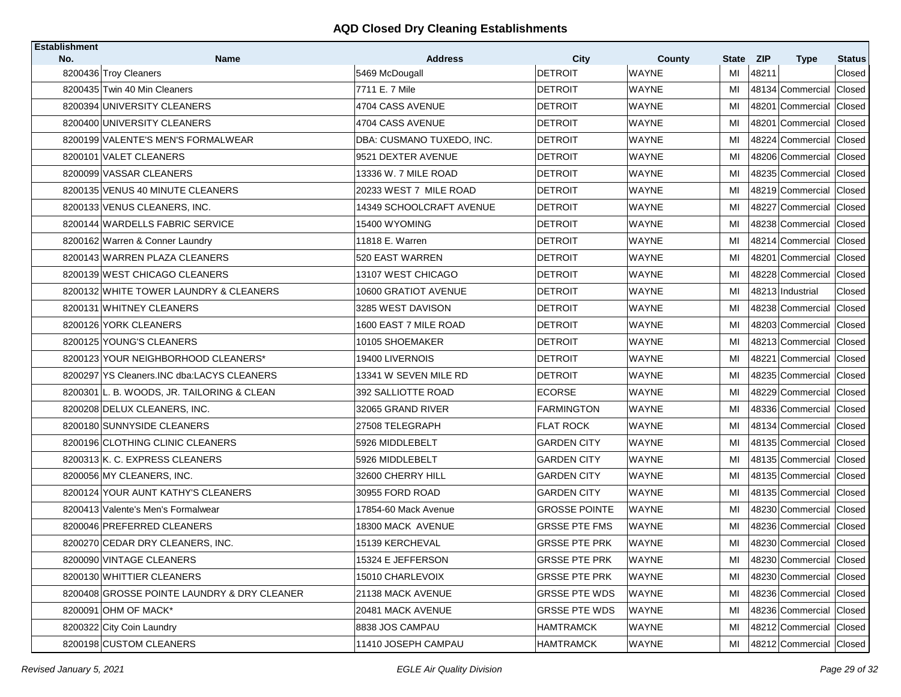# AQD Closed Dry Cleaning Establishments

| Establishment No. | Name | Address | City | County | State | ZIP | Type | Status |
|---|---|---|---|---|---|---|---|---|
| 8200436 | Troy Cleaners | 5469 McDougall | DETROIT | WAYNE | MI | 48211 | | Closed |
| 8200435 | Twin 40 Min Cleaners | 7711 E. 7 Mile | DETROIT | WAYNE | MI | 48134 | Commercial | Closed |
| 8200394 | UNIVERSITY CLEANERS | 4704 CASS AVENUE | DETROIT | WAYNE | MI | 48201 | Commercial | Closed |
| 8200400 | UNIVERSITY CLEANERS | 4704 CASS AVENUE | DETROIT | WAYNE | MI | 48201 | Commercial | Closed |
| 8200199 | VALENTE'S MEN'S FORMALWEAR | DBA: CUSMANO TUXEDO, INC. | DETROIT | WAYNE | MI | 48224 | Commercial | Closed |
| 8200101 | VALET CLEANERS | 9521 DEXTER AVENUE | DETROIT | WAYNE | MI | 48206 | Commercial | Closed |
| 8200099 | VASSAR CLEANERS | 13336 W. 7 MILE ROAD | DETROIT | WAYNE | MI | 48235 | Commercial | Closed |
| 8200135 | VENUS 40 MINUTE CLEANERS | 20233 WEST 7 MILE ROAD | DETROIT | WAYNE | MI | 48219 | Commercial | Closed |
| 8200133 | VENUS CLEANERS, INC. | 14349 SCHOOLCRAFT AVENUE | DETROIT | WAYNE | MI | 48227 | Commercial | Closed |
| 8200144 | WARDELLS FABRIC SERVICE | 15400 WYOMING | DETROIT | WAYNE | MI | 48238 | Commercial | Closed |
| 8200162 | Warren & Conner Laundry | 11818 E. Warren | DETROIT | WAYNE | MI | 48214 | Commercial | Closed |
| 8200143 | WARREN PLAZA CLEANERS | 520 EAST WARREN | DETROIT | WAYNE | MI | 48201 | Commercial | Closed |
| 8200139 | WEST CHICAGO CLEANERS | 13107 WEST CHICAGO | DETROIT | WAYNE | MI | 48228 | Commercial | Closed |
| 8200132 | WHITE TOWER LAUNDRY & CLEANERS | 10600 GRATIOT AVENUE | DETROIT | WAYNE | MI | 48213 | Industrial | Closed |
| 8200131 | WHITNEY CLEANERS | 3285 WEST DAVISON | DETROIT | WAYNE | MI | 48238 | Commercial | Closed |
| 8200126 | YORK CLEANERS | 1600 EAST 7 MILE ROAD | DETROIT | WAYNE | MI | 48203 | Commercial | Closed |
| 8200125 | YOUNG'S CLEANERS | 10105 SHOEMAKER | DETROIT | WAYNE | MI | 48213 | Commercial | Closed |
| 8200123 | YOUR NEIGHBORHOOD CLEANERS* | 19400 LIVERNOIS | DETROIT | WAYNE | MI | 48221 | Commercial | Closed |
| 8200297 | YS Cleaners.INC dba:LACYS CLEANERS | 13341 W SEVEN MILE RD | DETROIT | WAYNE | MI | 48235 | Commercial | Closed |
| 8200301 | L. B. WOODS, JR. TAILORING & CLEAN | 392 SALLIOTTE ROAD | ECORSE | WAYNE | MI | 48229 | Commercial | Closed |
| 8200208 | DELUX CLEANERS, INC. | 32065 GRAND RIVER | FARMINGTON | WAYNE | MI | 48336 | Commercial | Closed |
| 8200180 | SUNNYSIDE CLEANERS | 27508 TELEGRAPH | FLAT ROCK | WAYNE | MI | 48134 | Commercial | Closed |
| 8200196 | CLOTHING CLINIC CLEANERS | 5926 MIDDLEBELT | GARDEN CITY | WAYNE | MI | 48135 | Commercial | Closed |
| 8200313 | K. C. EXPRESS CLEANERS | 5926 MIDDLEBELT | GARDEN CITY | WAYNE | MI | 48135 | Commercial | Closed |
| 8200056 | MY CLEANERS, INC. | 32600 CHERRY HILL | GARDEN CITY | WAYNE | MI | 48135 | Commercial | Closed |
| 8200124 | YOUR AUNT KATHY'S CLEANERS | 30955 FORD ROAD | GARDEN CITY | WAYNE | MI | 48135 | Commercial | Closed |
| 8200413 | Valente's Men's Formalwear | 17854-60 Mack Avenue | GROSSE POINTE | WAYNE | MI | 48230 | Commercial | Closed |
| 8200046 | PREFERRED CLEANERS | 18300 MACK AVENUE | GRSSE PTE FMS | WAYNE | MI | 48236 | Commercial | Closed |
| 8200270 | CEDAR DRY CLEANERS, INC. | 15139 KERCHEVAL | GRSSE PTE PRK | WAYNE | MI | 48230 | Commercial | Closed |
| 8200090 | VINTAGE CLEANERS | 15324 E JEFFERSON | GRSSE PTE PRK | WAYNE | MI | 48230 | Commercial | Closed |
| 8200130 | WHITTIER CLEANERS | 15010 CHARLEVOIX | GRSSE PTE PRK | WAYNE | MI | 48230 | Commercial | Closed |
| 8200408 | GROSSE POINTE LAUNDRY & DRY CLEANER | 21138 MACK AVENUE | GRSSE PTE WDS | WAYNE | MI | 48236 | Commercial | Closed |
| 8200091 | OHM OF MACK* | 20481 MACK AVENUE | GRSSE PTE WDS | WAYNE | MI | 48236 | Commercial | Closed |
| 8200322 | City Coin Laundry | 8838 JOS CAMPAU | HAMTRAMCK | WAYNE | MI | 48212 | Commercial | Closed |
| 8200198 | CUSTOM CLEANERS | 11410 JOSEPH CAMPAU | HAMTRAMCK | WAYNE | MI | 48212 | Commercial | Closed |

*Revised January 5, 2021* EGLE Air Quality Division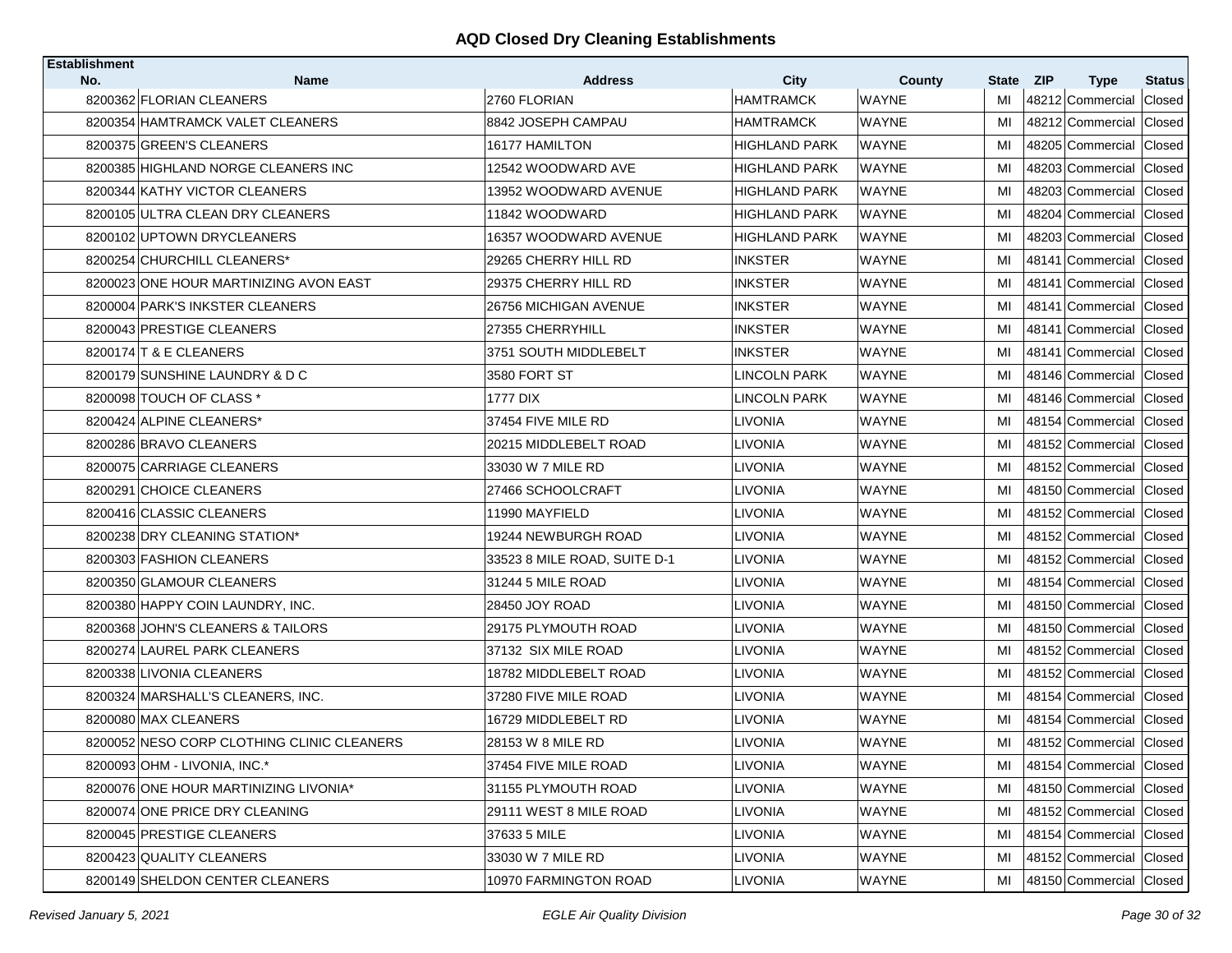## AQD Closed Dry Cleaning Establishments

| Establishment No. | Name | Address | City | County | State | ZIP | Type | Status |
|---|---|---|---|---|---|---|---|---|
| 8200362 | FLORIAN CLEANERS | 2760 FLORIAN | HAMTRAMCK | WAYNE | MI | 48212 | Commercial | Closed |
| 8200354 | HAMTRAMCK VALET CLEANERS | 8842 JOSEPH CAMPAU | HAMTRAMCK | WAYNE | MI | 48212 | Commercial | Closed |
| 8200375 | GREEN'S CLEANERS | 16177 HAMILTON | HIGHLAND PARK | WAYNE | MI | 48205 | Commercial | Closed |
| 8200385 | HIGHLAND NORGE CLEANERS INC | 12542 WOODWARD AVE | HIGHLAND PARK | WAYNE | MI | 48203 | Commercial | Closed |
| 8200344 | KATHY VICTOR CLEANERS | 13952 WOODWARD AVENUE | HIGHLAND PARK | WAYNE | MI | 48203 | Commercial | Closed |
| 8200105 | ULTRA CLEAN DRY CLEANERS | 11842 WOODWARD | HIGHLAND PARK | WAYNE | MI | 48204 | Commercial | Closed |
| 8200102 | UPTOWN DRYCLEANERS | 16357 WOODWARD AVENUE | HIGHLAND PARK | WAYNE | MI | 48203 | Commercial | Closed |
| 8200254 | CHURCHILL CLEANERS* | 29265 CHERRY HILL RD | INKSTER | WAYNE | MI | 48141 | Commercial | Closed |
| 8200023 | ONE HOUR MARTINIZING AVON EAST | 29375 CHERRY HILL RD | INKSTER | WAYNE | MI | 48141 | Commercial | Closed |
| 8200004 | PARK'S INKSTER CLEANERS | 26756 MICHIGAN AVENUE | INKSTER | WAYNE | MI | 48141 | Commercial | Closed |
| 8200043 | PRESTIGE CLEANERS | 27355 CHERRYHILL | INKSTER | WAYNE | MI | 48141 | Commercial | Closed |
| 8200174 | T & E CLEANERS | 3751 SOUTH MIDDLEBELT | INKSTER | WAYNE | MI | 48141 | Commercial | Closed |
| 8200179 | SUNSHINE LAUNDRY & D C | 3580 FORT ST | LINCOLN PARK | WAYNE | MI | 48146 | Commercial | Closed |
| 8200098 | TOUCH OF CLASS * | 1777 DIX | LINCOLN PARK | WAYNE | MI | 48146 | Commercial | Closed |
| 8200424 | ALPINE CLEANERS* | 37454 FIVE MILE RD | LIVONIA | WAYNE | MI | 48154 | Commercial | Closed |
| 8200286 | BRAVO CLEANERS | 20215 MIDDLEBELT ROAD | LIVONIA | WAYNE | MI | 48152 | Commercial | Closed |
| 8200075 | CARRIAGE CLEANERS | 33030 W 7 MILE RD | LIVONIA | WAYNE | MI | 48152 | Commercial | Closed |
| 8200291 | CHOICE CLEANERS | 27466 SCHOOLCRAFT | LIVONIA | WAYNE | MI | 48150 | Commercial | Closed |
| 8200416 | CLASSIC CLEANERS | 11990 MAYFIELD | LIVONIA | WAYNE | MI | 48152 | Commercial | Closed |
| 8200238 | DRY CLEANING STATION* | 19244 NEWBURGH ROAD | LIVONIA | WAYNE | MI | 48152 | Commercial | Closed |
| 8200303 | FASHION CLEANERS | 33523 8 MILE ROAD, SUITE D-1 | LIVONIA | WAYNE | MI | 48152 | Commercial | Closed |
| 8200350 | GLAMOUR CLEANERS | 31244 5 MILE ROAD | LIVONIA | WAYNE | MI | 48154 | Commercial | Closed |
| 8200380 | HAPPY COIN LAUNDRY, INC. | 28450 JOY ROAD | LIVONIA | WAYNE | MI | 48150 | Commercial | Closed |
| 8200368 | JOHN'S CLEANERS & TAILORS | 29175 PLYMOUTH ROAD | LIVONIA | WAYNE | MI | 48150 | Commercial | Closed |
| 8200274 | LAUREL PARK CLEANERS | 37132 SIX MILE ROAD | LIVONIA | WAYNE | MI | 48152 | Commercial | Closed |
| 8200338 | LIVONIA CLEANERS | 18782 MIDDLEBELT ROAD | LIVONIA | WAYNE | MI | 48152 | Commercial | Closed |
| 8200324 | MARSHALL'S CLEANERS, INC. | 37280 FIVE MILE ROAD | LIVONIA | WAYNE | MI | 48154 | Commercial | Closed |
| 8200080 | MAX CLEANERS | 16729 MIDDLEBELT RD | LIVONIA | WAYNE | MI | 48154 | Commercial | Closed |
| 8200052 | NESO CORP CLOTHING CLINIC CLEANERS | 28153 W 8 MILE RD | LIVONIA | WAYNE | MI | 48152 | Commercial | Closed |
| 8200093 | OHM - LIVONIA, INC.* | 37454 FIVE MILE ROAD | LIVONIA | WAYNE | MI | 48154 | Commercial | Closed |
| 8200076 | ONE HOUR MARTINIZING LIVONIA* | 31155 PLYMOUTH ROAD | LIVONIA | WAYNE | MI | 48150 | Commercial | Closed |
| 8200074 | ONE PRICE DRY CLEANING | 29111 WEST 8 MILE ROAD | LIVONIA | WAYNE | MI | 48152 | Commercial | Closed |
| 8200045 | PRESTIGE CLEANERS | 37633 5 MILE | LIVONIA | WAYNE | MI | 48154 | Commercial | Closed |
| 8200423 | QUALITY CLEANERS | 33030 W 7 MILE RD | LIVONIA | WAYNE | MI | 48152 | Commercial | Closed |
| 8200149 | SHELDON CENTER CLEANERS | 10970 FARMINGTON ROAD | LIVONIA | WAYNE | MI | 48150 | Commercial | Closed |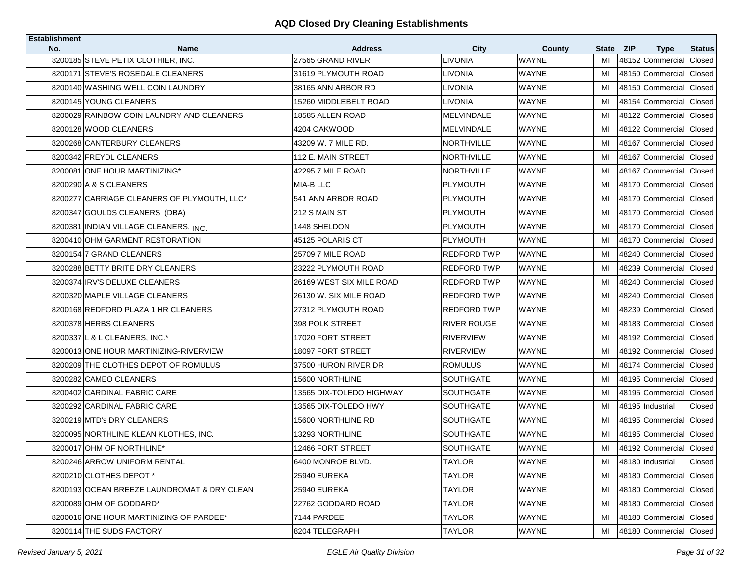## AQD Closed Dry Cleaning Establishments

| Establishment No. | Name | Address | City | County | State | ZIP | Type | Status |
|---|---|---|---|---|---|---|---|---|
| 8200185 | STEVE PETIX CLOTHIER, INC. | 27565 GRAND RIVER | LIVONIA | WAYNE | MI | 48152 | Commercial | Closed |
| 8200171 | STEVE'S ROSEDALE CLEANERS | 31619 PLYMOUTH ROAD | LIVONIA | WAYNE | MI | 48150 | Commercial | Closed |
| 8200140 | WASHING WELL COIN LAUNDRY | 38165 ANN ARBOR RD | LIVONIA | WAYNE | MI | 48150 | Commercial | Closed |
| 8200145 | YOUNG CLEANERS | 15260 MIDDLEBELT ROAD | LIVONIA | WAYNE | MI | 48154 | Commercial | Closed |
| 8200029 | RAINBOW COIN LAUNDRY AND CLEANERS | 18585 ALLEN ROAD | MELVINDALE | WAYNE | MI | 48122 | Commercial | Closed |
| 8200128 | WOOD CLEANERS | 4204 OAKWOOD | MELVINDALE | WAYNE | MI | 48122 | Commercial | Closed |
| 8200268 | CANTERBURY CLEANERS | 43209 W. 7 MILE RD. | NORTHVILLE | WAYNE | MI | 48167 | Commercial | Closed |
| 8200342 | FREYDL CLEANERS | 112 E. MAIN STREET | NORTHVILLE | WAYNE | MI | 48167 | Commercial | Closed |
| 8200081 | ONE HOUR MARTINIZING* | 42295 7 MILE ROAD | NORTHVILLE | WAYNE | MI | 48167 | Commercial | Closed |
| 8200290 | A & S CLEANERS | MIA-B LLC | PLYMOUTH | WAYNE | MI | 48170 | Commercial | Closed |
| 8200277 | CARRIAGE CLEANERS OF PLYMOUTH, LLC* | 541 ANN ARBOR ROAD | PLYMOUTH | WAYNE | MI | 48170 | Commercial | Closed |
| 8200347 | GOULDS CLEANERS (DBA) | 212 S MAIN ST | PLYMOUTH | WAYNE | MI | 48170 | Commercial | Closed |
| 8200381 | INDIAN VILLAGE CLEANERS, INC. | 1448 SHELDON | PLYMOUTH | WAYNE | MI | 48170 | Commercial | Closed |
| 8200410 | OHM GARMENT RESTORATION | 45125 POLARIS CT | PLYMOUTH | WAYNE | MI | 48170 | Commercial | Closed |
| 8200154 | 7 GRAND CLEANERS | 25709 7 MILE ROAD | REDFORD TWP | WAYNE | MI | 48240 | Commercial | Closed |
| 8200288 | BETTY BRITE DRY CLEANERS | 23222 PLYMOUTH ROAD | REDFORD TWP | WAYNE | MI | 48239 | Commercial | Closed |
| 8200374 | IRV'S DELUXE CLEANERS | 26169 WEST SIX MILE ROAD | REDFORD TWP | WAYNE | MI | 48240 | Commercial | Closed |
| 8200320 | MAPLE VILLAGE CLEANERS | 26130 W. SIX MILE ROAD | REDFORD TWP | WAYNE | MI | 48240 | Commercial | Closed |
| 8200168 | REDFORD PLAZA 1 HR CLEANERS | 27312 PLYMOUTH ROAD | REDFORD TWP | WAYNE | MI | 48239 | Commercial | Closed |
| 8200378 | HERBS CLEANERS | 398 POLK STREET | RIVER ROUGE | WAYNE | MI | 48183 | Commercial | Closed |
| 8200337 | L & L CLEANERS, INC.* | 17020 FORT STREET | RIVERVIEW | WAYNE | MI | 48192 | Commercial | Closed |
| 8200013 | ONE HOUR MARTINIZING-RIVERVIEW | 18097 FORT STREET | RIVERVIEW | WAYNE | MI | 48192 | Commercial | Closed |
| 8200209 | THE CLOTHES DEPOT OF ROMULUS | 37500 HURON RIVER DR | ROMULUS | WAYNE | MI | 48174 | Commercial | Closed |
| 8200282 | CAMEO CLEANERS | 15600 NORTHLINE | SOUTHGATE | WAYNE | MI | 48195 | Commercial | Closed |
| 8200402 | CARDINAL FABRIC CARE | 13565 DIX-TOLEDO HIGHWAY | SOUTHGATE | WAYNE | MI | 48195 | Commercial | Closed |
| 8200292 | CARDINAL FABRIC CARE | 13565 DIX-TOLEDO HWY | SOUTHGATE | WAYNE | MI | 48195 | Industrial | Closed |
| 8200219 | MTD's DRY CLEANERS | 15600 NORTHLINE RD | SOUTHGATE | WAYNE | MI | 48195 | Commercial | Closed |
| 8200095 | NORTHLINE KLEAN KLOTHES, INC. | 13293 NORTHLINE | SOUTHGATE | WAYNE | MI | 48195 | Commercial | Closed |
| 8200017 | OHM OF NORTHLINE* | 12466 FORT STREET | SOUTHGATE | WAYNE | MI | 48192 | Commercial | Closed |
| 8200246 | ARROW UNIFORM RENTAL | 6400 MONROE BLVD. | TAYLOR | WAYNE | MI | 48180 | Industrial | Closed |
| 8200210 | CLOTHES DEPOT * | 25940 EUREKA | TAYLOR | WAYNE | MI | 48180 | Commercial | Closed |
| 8200193 | OCEAN BREEZE LAUNDROMAT & DRY CLEAN | 25940 EUREKA | TAYLOR | WAYNE | MI | 48180 | Commercial | Closed |
| 8200089 | OHM OF GODDARD* | 22762 GODDARD ROAD | TAYLOR | WAYNE | MI | 48180 | Commercial | Closed |
| 8200016 | ONE HOUR MARTINIZING OF PARDEE* | 7144 PARDEE | TAYLOR | WAYNE | MI | 48180 | Commercial | Closed |
| 8200114 | THE SUDS FACTORY | 8204 TELEGRAPH | TAYLOR | WAYNE | MI | 48180 | Commercial | Closed |

*Revised January 5, 2021* | *EGLE Air Quality Division*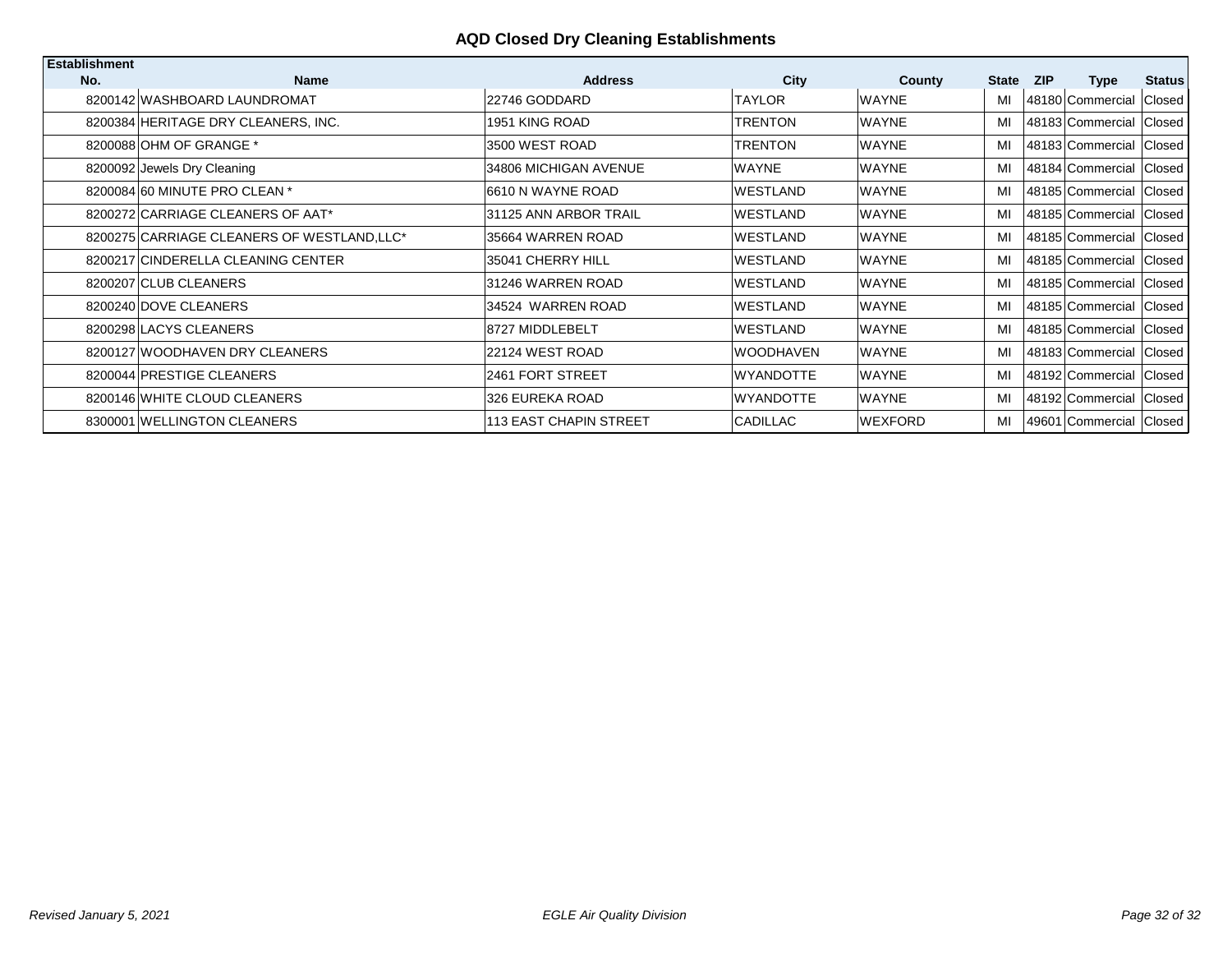## AQD Closed Dry Cleaning Establishments

| Establishment No. | Name | Address | City | County | State | ZIP | Type | Status |
|---|---|---|---|---|---|---|---|---|
| 8200142 | WASHBOARD LAUNDROMAT | 22746 GODDARD | TAYLOR | WAYNE | MI | 48180 | Commercial | Closed |
| 8200384 | HERITAGE DRY CLEANERS, INC. | 1951 KING ROAD | TRENTON | WAYNE | MI | 48183 | Commercial | Closed |
| 8200088 | OHM OF GRANGE * | 3500 WEST ROAD | TRENTON | WAYNE | MI | 48183 | Commercial | Closed |
| 8200092 | Jewels Dry Cleaning | 34806 MICHIGAN AVENUE | WAYNE | WAYNE | MI | 48184 | Commercial | Closed |
| 8200084 | 60 MINUTE PRO CLEAN * | 6610 N WAYNE ROAD | WESTLAND | WAYNE | MI | 48185 | Commercial | Closed |
| 8200272 | CARRIAGE CLEANERS OF AAT* | 31125 ANN ARBOR TRAIL | WESTLAND | WAYNE | MI | 48185 | Commercial | Closed |
| 8200275 | CARRIAGE CLEANERS OF WESTLAND,LLC* | 35664 WARREN ROAD | WESTLAND | WAYNE | MI | 48185 | Commercial | Closed |
| 8200217 | CINDERELLA CLEANING CENTER | 35041 CHERRY HILL | WESTLAND | WAYNE | MI | 48185 | Commercial | Closed |
| 8200207 | CLUB CLEANERS | 31246 WARREN ROAD | WESTLAND | WAYNE | MI | 48185 | Commercial | Closed |
| 8200240 | DOVE CLEANERS | 34524 WARREN ROAD | WESTLAND | WAYNE | MI | 48185 | Commercial | Closed |
| 8200298 | LACYS CLEANERS | 8727 MIDDLEBELT | WESTLAND | WAYNE | MI | 48185 | Commercial | Closed |
| 8200127 | WOODHAVEN DRY CLEANERS | 22124 WEST ROAD | WOODHAVEN | WAYNE | MI | 48183 | Commercial | Closed |
| 8200044 | PRESTIGE CLEANERS | 2461 FORT STREET | WYANDOTTE | WAYNE | MI | 48192 | Commercial | Closed |
| 8200146 | WHITE CLOUD CLEANERS | 326 EUREKA ROAD | WYANDOTTE | WAYNE | MI | 48192 | Commercial | Closed |
| 8300001 | WELLINGTON CLEANERS | 113 EAST CHAPIN STREET | CADILLAC | WEXFORD | MI | 49601 | Commercial | Closed |

*Revised January 5, 2021* — *EGLE Air Quality Division*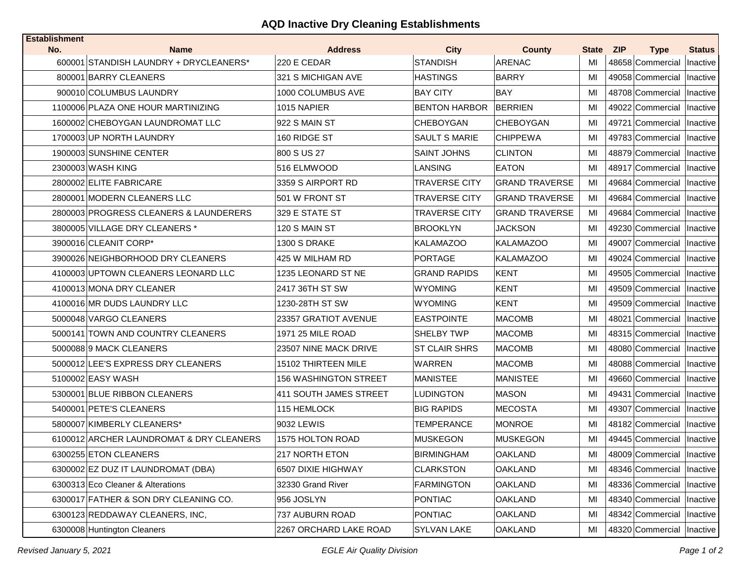# AQD Inactive Dry Cleaning Establishments

| Establishment No. | Name | Address | City | County | State | ZIP | Type | Status |
|---|---|---|---|---|---|---|---|---|
| 600001 | STANDISH LAUNDRY + DRYCLEANERS* | 220 E CEDAR | STANDISH | ARENAC | MI | 48658 | Commercial | Inactive |
| 800001 | BARRY CLEANERS | 321 S MICHIGAN AVE | HASTINGS | BARRY | MI | 49058 | Commercial | Inactive |
| 900010 | COLUMBUS LAUNDRY | 1000 COLUMBUS AVE | BAY CITY | BAY | MI | 48708 | Commercial | Inactive |
| 1100006 | PLAZA ONE HOUR MARTINIZING | 1015 NAPIER | BENTON HARBOR | BERRIEN | MI | 49022 | Commercial | Inactive |
| 1600002 | CHEBOYGAN LAUNDROMAT LLC | 922 S MAIN ST | CHEBOYGAN | CHEBOYGAN | MI | 49721 | Commercial | Inactive |
| 1700003 | UP NORTH LAUNDRY | 160 RIDGE ST | SAULT S MARIE | CHIPPEWA | MI | 49783 | Commercial | Inactive |
| 1900003 | SUNSHINE CENTER | 800 S US 27 | SAINT JOHNS | CLINTON | MI | 48879 | Commercial | Inactive |
| 2300003 | WASH KING | 516 ELMWOOD | LANSING | EATON | MI | 48917 | Commercial | Inactive |
| 2800002 | ELITE FABRICARE | 3359 S AIRPORT RD | TRAVERSE CITY | GRAND TRAVERSE | MI | 49684 | Commercial | Inactive |
| 2800001 | MODERN CLEANERS LLC | 501 W FRONT ST | TRAVERSE CITY | GRAND TRAVERSE | MI | 49684 | Commercial | Inactive |
| 2800003 | PROGRESS CLEANERS & LAUNDERERS | 329 E STATE ST | TRAVERSE CITY | GRAND TRAVERSE | MI | 49684 | Commercial | Inactive |
| 3800005 | VILLAGE DRY CLEANERS * | 120 S MAIN ST | BROOKLYN | JACKSON | MI | 49230 | Commercial | Inactive |
| 3900016 | CLEANIT CORP* | 1300 S DRAKE | KALAMAZOO | KALAMAZOO | MI | 49007 | Commercial | Inactive |
| 3900026 | NEIGHBORHOOD DRY CLEANERS | 425 W MILHAM RD | PORTAGE | KALAMAZOO | MI | 49024 | Commercial | Inactive |
| 4100003 | UPTOWN CLEANERS LEONARD LLC | 1235 LEONARD ST NE | GRAND RAPIDS | KENT | MI | 49505 | Commercial | Inactive |
| 4100013 | MONA DRY CLEANER | 2417 36TH ST SW | WYOMING | KENT | MI | 49509 | Commercial | Inactive |
| 4100016 | MR DUDS LAUNDRY LLC | 1230-28TH ST SW | WYOMING | KENT | MI | 49509 | Commercial | Inactive |
| 5000048 | VARGO CLEANERS | 23357 GRATIOT AVENUE | EASTPOINTE | MACOMB | MI | 48021 | Commercial | Inactive |
| 5000141 | TOWN AND COUNTRY CLEANERS | 1971 25 MILE ROAD | SHELBY TWP | MACOMB | MI | 48315 | Commercial | Inactive |
| 5000088 | 9 MACK CLEANERS | 23507 NINE MACK DRIVE | ST CLAIR SHRS | MACOMB | MI | 48080 | Commercial | Inactive |
| 5000012 | LEE'S EXPRESS DRY CLEANERS | 15102 THIRTEEN MILE | WARREN | MACOMB | MI | 48088 | Commercial | Inactive |
| 5100002 | EASY WASH | 156 WASHINGTON STREET | MANISTEE | MANISTEE | MI | 49660 | Commercial | Inactive |
| 5300001 | BLUE RIBBON CLEANERS | 411 SOUTH JAMES STREET | LUDINGTON | MASON | MI | 49431 | Commercial | Inactive |
| 5400001 | PETE'S CLEANERS | 115 HEMLOCK | BIG RAPIDS | MECOSTA | MI | 49307 | Commercial | Inactive |
| 5800007 | KIMBERLY CLEANERS* | 9032 LEWIS | TEMPERANCE | MONROE | MI | 48182 | Commercial | Inactive |
| 6100012 | ARCHER LAUNDROMAT & DRY CLEANERS | 1575 HOLTON ROAD | MUSKEGON | MUSKEGON | MI | 49445 | Commercial | Inactive |
| 6300255 | ETON CLEANERS | 217 NORTH ETON | BIRMINGHAM | OAKLAND | MI | 48009 | Commercial | Inactive |
| 6300002 | EZ DUZ IT LAUNDROMAT (DBA) | 6507 DIXIE HIGHWAY | CLARKSTON | OAKLAND | MI | 48346 | Commercial | Inactive |
| 6300313 | Eco Cleaner & Alterations | 32330 Grand River | FARMINGTON | OAKLAND | MI | 48336 | Commercial | Inactive |
| 6300017 | FATHER & SON DRY CLEANING CO. | 956 JOSLYN | PONTIAC | OAKLAND | MI | 48340 | Commercial | Inactive |
| 6300123 | REDDAWAY CLEANERS, INC, | 737 AUBURN ROAD | PONTIAC | OAKLAND | MI | 48342 | Commercial | Inactive |
| 6300008 | Huntington Cleaners | 2267 ORCHARD LAKE ROAD | SYLVAN LAKE | OAKLAND | MI | 48320 | Commercial | Inactive |

*Revised January 5, 2021* *EGLE Air Quality Division*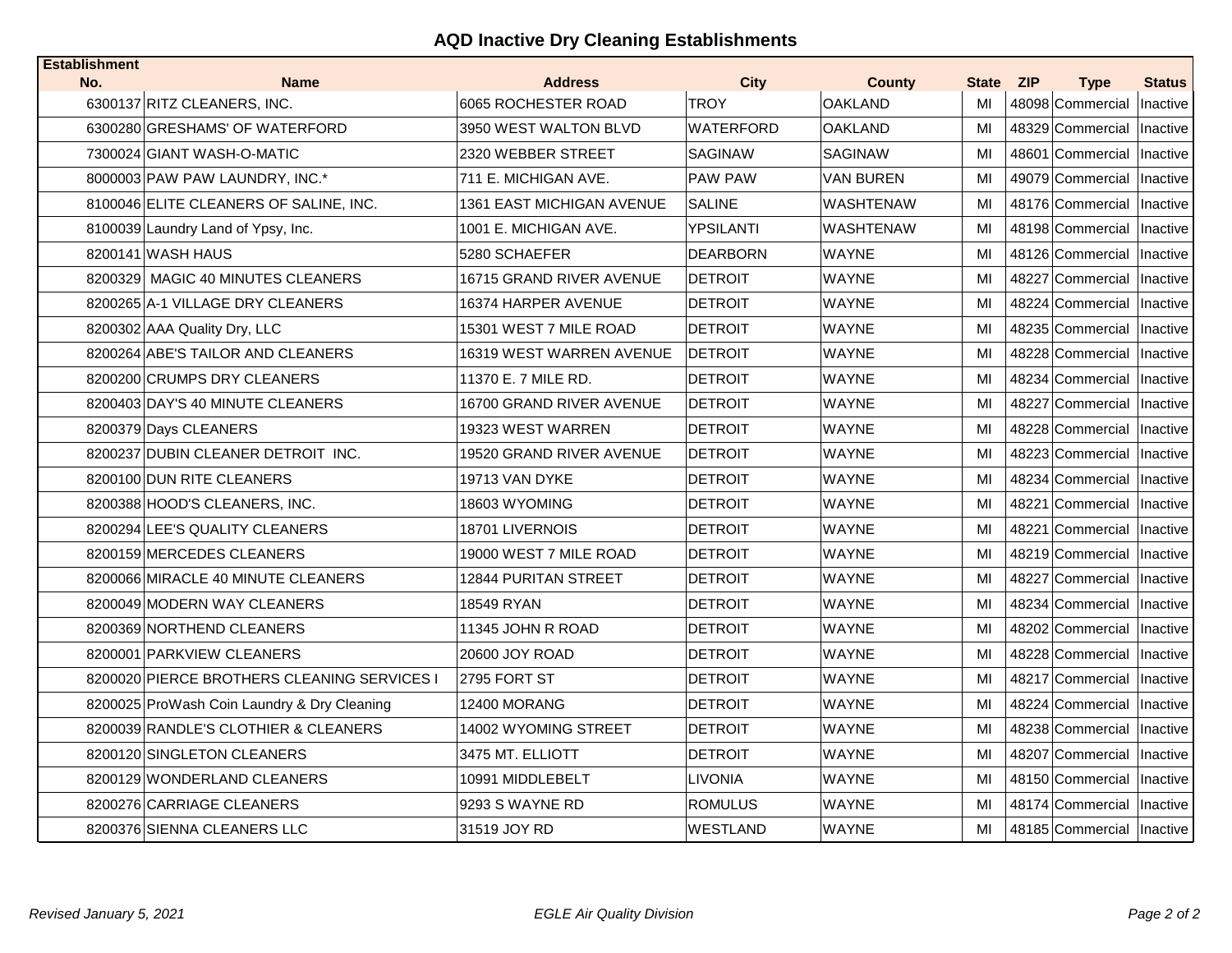## AQD Inactive Dry Cleaning Establishments

| Establishment No. | Name | Address | City | County | State | ZIP | Type | Status |
|---|---|---|---|---|---|---|---|---|
| 6300137 | RITZ CLEANERS, INC. | 6065 ROCHESTER ROAD | TROY | OAKLAND | MI | 48098 | Commercial | Inactive |
| 6300280 | GRESHAMS' OF WATERFORD | 3950 WEST WALTON BLVD | WATERFORD | OAKLAND | MI | 48329 | Commercial | Inactive |
| 7300024 | GIANT WASH-O-MATIC | 2320 WEBBER STREET | SAGINAW | SAGINAW | MI | 48601 | Commercial | Inactive |
| 8000003 | PAW PAW LAUNDRY, INC.* | 711 E. MICHIGAN AVE. | PAW PAW | VAN BUREN | MI | 49079 | Commercial | Inactive |
| 8100046 | ELITE CLEANERS OF SALINE, INC. | 1361 EAST MICHIGAN AVENUE | SALINE | WASHTENAW | MI | 48176 | Commercial | Inactive |
| 8100039 | Laundry Land of Ypsy, Inc. | 1001 E. MICHIGAN AVE. | YPSILANTI | WASHTENAW | MI | 48198 | Commercial | Inactive |
| 8200141 | WASH HAUS | 5280 SCHAEFER | DEARBORN | WAYNE | MI | 48126 | Commercial | Inactive |
| 8200329 | MAGIC 40 MINUTES CLEANERS | 16715 GRAND RIVER AVENUE | DETROIT | WAYNE | MI | 48227 | Commercial | Inactive |
| 8200265 | A-1 VILLAGE DRY CLEANERS | 16374 HARPER AVENUE | DETROIT | WAYNE | MI | 48224 | Commercial | Inactive |
| 8200302 | AAA Quality Dry, LLC | 15301 WEST 7 MILE ROAD | DETROIT | WAYNE | MI | 48235 | Commercial | Inactive |
| 8200264 | ABE'S TAILOR AND CLEANERS | 16319 WEST WARREN AVENUE | DETROIT | WAYNE | MI | 48228 | Commercial | Inactive |
| 8200200 | CRUMPS DRY CLEANERS | 11370 E. 7 MILE RD. | DETROIT | WAYNE | MI | 48234 | Commercial | Inactive |
| 8200403 | DAY'S 40 MINUTE CLEANERS | 16700 GRAND RIVER AVENUE | DETROIT | WAYNE | MI | 48227 | Commercial | Inactive |
| 8200379 | Days CLEANERS | 19323 WEST WARREN | DETROIT | WAYNE | MI | 48228 | Commercial | Inactive |
| 8200237 | DUBIN CLEANER DETROIT INC. | 19520 GRAND RIVER AVENUE | DETROIT | WAYNE | MI | 48223 | Commercial | Inactive |
| 8200100 | DUN RITE CLEANERS | 19713 VAN DYKE | DETROIT | WAYNE | MI | 48234 | Commercial | Inactive |
| 8200388 | HOOD'S CLEANERS, INC. | 18603 WYOMING | DETROIT | WAYNE | MI | 48221 | Commercial | Inactive |
| 8200294 | LEE'S QUALITY CLEANERS | 18701 LIVERNOIS | DETROIT | WAYNE | MI | 48221 | Commercial | Inactive |
| 8200159 | MERCEDES CLEANERS | 19000 WEST 7 MILE ROAD | DETROIT | WAYNE | MI | 48219 | Commercial | Inactive |
| 8200066 | MIRACLE 40 MINUTE CLEANERS | 12844 PURITAN STREET | DETROIT | WAYNE | MI | 48227 | Commercial | Inactive |
| 8200049 | MODERN WAY CLEANERS | 18549 RYAN | DETROIT | WAYNE | MI | 48234 | Commercial | Inactive |
| 8200369 | NORTHEND CLEANERS | 11345 JOHN R ROAD | DETROIT | WAYNE | MI | 48202 | Commercial | Inactive |
| 8200001 | PARKVIEW CLEANERS | 20600 JOY ROAD | DETROIT | WAYNE | MI | 48228 | Commercial | Inactive |
| 8200020 | PIERCE BROTHERS CLEANING SERVICES I | 2795 FORT ST | DETROIT | WAYNE | MI | 48217 | Commercial | Inactive |
| 8200025 | ProWash Coin Laundry & Dry Cleaning | 12400 MORANG | DETROIT | WAYNE | MI | 48224 | Commercial | Inactive |
| 8200039 | RANDLE'S CLOTHIER & CLEANERS | 14002 WYOMING STREET | DETROIT | WAYNE | MI | 48238 | Commercial | Inactive |
| 8200120 | SINGLETON CLEANERS | 3475 MT. ELLIOTT | DETROIT | WAYNE | MI | 48207 | Commercial | Inactive |
| 8200129 | WONDERLAND CLEANERS | 10991 MIDDLEBELT | LIVONIA | WAYNE | MI | 48150 | Commercial | Inactive |
| 8200276 | CARRIAGE CLEANERS | 9293 S WAYNE RD | ROMULUS | WAYNE | MI | 48174 | Commercial | Inactive |
| 8200376 | SIENNA CLEANERS LLC | 31519 JOY RD | WESTLAND | WAYNE | MI | 48185 | Commercial | Inactive |

*Revised January 5, 2021*

*EGLE Air Quality Division*